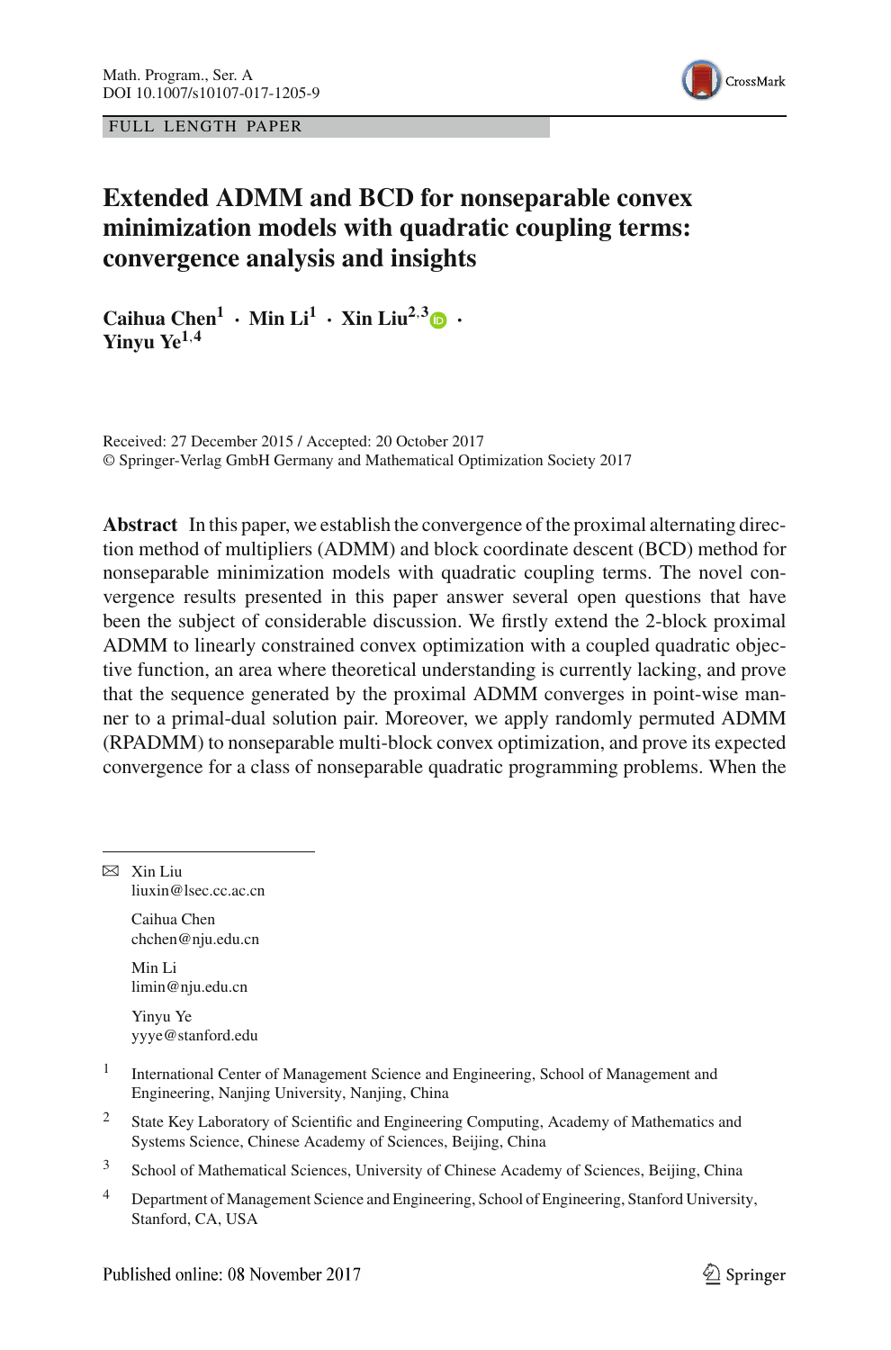FULL LENGTH PAPER

# Extended ADMM and BCD for nonseparable convex minimization models with quadratic coupling terms: convergence analysis and insights

**Caihua Chen[1] · Min Li[1] · Xin Liu[2,3] · Yinyu Ye[1,4]**

Received: 27 December 2015 / Accepted: 20 October 2017
© Springer-Verlag GmbH Germany and Mathematical Optimization Society 2017

**Abstract** In this paper, we establish the convergence of the proximal alternating direction method of multipliers (ADMM) and block coordinate descent (BCD) method for nonseparable minimization models with quadratic coupling terms. The novel convergence results presented in this paper answer several open questions that have been the subject of considerable discussion. We firstly extend the 2-block proximal ADMM to linearly constrained convex optimization with a coupled quadratic objective function, an area where theoretical understanding is currently lacking, and prove that the sequence generated by the proximal ADMM converges in point-wise manner to a primal-dual solution pair. Moreover, we apply randomly permuted ADMM (RPADMM) to nonseparable multi-block convex optimization, and prove its expected convergence for a class of nonseparable quadratic programming problems. When the

---

✉ Xin Liu
liuxin@lsec.cc.ac.cn

Caihua Chen
chchen@nju.edu.cn

Min Li
limin@nju.edu.cn

Yinyu Ye
yyye@stanford.edu

[1] International Center of Management Science and Engineering, School of Management and Engineering, Nanjing University, Nanjing, China

[2] State Key Laboratory of Scientific and Engineering Computing, Academy of Mathematics and Systems Science, Chinese Academy of Sciences, Beijing, China

[3] School of Mathematical Sciences, University of Chinese Academy of Sciences, Beijing, China

[4] Department of Management Science and Engineering, School of Engineering, Stanford University, Stanford, CA, USA

Published online: 08 November 2017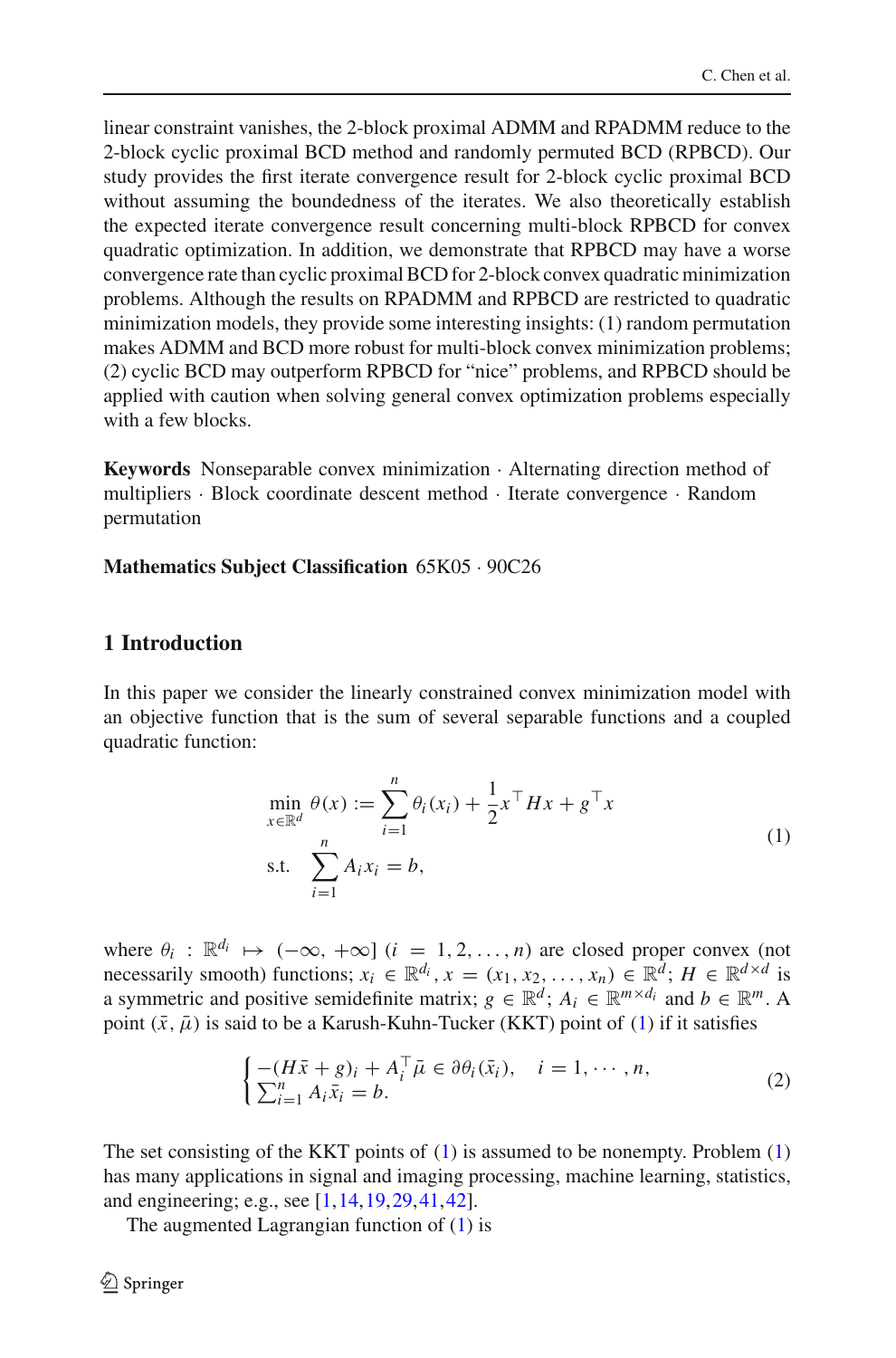linear constraint vanishes, the 2-block proximal ADMM and RPADMM reduce to the 2-block cyclic proximal BCD method and randomly permuted BCD (RPBCD). Our study provides the first iterate convergence result for 2-block cyclic proximal BCD without assuming the boundedness of the iterates. We also theoretically establish the expected iterate convergence result concerning multi-block RPBCD for convex quadratic optimization. In addition, we demonstrate that RPBCD may have a worse convergence rate than cyclic proximal BCD for 2-block convex quadratic minimization problems. Although the results on RPADMM and RPBCD are restricted to quadratic minimization models, they provide some interesting insights: (1) random permutation makes ADMM and BCD more robust for multi-block convex minimization problems; (2) cyclic BCD may outperform RPBCD for "nice" problems, and RPBCD should be applied with caution when solving general convex optimization problems especially with a few blocks.

**Keywords** Nonseparable convex minimization · Alternating direction method of multipliers · Block coordinate descent method · Iterate convergence · Random permutation

**Mathematics Subject Classification** 65K05 · 90C26

## 1 Introduction

In this paper we consider the linearly constrained convex minimization model with an objective function that is the sum of several separable functions and a coupled quadratic function:

$$
\begin{aligned}
\min_{x\in\mathbb{R}^d} \ & \theta(x) := \sum_{i=1}^{n} \theta_i(x_i) + \frac{1}{2}x^\top H x + g^\top x \\
\text{s.t.} \ & \sum_{i=1}^{n} A_i x_i = b,
\end{aligned}
\tag{1}
$$

where $\theta_i : \mathbb{R}^{d_i} \mapsto (-\infty, +\infty]$ $(i = 1, 2, \ldots, n)$ are closed proper convex (not necessarily smooth) functions; $x_i \in \mathbb{R}^{d_i}$, $x = (x_1, x_2, \ldots, x_n) \in \mathbb{R}^d$; $H \in \mathbb{R}^{d\times d}$ is a symmetric and positive semidefinite matrix; $g \in \mathbb{R}^d$; $A_i \in \mathbb{R}^{m\times d_i}$ and $b \in \mathbb{R}^m$. A point $(\bar{x}, \bar{\mu})$ is said to be a Karush-Kuhn-Tucker (KKT) point of (1) if it satisfies

$$
\begin{cases}
-(H\bar{x} + g)_i + A_i^\top \bar{\mu} \in \partial\theta_i(\bar{x}_i), & i = 1, \cdots, n, \\
\sum_{i=1}^{n} A_i \bar{x}_i = b.
\end{cases}
\tag{2}
$$

The set consisting of the KKT points of (1) is assumed to be nonempty. Problem (1) has many applications in signal and imaging processing, machine learning, statistics, and engineering; e.g., see [1,14,19,29,41,42].

The augmented Lagrangian function of (1) is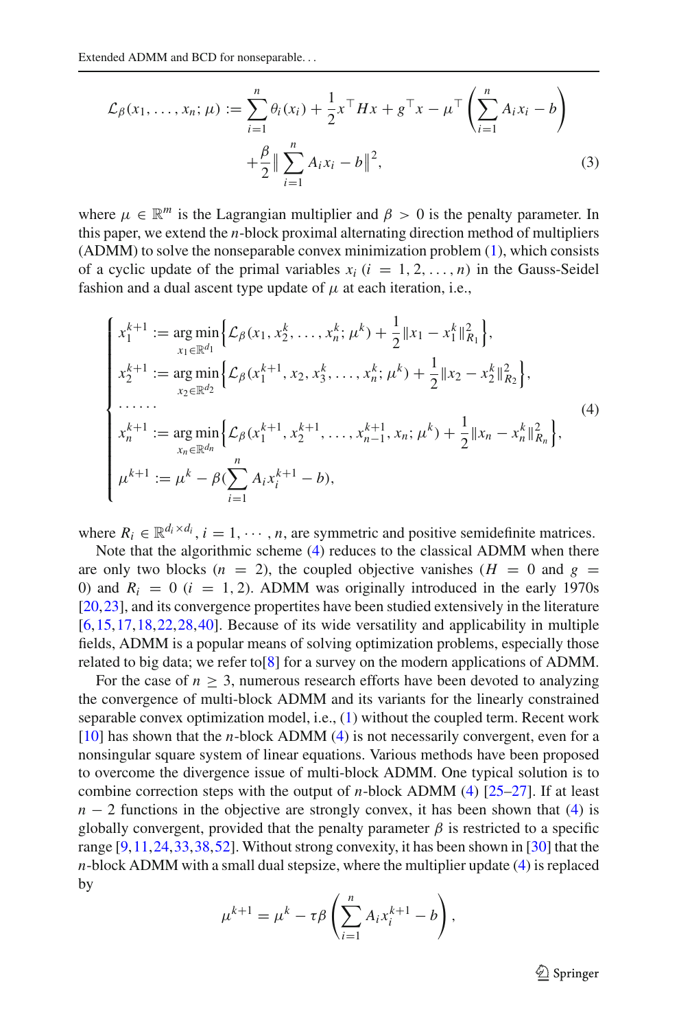$$
\mathcal{L}_\beta(x_1, \ldots, x_n; \mu) := \sum_{i=1}^{n} \theta_i(x_i) + \frac{1}{2} x^\top H x + g^\top x - \mu^\top \left( \sum_{i=1}^{n} A_i x_i - b \right) + \frac{\beta}{2} \Big\| \sum_{i=1}^{n} A_i x_i - b \Big\|^2, \tag{3}
$$

where $\mu \in \mathbb{R}^m$ is the Lagrangian multiplier and $\beta > 0$ is the penalty parameter. In this paper, we extend the $n$-block proximal alternating direction method of multipliers (ADMM) to solve the nonseparable convex minimization problem (1), which consists of a cyclic update of the primal variables $x_i$ $(i = 1, 2, \ldots, n)$ in the Gauss-Seidel fashion and a dual ascent type update of $\mu$ at each iteration, i.e.,

$$
\begin{cases}
x_1^{k+1} := \arg\min\limits_{x_1 \in \mathbb{R}^{d_1}} \Big\{ \mathcal{L}_\beta(x_1, x_2^k, \ldots, x_n^k; \mu^k) + \frac{1}{2} \| x_1 - x_1^k \|_{R_1}^2 \Big\}, \\
x_2^{k+1} := \arg\min\limits_{x_2 \in \mathbb{R}^{d_2}} \Big\{ \mathcal{L}_\beta(x_1^{k+1}, x_2, x_3^k, \ldots, x_n^k; \mu^k) + \frac{1}{2} \| x_2 - x_2^k \|_{R_2}^2 \Big\}, \\
\cdots\cdots \\
x_n^{k+1} := \arg\min\limits_{x_n \in \mathbb{R}^{d_n}} \Big\{ \mathcal{L}_\beta(x_1^{k+1}, x_2^{k+1}, \ldots, x_{n-1}^{k+1}, x_n; \mu^k) + \frac{1}{2} \| x_n - x_n^k \|_{R_n}^2 \Big\}, \\
\mu^{k+1} := \mu^k - \beta (\sum\limits_{i=1}^{n} A_i x_i^{k+1} - b),
\end{cases} \tag{4}
$$

where $R_i \in \mathbb{R}^{d_i \times d_i}$, $i = 1, \cdots, n$, are symmetric and positive semidefinite matrices.

Note that the algorithmic scheme (4) reduces to the classical ADMM when there are only two blocks ($n = 2$), the coupled objective vanishes ($H = 0$ and $g = 0$) and $R_i = 0$ $(i = 1, 2)$. ADMM was originally introduced in the early 1970s [20,23], and its convergence propertites have been studied extensively in the literature [6,15,17,18,22,28,40]. Because of its wide versatility and applicability in multiple fields, ADMM is a popular means of solving optimization problems, especially those related to big data; we refer to[8] for a survey on the modern applications of ADMM.

For the case of $n \geq 3$, numerous research efforts have been devoted to analyzing the convergence of multi-block ADMM and its variants for the linearly constrained separable convex optimization model, i.e., (1) without the coupled term. Recent work [10] has shown that the $n$-block ADMM (4) is not necessarily convergent, even for a nonsingular square system of linear equations. Various methods have been proposed to overcome the divergence issue of multi-block ADMM. One typical solution is to combine correction steps with the output of $n$-block ADMM (4) [25–27]. If at least $n - 2$ functions in the objective are strongly convex, it has been shown that (4) is globally convergent, provided that the penalty parameter $\beta$ is restricted to a specific range [9,11,24,33,38,52]. Without strong convexity, it has been shown in [30] that the $n$-block ADMM with a small dual stepsize, where the multiplier update (4) is replaced by

$$
\mu^{k+1} = \mu^k - \tau\beta \left( \sum_{i=1}^{n} A_i x_i^{k+1} - b \right),
$$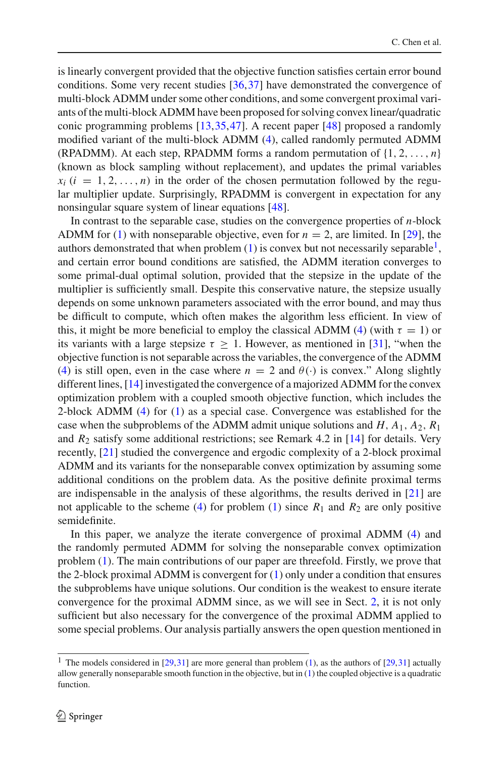is linearly convergent provided that the objective function satisfies certain error bound conditions. Some very recent studies [36,37] have demonstrated the convergence of multi-block ADMM under some other conditions, and some convergent proximal variants of the multi-block ADMM have been proposed for solving convex linear/quadratic conic programming problems [13,35,47]. A recent paper [48] proposed a randomly modified variant of the multi-block ADMM (4), called randomly permuted ADMM (RPADMM). At each step, RPADMM forms a random permutation of $\{1, 2, \ldots, n\}$ (known as block sampling without replacement), and updates the primal variables $x_i$ $(i = 1, 2, \ldots, n)$ in the order of the chosen permutation followed by the regular multiplier update. Surprisingly, RPADMM is convergent in expectation for any nonsingular square system of linear equations [48].

In contrast to the separable case, studies on the convergence properties of $n$-block ADMM for (1) with nonseparable objective, even for $n = 2$, are limited. In [29], the authors demonstrated that when problem (1) is convex but not necessarily separable[1], and certain error bound conditions are satisfied, the ADMM iteration converges to some primal-dual optimal solution, provided that the stepsize in the update of the multiplier is sufficiently small. Despite this conservative nature, the stepsize usually depends on some unknown parameters associated with the error bound, and may thus be difficult to compute, which often makes the algorithm less efficient. In view of this, it might be more beneficial to employ the classical ADMM (4) (with $\tau = 1$) or its variants with a large stepsize $\tau \geq 1$. However, as mentioned in [31], "when the objective function is not separable across the variables, the convergence of the ADMM (4) is still open, even in the case where $n = 2$ and $\theta(\cdot)$ is convex." Along slightly different lines, [14] investigated the convergence of a majorized ADMM for the convex optimization problem with a coupled smooth objective function, which includes the 2-block ADMM (4) for (1) as a special case. Convergence was established for the case when the subproblems of the ADMM admit unique solutions and $H$, $A_1$, $A_2$, $R_1$ and $R_2$ satisfy some additional restrictions; see Remark 4.2 in [14] for details. Very recently, [21] studied the convergence and ergodic complexity of a 2-block proximal ADMM and its variants for the nonseparable convex optimization by assuming some additional conditions on the problem data. As the positive definite proximal terms are indispensable in the analysis of these algorithms, the results derived in [21] are not applicable to the scheme (4) for problem (1) since $R_1$ and $R_2$ are only positive semidefinite.

In this paper, we analyze the iterate convergence of proximal ADMM (4) and the randomly permuted ADMM for solving the nonseparable convex optimization problem (1). The main contributions of our paper are threefold. Firstly, we prove that the 2-block proximal ADMM is convergent for (1) only under a condition that ensures the subproblems have unique solutions. Our condition is the weakest to ensure iterate convergence for the proximal ADMM since, as we will see in Sect. 2, it is not only sufficient but also necessary for the convergence of the proximal ADMM applied to some special problems. Our analysis partially answers the open question mentioned in

[1] The models considered in [29,31] are more general than problem (1), as the authors of [29,31] actually allow generally nonseparable smooth function in the objective, but in (1) the coupled objective is a quadratic function.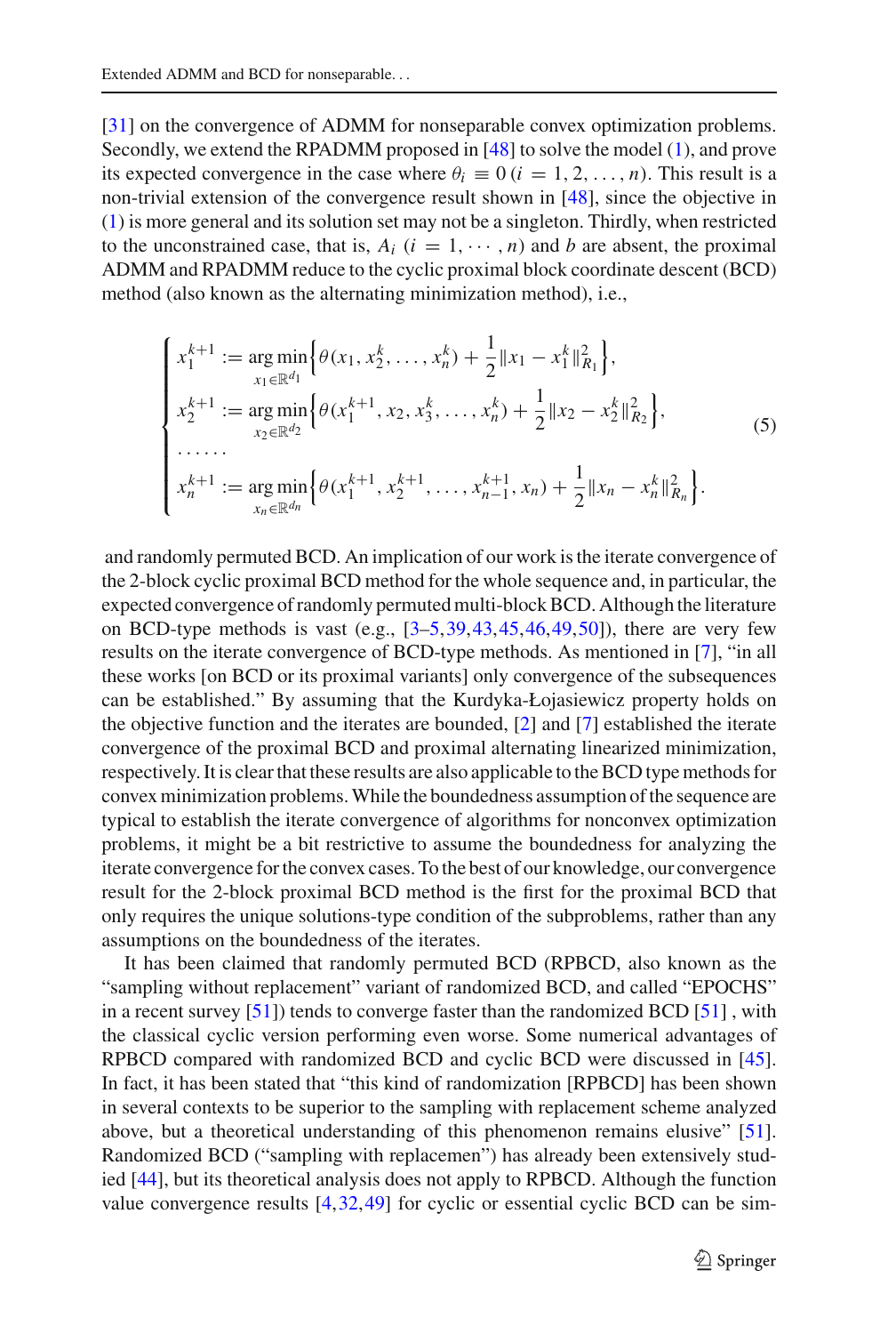[31] on the convergence of ADMM for nonseparable convex optimization problems. Secondly, we extend the RPADMM proposed in [48] to solve the model (1), and prove its expected convergence in the case where $\theta_i \equiv 0\,(i = 1, 2, \ldots, n)$. This result is a non-trivial extension of the convergence result shown in [48], since the objective in (1) is more general and its solution set may not be a singleton. Thirdly, when restricted to the unconstrained case, that is, $A_i$ $(i = 1, \cdots, n)$ and $b$ are absent, the proximal ADMM and RPADMM reduce to the cyclic proximal block coordinate descent (BCD) method (also known as the alternating minimization method), i.e.,

$$
\begin{cases}
x_1^{k+1} := \underset{x_1 \in \mathbb{R}^{d_1}}{\arg\min} \Big\{ \theta(x_1, x_2^k, \ldots, x_n^k) + \dfrac{1}{2}\|x_1 - x_1^k\|_{R_1}^2 \Big\}, \\
x_2^{k+1} := \underset{x_2 \in \mathbb{R}^{d_2}}{\arg\min} \Big\{ \theta(x_1^{k+1}, x_2, x_3^k, \ldots, x_n^k) + \dfrac{1}{2}\|x_2 - x_2^k\|_{R_2}^2 \Big\}, \\
\ldots\ldots \\
x_n^{k+1} := \underset{x_n \in \mathbb{R}^{d_n}}{\arg\min} \Big\{ \theta(x_1^{k+1}, x_2^{k+1}, \ldots, x_{n-1}^{k+1}, x_n) + \dfrac{1}{2}\|x_n - x_n^k\|_{R_n}^2 \Big\}.
\end{cases}
\tag{5}
$$

and randomly permuted BCD. An implication of our work is the iterate convergence of the 2-block cyclic proximal BCD method for the whole sequence and, in particular, the expected convergence of randomly permuted multi-block BCD. Although the literature on BCD-type methods is vast (e.g., [3–5,39,43,45,46,49,50]), there are very few results on the iterate convergence of BCD-type methods. As mentioned in [7], "in all these works [on BCD or its proximal variants] only convergence of the subsequences can be established." By assuming that the Kurdyka-Łojasiewicz property holds on the objective function and the iterates are bounded, [2] and [7] established the iterate convergence of the proximal BCD and proximal alternating linearized minimization, respectively. It is clear that these results are also applicable to the BCD type methods for convex minimization problems. While the boundedness assumption of the sequence are typical to establish the iterate convergence of algorithms for nonconvex optimization problems, it might be a bit restrictive to assume the boundedness for analyzing the iterate convergence for the convex cases. To the best of our knowledge, our convergence result for the 2-block proximal BCD method is the first for the proximal BCD that only requires the unique solutions-type condition of the subproblems, rather than any assumptions on the boundedness of the iterates.

It has been claimed that randomly permuted BCD (RPBCD, also known as the "sampling without replacement" variant of randomized BCD, and called "EPOCHS" in a recent survey [51]) tends to converge faster than the randomized BCD [51] , with the classical cyclic version performing even worse. Some numerical advantages of RPBCD compared with randomized BCD and cyclic BCD were discussed in [45]. In fact, it has been stated that "this kind of randomization [RPBCD] has been shown in several contexts to be superior to the sampling with replacement scheme analyzed above, but a theoretical understanding of this phenomenon remains elusive" [51]. Randomized BCD ("sampling with replacemen") has already been extensively studied [44], but its theoretical analysis does not apply to RPBCD. Although the function value convergence results [4,32,49] for cyclic or essential cyclic BCD can be sim-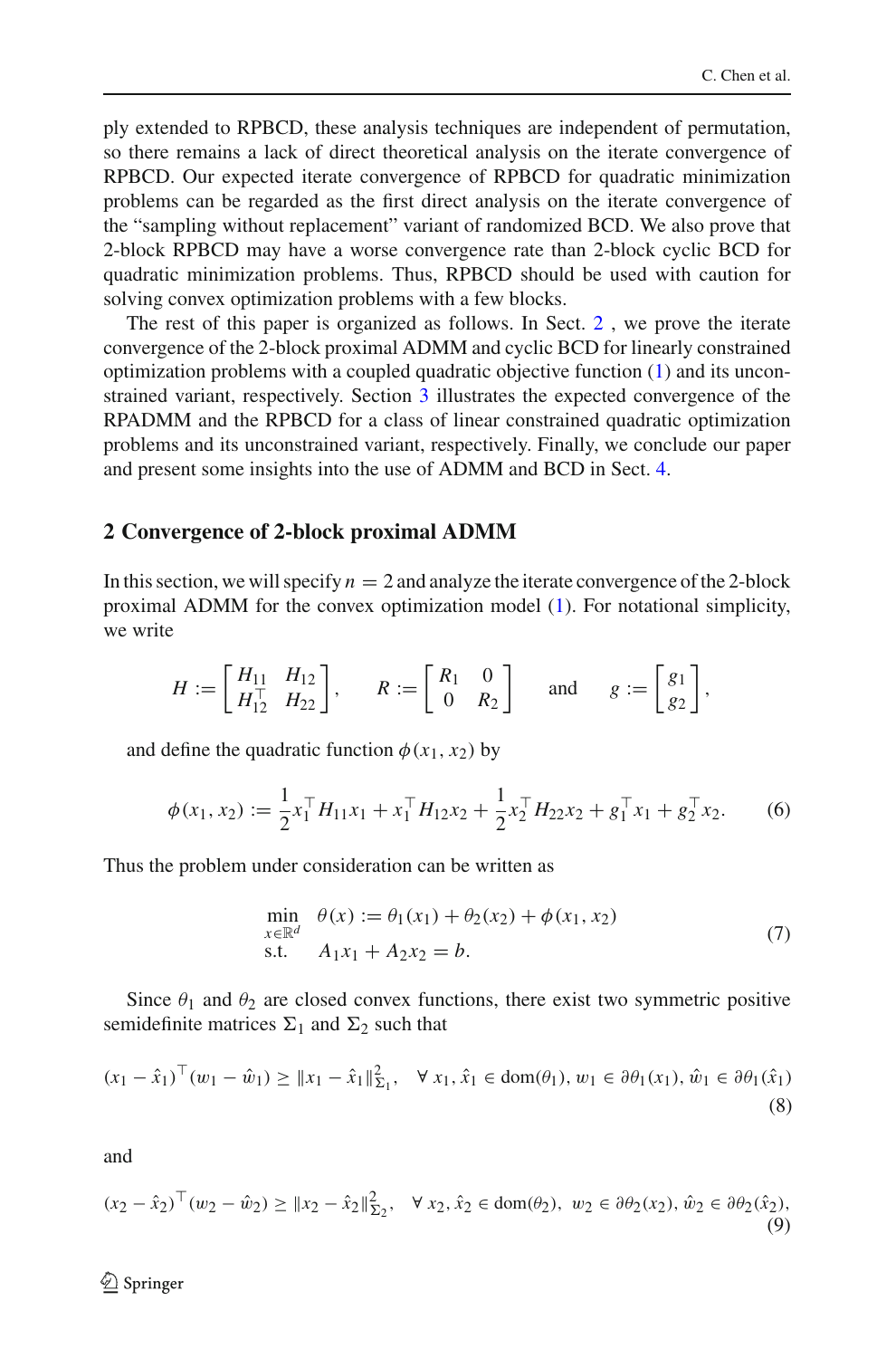ply extended to RPBCD, these analysis techniques are independent of permutation, so there remains a lack of direct theoretical analysis on the iterate convergence of RPBCD. Our expected iterate convergence of RPBCD for quadratic minimization problems can be regarded as the first direct analysis on the iterate convergence of the "sampling without replacement" variant of randomized BCD. We also prove that 2-block RPBCD may have a worse convergence rate than 2-block cyclic BCD for quadratic minimization problems. Thus, RPBCD should be used with caution for solving convex optimization problems with a few blocks.

The rest of this paper is organized as follows. In Sect. 2 , we prove the iterate convergence of the 2-block proximal ADMM and cyclic BCD for linearly constrained optimization problems with a coupled quadratic objective function (1) and its unconstrained variant, respectively. Section 3 illustrates the expected convergence of the RPADMM and the RPBCD for a class of linear constrained quadratic optimization problems and its unconstrained variant, respectively. Finally, we conclude our paper and present some insights into the use of ADMM and BCD in Sect. 4.

## 2 Convergence of 2-block proximal ADMM

In this section, we will specify $n = 2$ and analyze the iterate convergence of the 2-block proximal ADMM for the convex optimization model (1). For notational simplicity, we write

$$H := \begin{bmatrix} H_{11} & H_{12} \\ H_{12}^\top & H_{22} \end{bmatrix}, \qquad R := \begin{bmatrix} R_1 & 0 \\ 0 & R_2 \end{bmatrix} \qquad \text{and} \qquad g := \begin{bmatrix} g_1 \\ g_2 \end{bmatrix},$$

and define the quadratic function $\phi(x_1, x_2)$ by

$$\phi(x_1, x_2) := \frac{1}{2} x_1^\top H_{11} x_1 + x_1^\top H_{12} x_2 + \frac{1}{2} x_2^\top H_{22} x_2 + g_1^\top x_1 + g_2^\top x_2. \tag{6}$$

Thus the problem under consideration can be written as

$$\begin{aligned} \min_{x \in \mathbb{R}^d} \quad & \theta(x) := \theta_1(x_1) + \theta_2(x_2) + \phi(x_1, x_2) \\ \text{s.t.} \quad & A_1 x_1 + A_2 x_2 = b. \end{aligned} \tag{7}$$

Since $\theta_1$ and $\theta_2$ are closed convex functions, there exist two symmetric positive semidefinite matrices $\Sigma_1$ and $\Sigma_2$ such that

$$(x_1 - \hat{x}_1)^\top (w_1 - \hat{w}_1) \geq \|x_1 - \hat{x}_1\|_{\Sigma_1}^2, \quad \forall\, x_1, \hat{x}_1 \in \text{dom}(\theta_1), w_1 \in \partial\theta_1(x_1), \hat{w}_1 \in \partial\theta_1(\hat{x}_1) \tag{8}$$

and

$$(x_2 - \hat{x}_2)^\top (w_2 - \hat{w}_2) \geq \|x_2 - \hat{x}_2\|_{\Sigma_2}^2, \quad \forall\, x_2, \hat{x}_2 \in \text{dom}(\theta_2),\ w_2 \in \partial\theta_2(x_2), \hat{w}_2 \in \partial\theta_2(\hat{x}_2), \tag{9}$$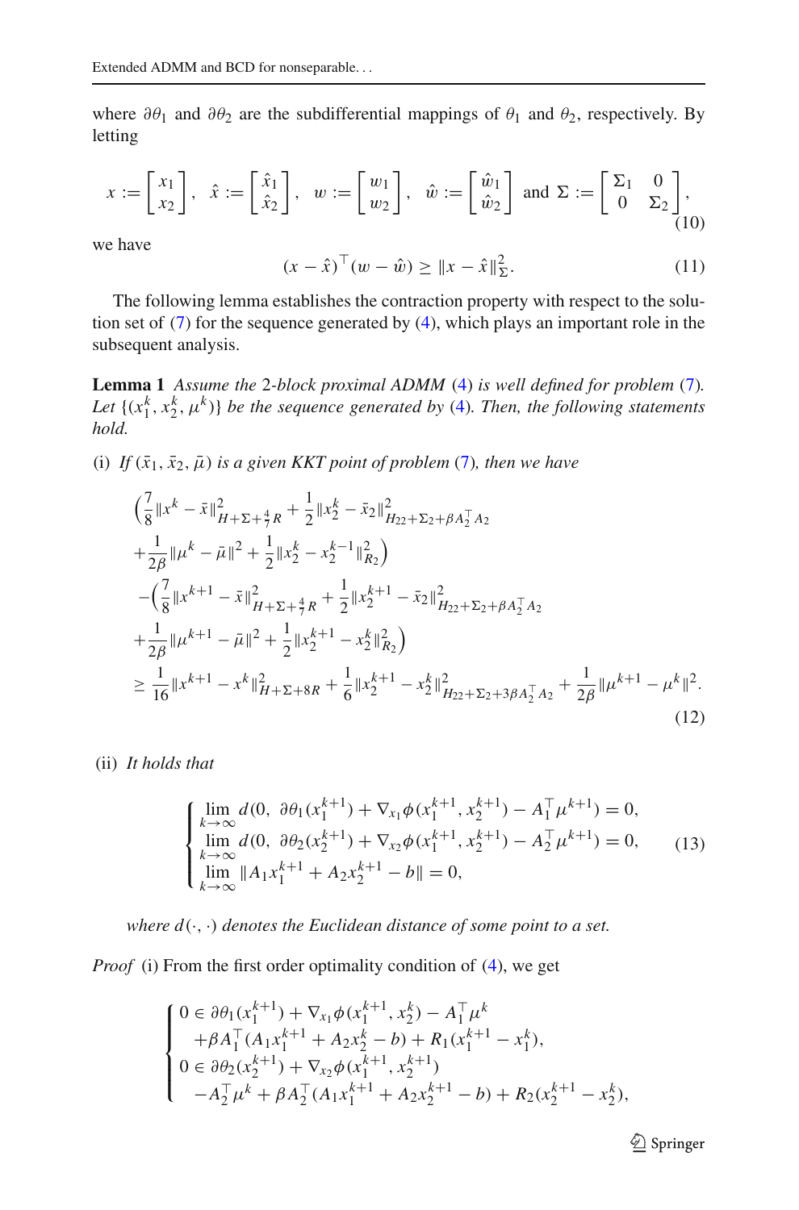where $\partial\theta_1$ and $\partial\theta_2$ are the subdifferential mappings of $\theta_1$ and $\theta_2$, respectively. By letting

$$
x := \begin{bmatrix} x_1 \\ x_2 \end{bmatrix}, \quad \hat{x} := \begin{bmatrix} \hat{x}_1 \\ \hat{x}_2 \end{bmatrix}, \quad w := \begin{bmatrix} w_1 \\ w_2 \end{bmatrix}, \quad \hat{w} := \begin{bmatrix} \hat{w}_1 \\ \hat{w}_2 \end{bmatrix} \text{ and } \Sigma := \begin{bmatrix} \Sigma_1 & 0 \\ 0 & \Sigma_2 \end{bmatrix}, \tag{10}
$$

we have

$$
(x - \hat{x})^\top (w - \hat{w}) \geq \|x - \hat{x}\|_\Sigma^2. \tag{11}
$$

The following lemma establishes the contraction property with respect to the solution set of (7) for the sequence generated by (4), which plays an important role in the subsequent analysis.

**Lemma 1** *Assume the 2-block proximal ADMM (4) is well defined for problem (7). Let $\{(x_1^k, x_2^k, \mu^k)\}$ be the sequence generated by (4). Then, the following statements hold.*

(i) *If $(\bar{x}_1, \bar{x}_2, \bar{\mu})$ is a given KKT point of problem (7), then we have*

$$
\begin{aligned}
&\Big(\frac{7}{8}\|x^k - \bar{x}\|^2_{H+\Sigma+\frac{4}{7}R} + \frac{1}{2}\|x_2^k - \bar{x}_2\|^2_{H_{22}+\Sigma_2+\beta A_2^\top A_2} \\
&+\frac{1}{2\beta}\|\mu^k - \bar{\mu}\|^2 + \frac{1}{2}\|x_2^k - x_2^{k-1}\|^2_{R_2}\Big) \\
&-\Big(\frac{7}{8}\|x^{k+1} - \bar{x}\|^2_{H+\Sigma+\frac{4}{7}R} + \frac{1}{2}\|x_2^{k+1} - \bar{x}_2\|^2_{H_{22}+\Sigma_2+\beta A_2^\top A_2} \\
&+\frac{1}{2\beta}\|\mu^{k+1} - \bar{\mu}\|^2 + \frac{1}{2}\|x_2^{k+1} - x_2^k\|^2_{R_2}\Big) \\
&\geq \frac{1}{16}\|x^{k+1} - x^k\|^2_{H+\Sigma+8R} + \frac{1}{6}\|x_2^{k+1} - x_2^k\|^2_{H_{22}+\Sigma_2+3\beta A_2^\top A_2} + \frac{1}{2\beta}\|\mu^{k+1} - \mu^k\|^2.
\end{aligned} \tag{12}
$$

(ii) *It holds that*

$$
\begin{cases}
\lim\limits_{k\to\infty} d(0,\ \partial\theta_1(x_1^{k+1}) + \nabla_{x_1}\phi(x_1^{k+1}, x_2^{k+1}) - A_1^\top \mu^{k+1}) = 0, \\
\lim\limits_{k\to\infty} d(0,\ \partial\theta_2(x_2^{k+1}) + \nabla_{x_2}\phi(x_1^{k+1}, x_2^{k+1}) - A_2^\top \mu^{k+1}) = 0, \\
\lim\limits_{k\to\infty} \|A_1 x_1^{k+1} + A_2 x_2^{k+1} - b\| = 0,
\end{cases} \tag{13}
$$

*where $d(\cdot,\cdot)$ denotes the Euclidean distance of some point to a set.*

*Proof* (i) From the first order optimality condition of (4), we get

$$
\begin{cases}
0 \in \partial\theta_1(x_1^{k+1}) + \nabla_{x_1}\phi(x_1^{k+1}, x_2^k) - A_1^\top \mu^k \\
\quad +\beta A_1^\top (A_1 x_1^{k+1} + A_2 x_2^k - b) + R_1(x_1^{k+1} - x_1^k), \\
0 \in \partial\theta_2(x_2^{k+1}) + \nabla_{x_2}\phi(x_1^{k+1}, x_2^{k+1}) \\
\quad -A_2^\top \mu^k + \beta A_2^\top (A_1 x_1^{k+1} + A_2 x_2^{k+1} - b) + R_2(x_2^{k+1} - x_2^k),
\end{cases}
$$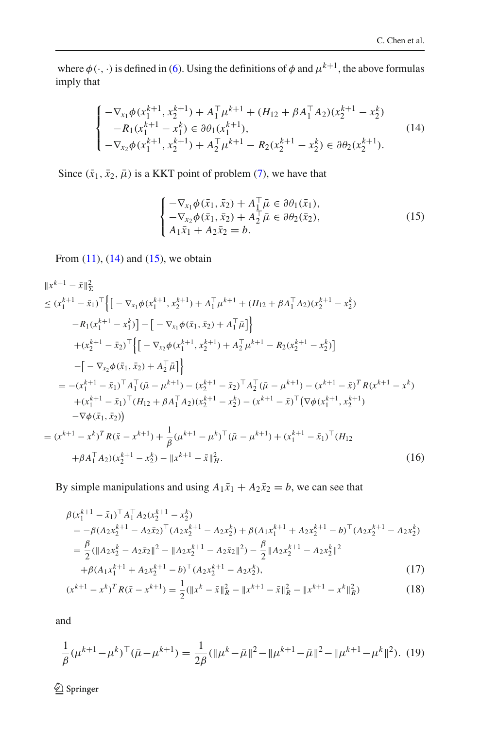where $\phi(\cdot,\cdot)$ is defined in (6). Using the definitions of $\phi$ and $\mu^{k+1}$, the above formulas imply that

$$
\begin{cases}
-\nabla_{x_1}\phi(x_1^{k+1},x_2^{k+1}) + A_1^\top \mu^{k+1} + (H_{12} + \beta A_1^\top A_2)(x_2^{k+1} - x_2^k) \\
\quad -R_1(x_1^{k+1} - x_1^k) \in \partial\theta_1(x_1^{k+1}), \\
-\nabla_{x_2}\phi(x_1^{k+1},x_2^{k+1}) + A_2^\top \mu^{k+1} - R_2(x_2^{k+1} - x_2^k) \in \partial\theta_2(x_2^{k+1}).
\end{cases} \tag{14}
$$

Since $(\bar{x}_1, \bar{x}_2, \bar{\mu})$ is a KKT point of problem (7), we have that

$$
\begin{cases}
-\nabla_{x_1}\phi(\bar{x}_1,\bar{x}_2) + A_1^\top \bar{\mu} \in \partial\theta_1(\bar{x}_1), \\
-\nabla_{x_2}\phi(\bar{x}_1,\bar{x}_2) + A_2^\top \bar{\mu} \in \partial\theta_2(\bar{x}_2), \\
A_1\bar{x}_1 + A_2\bar{x}_2 = b.
\end{cases} \tag{15}
$$

From (11), (14) and (15), we obtain

$$
\begin{aligned}
&\|x^{k+1} - \bar{x}\|_\Sigma^2 \\
&\le (x_1^{k+1} - \bar{x}_1)^\top \Big\{ \big[ -\nabla_{x_1}\phi(x_1^{k+1},x_2^{k+1}) + A_1^\top \mu^{k+1} + (H_{12} + \beta A_1^\top A_2)(x_2^{k+1} - x_2^k) \\
&\qquad -R_1(x_1^{k+1} - x_1^k) \big] - \big[ -\nabla_{x_1}\phi(\bar{x}_1,\bar{x}_2) + A_1^\top \bar{\mu} \big] \Big\} \\
&\qquad + (x_2^{k+1} - \bar{x}_2)^\top \Big\{ \big[ -\nabla_{x_2}\phi(x_1^{k+1},x_2^{k+1}) + A_2^\top \mu^{k+1} - R_2(x_2^{k+1} - x_2^k) \big] \\
&\qquad - \big[ -\nabla_{x_2}\phi(\bar{x}_1,\bar{x}_2) + A_2^\top \bar{\mu} \big] \Big\} \\
&\quad = -(x_1^{k+1} - \bar{x}_1)^\top A_1^\top(\bar{\mu} - \mu^{k+1}) - (x_2^{k+1} - \bar{x}_2)^\top A_2^\top(\bar{\mu} - \mu^{k+1}) - (x^{k+1} - \bar{x})^T R(x^{k+1} - x^k) \\
&\qquad + (x_1^{k+1} - \bar{x}_1)^\top (H_{12} + \beta A_1^\top A_2)(x_2^{k+1} - x_2^k) - (x^{k+1} - \bar{x})^\top \big(\nabla\phi(x_1^{k+1},x_2^{k+1}) \\
&\qquad - \nabla\phi(\bar{x}_1,\bar{x}_2)\big) \\
&= (x^{k+1} - x^k)^T R(\bar{x} - x^{k+1}) + \frac{1}{\beta}(\mu^{k+1} - \mu^k)^\top(\bar{\mu} - \mu^{k+1}) + (x_1^{k+1} - \bar{x}_1)^\top (H_{12} \\
&\qquad + \beta A_1^\top A_2)(x_2^{k+1} - x_2^k) - \|x^{k+1} - \bar{x}\|_H^2.
\end{aligned} \tag{16}
$$

By simple manipulations and using $A_1\bar{x}_1 + A_2\bar{x}_2 = b$, we can see that

$$
\begin{aligned}
&\beta(x_1^{k+1} - \bar{x}_1)^\top A_1^\top A_2 (x_2^{k+1} - x_2^k) \\
&\quad = -\beta(A_2x_2^{k+1} - A_2\bar{x}_2)^\top(A_2x_2^{k+1} - A_2x_2^k) + \beta(A_1x_1^{k+1} + A_2x_2^{k+1} - b)^\top(A_2x_2^{k+1} - A_2x_2^k) \\
&\quad = \frac{\beta}{2}(\|A_2x_2^k - A_2\bar{x}_2\|^2 - \|A_2x_2^{k+1} - A_2\bar{x}_2\|^2) - \frac{\beta}{2}\|A_2x_2^{k+1} - A_2x_2^k\|^2 \\
&\qquad + \beta(A_1x_1^{k+1} + A_2x_2^{k+1} - b)^\top(A_2x_2^{k+1} - A_2x_2^k),
\end{aligned} \tag{17}
$$

$$
(x^{k+1} - x^k)^T R(\bar{x} - x^{k+1}) = \frac{1}{2}(\|x^k - \bar{x}\|_R^2 - \|x^{k+1} - \bar{x}\|_R^2 - \|x^{k+1} - x^k\|_R^2) \tag{18}
$$

and

$$
\frac{1}{\beta}(\mu^{k+1} - \mu^k)^\top(\bar{\mu} - \mu^{k+1}) = \frac{1}{2\beta}(\|\mu^k - \bar{\mu}\|^2 - \|\mu^{k+1} - \bar{\mu}\|^2 - \|\mu^{k+1} - \mu^k\|^2). \tag{19}
$$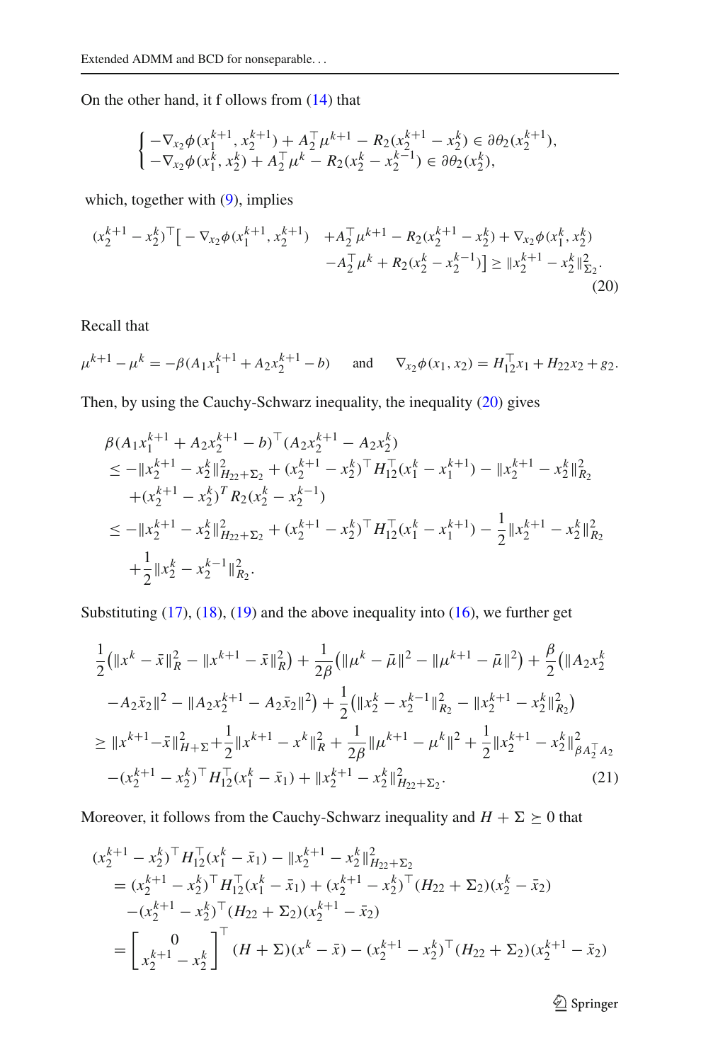On the other hand, it f ollows from (14) that

$$\begin{cases} -\nabla_{x_2}\phi(x_1^{k+1}, x_2^{k+1}) + A_2^\top \mu^{k+1} - R_2(x_2^{k+1} - x_2^k) \in \partial\theta_2(x_2^{k+1}), \\ -\nabla_{x_2}\phi(x_1^k, x_2^k) + A_2^\top \mu^k - R_2(x_2^k - x_2^{k-1}) \in \partial\theta_2(x_2^k), \end{cases}$$

which, together with (9), implies

$$\begin{aligned}(x_2^{k+1} - x_2^k)^\top \big[ -\nabla_{x_2}\phi(x_1^{k+1}, x_2^{k+1}) \quad &+ A_2^\top \mu^{k+1} - R_2(x_2^{k+1} - x_2^k) + \nabla_{x_2}\phi(x_1^k, x_2^k) \\ &- A_2^\top \mu^k + R_2(x_2^k - x_2^{k-1})\big] \geq \|x_2^{k+1} - x_2^k\|_{\Sigma_2}^2.\end{aligned} \tag{20}$$

Recall that

$$\mu^{k+1} - \mu^k = -\beta(A_1 x_1^{k+1} + A_2 x_2^{k+1} - b) \quad \text{ and } \quad \nabla_{x_2}\phi(x_1, x_2) = H_{12}^\top x_1 + H_{22} x_2 + g_2.$$

Then, by using the Cauchy-Schwarz inequality, the inequality (20) gives

$$\begin{aligned}
&\beta(A_1 x_1^{k+1} + A_2 x_2^{k+1} - b)^\top (A_2 x_2^{k+1} - A_2 x_2^k) \\
&\leq -\|x_2^{k+1} - x_2^k\|_{H_{22}+\Sigma_2}^2 + (x_2^{k+1} - x_2^k)^\top H_{12}^\top (x_1^k - x_1^{k+1}) - \|x_2^{k+1} - x_2^k\|_{R_2}^2 \\
&\quad + (x_2^{k+1} - x_2^k)^T R_2 (x_2^k - x_2^{k-1}) \\
&\leq -\|x_2^{k+1} - x_2^k\|_{H_{22}+\Sigma_2}^2 + (x_2^{k+1} - x_2^k)^\top H_{12}^\top (x_1^k - x_1^{k+1}) - \frac{1}{2}\|x_2^{k+1} - x_2^k\|_{R_2}^2 \\
&\quad + \frac{1}{2}\|x_2^k - x_2^{k-1}\|_{R_2}^2.
\end{aligned}$$

Substituting (17), (18), (19) and the above inequality into (16), we further get

$$\begin{aligned}
&\frac{1}{2}\big(\|x^k - \bar{x}\|_R^2 - \|x^{k+1} - \bar{x}\|_R^2\big) + \frac{1}{2\beta}\big(\|\mu^k - \bar{\mu}\|^2 - \|\mu^{k+1} - \bar{\mu}\|^2\big) + \frac{\beta}{2}\big(\|A_2 x_2^k \\
&- A_2\bar{x}_2\|^2 - \|A_2 x_2^{k+1} - A_2\bar{x}_2\|^2\big) + \frac{1}{2}\big(\|x_2^k - x_2^{k-1}\|_{R_2}^2 - \|x_2^{k+1} - x_2^k\|_{R_2}^2\big) \\
&\geq \|x^{k+1} - \bar{x}\|_{H+\Sigma}^2 + \frac{1}{2}\|x^{k+1} - x^k\|_R^2 + \frac{1}{2\beta}\|\mu^{k+1} - \mu^k\|^2 + \frac{1}{2}\|x_2^{k+1} - x_2^k\|_{\beta A_2^\top A_2}^2 \\
&- (x_2^{k+1} - x_2^k)^\top H_{12}^\top (x_1^k - \bar{x}_1) + \|x_2^{k+1} - x_2^k\|_{H_{22}+\Sigma_2}^2.
\end{aligned} \tag{21}$$

Moreover, it follows from the Cauchy-Schwarz inequality and $H + \Sigma \succeq 0$ that

$$\begin{aligned}
&(x_2^{k+1} - x_2^k)^\top H_{12}^\top (x_1^k - \bar{x}_1) - \|x_2^{k+1} - x_2^k\|_{H_{22}+\Sigma_2}^2 \\
&= (x_2^{k+1} - x_2^k)^\top H_{12}^\top (x_1^k - \bar{x}_1) + (x_2^{k+1} - x_2^k)^\top (H_{22} + \Sigma_2)(x_2^k - \bar{x}_2) \\
&\quad - (x_2^{k+1} - x_2^k)^\top (H_{22} + \Sigma_2)(x_2^{k+1} - \bar{x}_2) \\
&= \begin{bmatrix} 0 \\ x_2^{k+1} - x_2^k \end{bmatrix}^\top (H + \Sigma)(x^k - \bar{x}) - (x_2^{k+1} - x_2^k)^\top (H_{22} + \Sigma_2)(x_2^{k+1} - \bar{x}_2)
\end{aligned}$$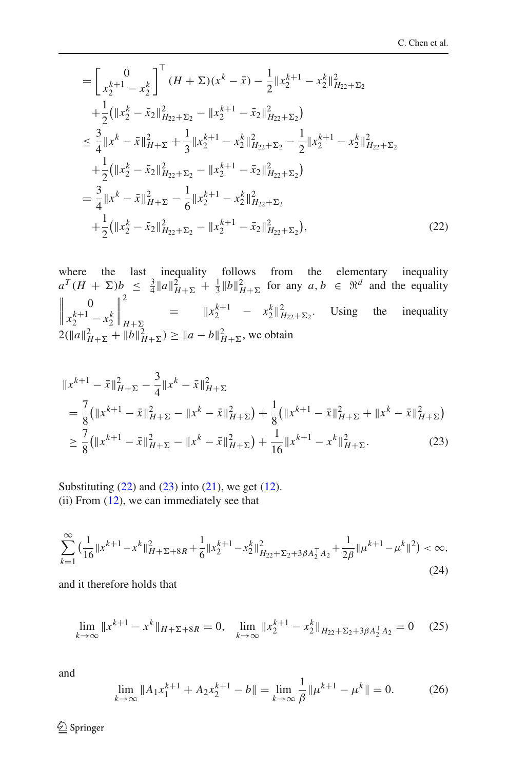$$
\begin{aligned}
&= \begin{bmatrix} 0 \\ x_2^{k+1} - x_2^k \end{bmatrix}^\top (H+\Sigma)(x^k - \bar{x}) - \frac{1}{2}\|x_2^{k+1} - x_2^k\|_{H_{22}+\Sigma_2}^2 \\
&\quad + \frac{1}{2}\big(\|x_2^k - \bar{x}_2\|_{H_{22}+\Sigma_2}^2 - \|x_2^{k+1} - \bar{x}_2\|_{H_{22}+\Sigma_2}^2\big) \\
&\le \frac{3}{4}\|x^k - \bar{x}\|_{H+\Sigma}^2 + \frac{1}{3}\|x_2^{k+1} - x_2^k\|_{H_{22}+\Sigma_2}^2 - \frac{1}{2}\|x_2^{k+1} - x_2^k\|_{H_{22}+\Sigma_2}^2 \\
&\quad + \frac{1}{2}\big(\|x_2^k - \bar{x}_2\|_{H_{22}+\Sigma_2}^2 - \|x_2^{k+1} - \bar{x}_2\|_{H_{22}+\Sigma_2}^2\big) \\
&= \frac{3}{4}\|x^k - \bar{x}\|_{H+\Sigma}^2 - \frac{1}{6}\|x_2^{k+1} - x_2^k\|_{H_{22}+\Sigma_2}^2 \\
&\quad + \frac{1}{2}\big(\|x_2^k - \bar{x}_2\|_{H_{22}+\Sigma_2}^2 - \|x_2^{k+1} - \bar{x}_2\|_{H_{22}+\Sigma_2}^2\big),
\end{aligned} \tag{22}
$$

where the last inequality follows from the elementary inequality $a^T(H+\Sigma)b \le \frac{3}{4}\|a\|_{H+\Sigma}^2 + \frac{1}{3}\|b\|_{H+\Sigma}^2$ for any $a, b \in \Re^d$ and the equality $\left\| \begin{matrix} 0 \\ x_2^{k+1} - x_2^k \end{matrix} \right\|_{H+\Sigma}^2 = \|x_2^{k+1} - x_2^k\|_{H_{22}+\Sigma_2}^2$. Using the inequality $2(\|a\|_{H+\Sigma}^2 + \|b\|_{H+\Sigma}^2) \ge \|a-b\|_{H+\Sigma}^2$, we obtain

$$
\begin{aligned}
&\|x^{k+1} - \bar{x}\|_{H+\Sigma}^2 - \frac{3}{4}\|x^k - \bar{x}\|_{H+\Sigma}^2 \\
&= \frac{7}{8}\big(\|x^{k+1} - \bar{x}\|_{H+\Sigma}^2 - \|x^k - \bar{x}\|_{H+\Sigma}^2\big) + \frac{1}{8}\big(\|x^{k+1} - \bar{x}\|_{H+\Sigma}^2 + \|x^k - \bar{x}\|_{H+\Sigma}^2\big) \\
&\ge \frac{7}{8}\big(\|x^{k+1} - \bar{x}\|_{H+\Sigma}^2 - \|x^k - \bar{x}\|_{H+\Sigma}^2\big) + \frac{1}{16}\|x^{k+1} - x^k\|_{H+\Sigma}^2.
\end{aligned} \tag{23}
$$

Substituting (22) and (23) into (21), we get (12).
(ii) From (12), we can immediately see that

$$
\sum_{k=1}^{\infty} \Big(\frac{1}{16}\|x^{k+1} - x^k\|_{H+\Sigma+8R}^2 + \frac{1}{6}\|x_2^{k+1} - x_2^k\|_{H_{22}+\Sigma_2+3\beta A_2^\top A_2}^2 + \frac{1}{2\beta}\|\mu^{k+1} - \mu^k\|^2\Big) < \infty, \tag{24}
$$

and it therefore holds that

$$
\lim_{k\to\infty} \|x^{k+1} - x^k\|_{H+\Sigma+8R} = 0, \quad \lim_{k\to\infty} \|x_2^{k+1} - x_2^k\|_{H_{22}+\Sigma_2+3\beta A_2^\top A_2} = 0 \tag{25}
$$

and

$$
\lim_{k\to\infty} \|A_1 x_1^{k+1} + A_2 x_2^{k+1} - b\| = \lim_{k\to\infty} \frac{1}{\beta}\|\mu^{k+1} - \mu^k\| = 0. \tag{26}
$$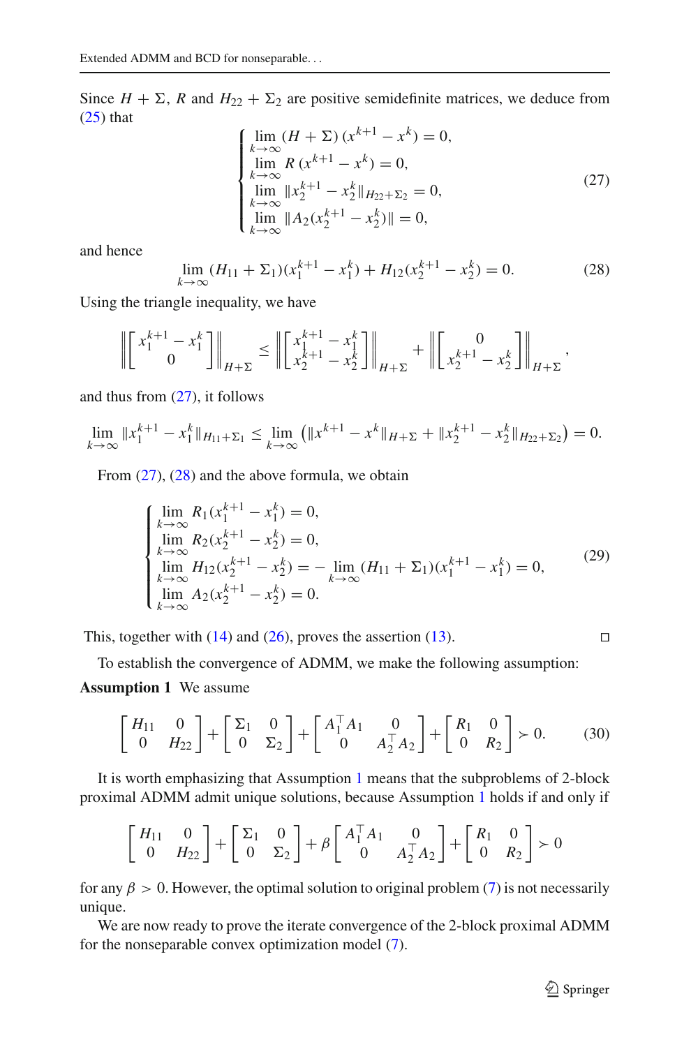Since $H + \Sigma$, $R$ and $H_{22} + \Sigma_2$ are positive semidefinite matrices, we deduce from (25) that

$$\begin{cases} \lim\limits_{k\to\infty} (H + \Sigma)(x^{k+1} - x^k) = 0, \\ \lim\limits_{k\to\infty} R(x^{k+1} - x^k) = 0, \\ \lim\limits_{k\to\infty} \|x_2^{k+1} - x_2^k\|_{H_{22}+\Sigma_2} = 0, \\ \lim\limits_{k\to\infty} \|A_2(x_2^{k+1} - x_2^k)\| = 0, \end{cases} \tag{27}$$

and hence

$$\lim_{k\to\infty} (H_{11} + \Sigma_1)(x_1^{k+1} - x_1^k) + H_{12}(x_2^{k+1} - x_2^k) = 0. \tag{28}$$

Using the triangle inequality, we have

$$\left\| \begin{bmatrix} x_1^{k+1} - x_1^k \\ 0 \end{bmatrix} \right\|_{H+\Sigma} \leq \left\| \begin{bmatrix} x_1^{k+1} - x_1^k \\ x_2^{k+1} - x_2^k \end{bmatrix} \right\|_{H+\Sigma} + \left\| \begin{bmatrix} 0 \\ x_2^{k+1} - x_2^k \end{bmatrix} \right\|_{H+\Sigma},$$

and thus from (27), it follows

$$\lim_{k\to\infty} \|x_1^{k+1} - x_1^k\|_{H_{11}+\Sigma_1} \leq \lim_{k\to\infty} \left( \|x^{k+1} - x^k\|_{H+\Sigma} + \|x_2^{k+1} - x_2^k\|_{H_{22}+\Sigma_2} \right) = 0.$$

From (27), (28) and the above formula, we obtain

$$\begin{cases} \lim\limits_{k\to\infty} R_1(x_1^{k+1} - x_1^k) = 0, \\ \lim\limits_{k\to\infty} R_2(x_2^{k+1} - x_2^k) = 0, \\ \lim\limits_{k\to\infty} H_{12}(x_2^{k+1} - x_2^k) = - \lim\limits_{k\to\infty} (H_{11} + \Sigma_1)(x_1^{k+1} - x_1^k) = 0, \\ \lim\limits_{k\to\infty} A_2(x_2^{k+1} - x_2^k) = 0. \end{cases} \tag{29}$$

This, together with (14) and (26), proves the assertion (13). □

To establish the convergence of ADMM, we make the following assumption:

**Assumption 1** We assume

$$\begin{bmatrix} H_{11} & 0 \\ 0 & H_{22} \end{bmatrix} + \begin{bmatrix} \Sigma_1 & 0 \\ 0 & \Sigma_2 \end{bmatrix} + \begin{bmatrix} A_1^\top A_1 & 0 \\ 0 & A_2^\top A_2 \end{bmatrix} + \begin{bmatrix} R_1 & 0 \\ 0 & R_2 \end{bmatrix} \succ 0. \tag{30}$$

It is worth emphasizing that Assumption 1 means that the subproblems of 2-block proximal ADMM admit unique solutions, because Assumption 1 holds if and only if

$$\begin{bmatrix} H_{11} & 0 \\ 0 & H_{22} \end{bmatrix} + \begin{bmatrix} \Sigma_1 & 0 \\ 0 & \Sigma_2 \end{bmatrix} + \beta \begin{bmatrix} A_1^\top A_1 & 0 \\ 0 & A_2^\top A_2 \end{bmatrix} + \begin{bmatrix} R_1 & 0 \\ 0 & R_2 \end{bmatrix} \succ 0$$

for any $\beta > 0$. However, the optimal solution to original problem (7) is not necessarily unique.

We are now ready to prove the iterate convergence of the 2-block proximal ADMM for the nonseparable convex optimization model (7).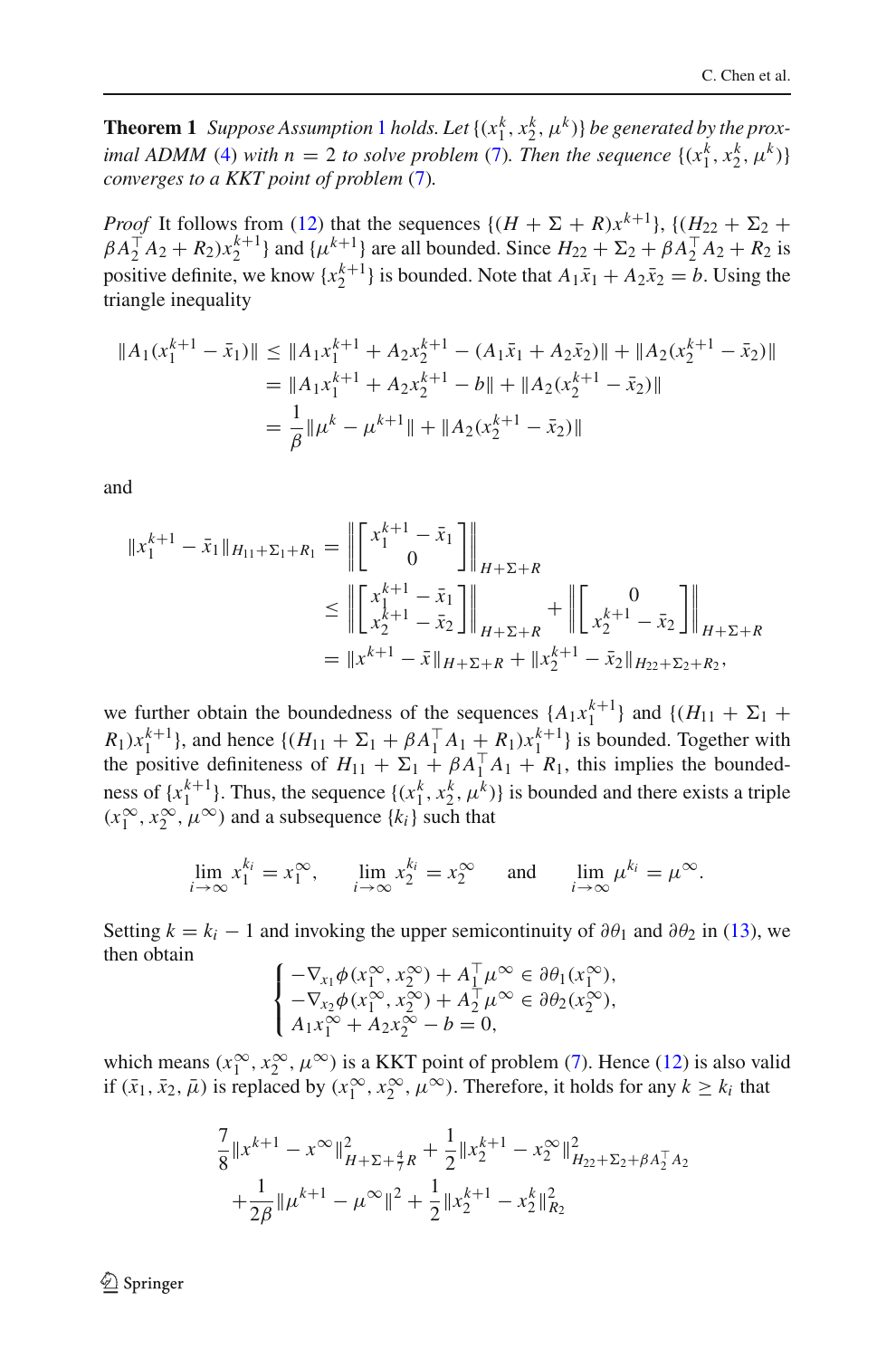**Theorem 1** *Suppose Assumption 1 holds. Let $\{(x_1^k, x_2^k, \mu^k)\}$ be generated by the proximal ADMM (4) with $n = 2$ to solve problem (7). Then the sequence $\{(x_1^k, x_2^k, \mu^k)\}$ converges to a KKT point of problem (7).*

*Proof* It follows from (12) that the sequences $\{(H + \Sigma + R)x^{k+1}\}$, $\{(H_{22} + \Sigma_2 + \beta A_2^\top A_2 + R_2)x_2^{k+1}\}$ and $\{\mu^{k+1}\}$ are all bounded. Since $H_{22} + \Sigma_2 + \beta A_2^\top A_2 + R_2$ is positive definite, we know $\{x_2^{k+1}\}$ is bounded. Note that $A_1\bar{x}_1 + A_2\bar{x}_2 = b$. Using the triangle inequality

$$
\begin{aligned}
\|A_1(x_1^{k+1} - \bar{x}_1)\| &\le \|A_1x_1^{k+1} + A_2x_2^{k+1} - (A_1\bar{x}_1 + A_2\bar{x}_2)\| + \|A_2(x_2^{k+1} - \bar{x}_2)\| \\
&= \|A_1x_1^{k+1} + A_2x_2^{k+1} - b\| + \|A_2(x_2^{k+1} - \bar{x}_2)\| \\
&= \frac{1}{\beta}\|\mu^k - \mu^{k+1}\| + \|A_2(x_2^{k+1} - \bar{x}_2)\|
\end{aligned}
$$

and

$$
\begin{aligned}
\|x_1^{k+1} - \bar{x}_1\|_{H_{11}+\Sigma_1+R_1} &= \left\| \begin{bmatrix} x_1^{k+1} - \bar{x}_1 \\ 0 \end{bmatrix} \right\|_{H+\Sigma+R} \\
&\le \left\| \begin{bmatrix} x_1^{k+1} - \bar{x}_1 \\ x_2^{k+1} - \bar{x}_2 \end{bmatrix} \right\|_{H+\Sigma+R} + \left\| \begin{bmatrix} 0 \\ x_2^{k+1} - \bar{x}_2 \end{bmatrix} \right\|_{H+\Sigma+R} \\
&= \|x^{k+1} - \bar{x}\|_{H+\Sigma+R} + \|x_2^{k+1} - \bar{x}_2\|_{H_{22}+\Sigma_2+R_2},
\end{aligned}
$$

we further obtain the boundedness of the sequences $\{A_1x_1^{k+1}\}$ and $\{(H_{11} + \Sigma_1 + R_1)x_1^{k+1}\}$, and hence $\{(H_{11} + \Sigma_1 + \beta A_1^\top A_1 + R_1)x_1^{k+1}\}$ is bounded. Together with the positive definiteness of $H_{11} + \Sigma_1 + \beta A_1^\top A_1 + R_1$, this implies the boundedness of $\{x_1^{k+1}\}$. Thus, the sequence $\{(x_1^k, x_2^k, \mu^k)\}$ is bounded and there exists a triple $(x_1^\infty, x_2^\infty, \mu^\infty)$ and a subsequence $\{k_i\}$ such that

$$
\lim_{i\to\infty} x_1^{k_i} = x_1^\infty, \qquad \lim_{i\to\infty} x_2^{k_i} = x_2^\infty \qquad \text{and} \qquad \lim_{i\to\infty} \mu^{k_i} = \mu^\infty.
$$

Setting $k = k_i - 1$ and invoking the upper semicontinuity of $\partial\theta_1$ and $\partial\theta_2$ in (13), we then obtain

$$
\begin{cases}
-\nabla_{x_1}\phi(x_1^\infty, x_2^\infty) + A_1^\top\mu^\infty \in \partial\theta_1(x_1^\infty), \\
-\nabla_{x_2}\phi(x_1^\infty, x_2^\infty) + A_2^\top\mu^\infty \in \partial\theta_2(x_2^\infty), \\
A_1x_1^\infty + A_2x_2^\infty - b = 0,
\end{cases}
$$

which means $(x_1^\infty, x_2^\infty, \mu^\infty)$ is a KKT point of problem (7). Hence (12) is also valid if $(\bar{x}_1, \bar{x}_2, \bar{\mu})$ is replaced by $(x_1^\infty, x_2^\infty, \mu^\infty)$. Therefore, it holds for any $k \ge k_i$ that

$$
\begin{aligned}
&\frac{7}{8}\|x^{k+1} - x^\infty\|^2_{H+\Sigma+\frac{4}{7}R} + \frac{1}{2}\|x_2^{k+1} - x_2^\infty\|^2_{H_{22}+\Sigma_2+\beta A_2^\top A_2} \\
&+\frac{1}{2\beta}\|\mu^{k+1} - \mu^\infty\|^2 + \frac{1}{2}\|x_2^{k+1} - x_2^k\|^2_{R_2}
\end{aligned}
$$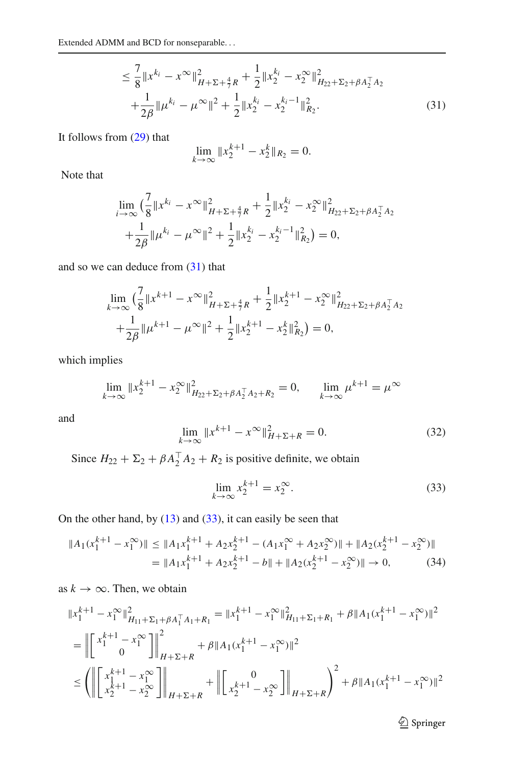$$
\begin{aligned}
&\leq \frac{7}{8}\|x^{k_i} - x^\infty\|^2_{H+\Sigma+\frac{4}{7}R} + \frac{1}{2}\|x_2^{k_i} - x_2^\infty\|^2_{H_{22}+\Sigma_2+\beta A_2^\top A_2} \\
&\quad + \frac{1}{2\beta}\|\mu^{k_i} - \mu^\infty\|^2 + \frac{1}{2}\|x_2^{k_i} - x_2^{k_i-1}\|^2_{R_2}.
\end{aligned} \tag{31}
$$

It follows from (29) that

$$
\lim_{k\to\infty} \|x_2^{k+1} - x_2^k\|_{R_2} = 0.
$$

Note that

$$
\begin{aligned}
&\lim_{i\to\infty} \Big(\frac{7}{8}\|x^{k_i} - x^\infty\|^2_{H+\Sigma+\frac{4}{7}R} + \frac{1}{2}\|x_2^{k_i} - x_2^\infty\|^2_{H_{22}+\Sigma_2+\beta A_2^\top A_2} \\
&\quad + \frac{1}{2\beta}\|\mu^{k_i} - \mu^\infty\|^2 + \frac{1}{2}\|x_2^{k_i} - x_2^{k_i-1}\|^2_{R_2}\Big) = 0,
\end{aligned}
$$

and so we can deduce from (31) that

$$
\begin{aligned}
&\lim_{k\to\infty} \Big(\frac{7}{8}\|x^{k+1} - x^\infty\|^2_{H+\Sigma+\frac{4}{7}R} + \frac{1}{2}\|x_2^{k+1} - x_2^\infty\|^2_{H_{22}+\Sigma_2+\beta A_2^\top A_2} \\
&\quad + \frac{1}{2\beta}\|\mu^{k+1} - \mu^\infty\|^2 + \frac{1}{2}\|x_2^{k+1} - x_2^k\|^2_{R_2}\Big) = 0,
\end{aligned}
$$

which implies

$$
\lim_{k\to\infty} \|x_2^{k+1} - x_2^\infty\|^2_{H_{22}+\Sigma_2+\beta A_2^\top A_2+R_2} = 0, \qquad \lim_{k\to\infty} \mu^{k+1} = \mu^\infty
$$

and

$$
\lim_{k\to\infty} \|x^{k+1} - x^\infty\|^2_{H+\Sigma+R} = 0. \tag{32}
$$

Since $H_{22} + \Sigma_2 + \beta A_2^\top A_2 + R_2$ is positive definite, we obtain

$$
\lim_{k\to\infty} x_2^{k+1} = x_2^\infty. \tag{33}
$$

On the other hand, by (13) and (33), it can easily be seen that

$$
\begin{aligned}
\|A_1(x_1^{k+1} - x_1^\infty)\| &\leq \|A_1x_1^{k+1} + A_2x_2^{k+1} - (A_1x_1^\infty + A_2x_2^\infty)\| + \|A_2(x_2^{k+1} - x_2^\infty)\| \\
&= \|A_1x_1^{k+1} + A_2x_2^{k+1} - b\| + \|A_2(x_2^{k+1} - x_2^\infty)\| \to 0,
\end{aligned} \tag{34}
$$

as $k \to \infty$. Then, we obtain

$$
\begin{aligned}
&\|x_1^{k+1} - x_1^\infty\|^2_{H_{11}+\Sigma_1+\beta A_1^\top A_1+R_1} = \|x_1^{k+1} - x_1^\infty\|^2_{H_{11}+\Sigma_1+R_1} + \beta\|A_1(x_1^{k+1} - x_1^\infty)\|^2 \\
&= \left\| \begin{bmatrix} x_1^{k+1} - x_1^\infty \\ 0 \end{bmatrix} \right\|^2_{H+\Sigma+R} + \beta\|A_1(x_1^{k+1} - x_1^\infty)\|^2 \\
&\leq \left( \left\| \begin{bmatrix} x_1^{k+1} - x_1^\infty \\ x_2^{k+1} - x_2^\infty \end{bmatrix} \right\|_{H+\Sigma+R} + \left\| \begin{bmatrix} 0 \\ x_2^{k+1} - x_2^\infty \end{bmatrix} \right\|_{H+\Sigma+R} \right)^2 + \beta\|A_1(x_1^{k+1} - x_1^\infty)\|^2
\end{aligned}
$$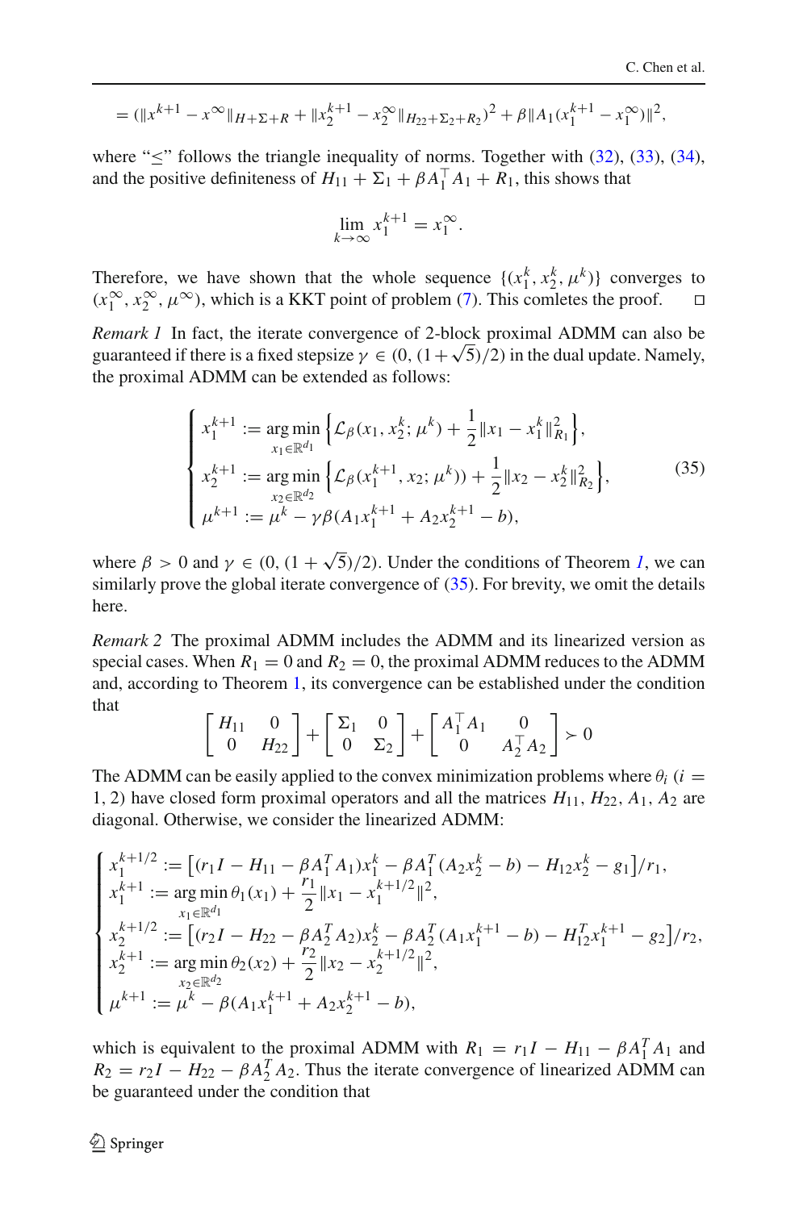$$= (\|x^{k+1} - x^{\infty}\|_{H+\Sigma+R} + \|x_2^{k+1} - x_2^{\infty}\|_{H_{22}+\Sigma_2+R_2})^2 + \beta\|A_1(x_1^{k+1} - x_1^{\infty})\|^2,$$

where "≤" follows the triangle inequality of norms. Together with (32), (33), (34), and the positive definiteness of $H_{11} + \Sigma_1 + \beta A_1^{\top} A_1 + R_1$, this shows that

$$\lim_{k\to\infty} x_1^{k+1} = x_1^{\infty}.$$

Therefore, we have shown that the whole sequence $\{(x_1^k, x_2^k, \mu^k)\}$ converges to $(x_1^{\infty}, x_2^{\infty}, \mu^{\infty})$, which is a KKT point of problem (7). This comletes the proof. □

*Remark 1* In fact, the iterate convergence of 2-block proximal ADMM can also be guaranteed if there is a fixed stepsize $\gamma \in (0, (1+\sqrt{5})/2)$ in the dual update. Namely, the proximal ADMM can be extended as follows:

$$\begin{cases} x_1^{k+1} := \arg\min\limits_{x_1\in\mathbb{R}^{d_1}} \Big\{\mathcal{L}_{\beta}(x_1, x_2^k; \mu^k) + \dfrac{1}{2}\|x_1 - x_1^k\|_{R_1}^2\Big\}, \\ x_2^{k+1} := \arg\min\limits_{x_2\in\mathbb{R}^{d_2}} \Big\{\mathcal{L}_{\beta}(x_1^{k+1}, x_2; \mu^k)) + \dfrac{1}{2}\|x_2 - x_2^k\|_{R_2}^2\Big\}, \\ \mu^{k+1} := \mu^k - \gamma\beta(A_1x_1^{k+1} + A_2x_2^{k+1} - b), \end{cases} \tag{35}$$

where $\beta > 0$ and $\gamma \in (0, (1+\sqrt{5})/2)$. Under the conditions of Theorem *1*, we can similarly prove the global iterate convergence of (35). For brevity, we omit the details here.

*Remark 2* The proximal ADMM includes the ADMM and its linearized version as special cases. When $R_1 = 0$ and $R_2 = 0$, the proximal ADMM reduces to the ADMM and, according to Theorem 1, its convergence can be established under the condition that

$$\begin{bmatrix} H_{11} & 0 \\ 0 & H_{22} \end{bmatrix} + \begin{bmatrix} \Sigma_1 & 0 \\ 0 & \Sigma_2 \end{bmatrix} + \begin{bmatrix} A_1^{\top}A_1 & 0 \\ 0 & A_2^{\top}A_2 \end{bmatrix} \succ 0$$

The ADMM can be easily applied to the convex minimization problems where $\theta_i$ ($i = 1, 2$) have closed form proximal operators and all the matrices $H_{11}$, $H_{22}$, $A_1$, $A_2$ are diagonal. Otherwise, we consider the linearized ADMM:

$$\begin{cases} x_1^{k+1/2} := \big[(r_1I - H_{11} - \beta A_1^T A_1)x_1^k - \beta A_1^T(A_2x_2^k - b) - H_{12}x_2^k - g_1\big]/r_1, \\ x_1^{k+1} := \arg\min\limits_{x_1\in\mathbb{R}^{d_1}} \theta_1(x_1) + \dfrac{r_1}{2}\|x_1 - x_1^{k+1/2}\|^2, \\ x_2^{k+1/2} := \big[(r_2I - H_{22} - \beta A_2^T A_2)x_2^k - \beta A_2^T(A_1x_1^{k+1} - b) - H_{12}^T x_1^{k+1} - g_2\big]/r_2, \\ x_2^{k+1} := \arg\min\limits_{x_2\in\mathbb{R}^{d_2}} \theta_2(x_2) + \dfrac{r_2}{2}\|x_2 - x_2^{k+1/2}\|^2, \\ \mu^{k+1} := \mu^k - \beta(A_1x_1^{k+1} + A_2x_2^{k+1} - b), \end{cases}$$

which is equivalent to the proximal ADMM with $R_1 = r_1I - H_{11} - \beta A_1^T A_1$ and $R_2 = r_2I - H_{22} - \beta A_2^T A_2$. Thus the iterate convergence of linearized ADMM can be guaranteed under the condition that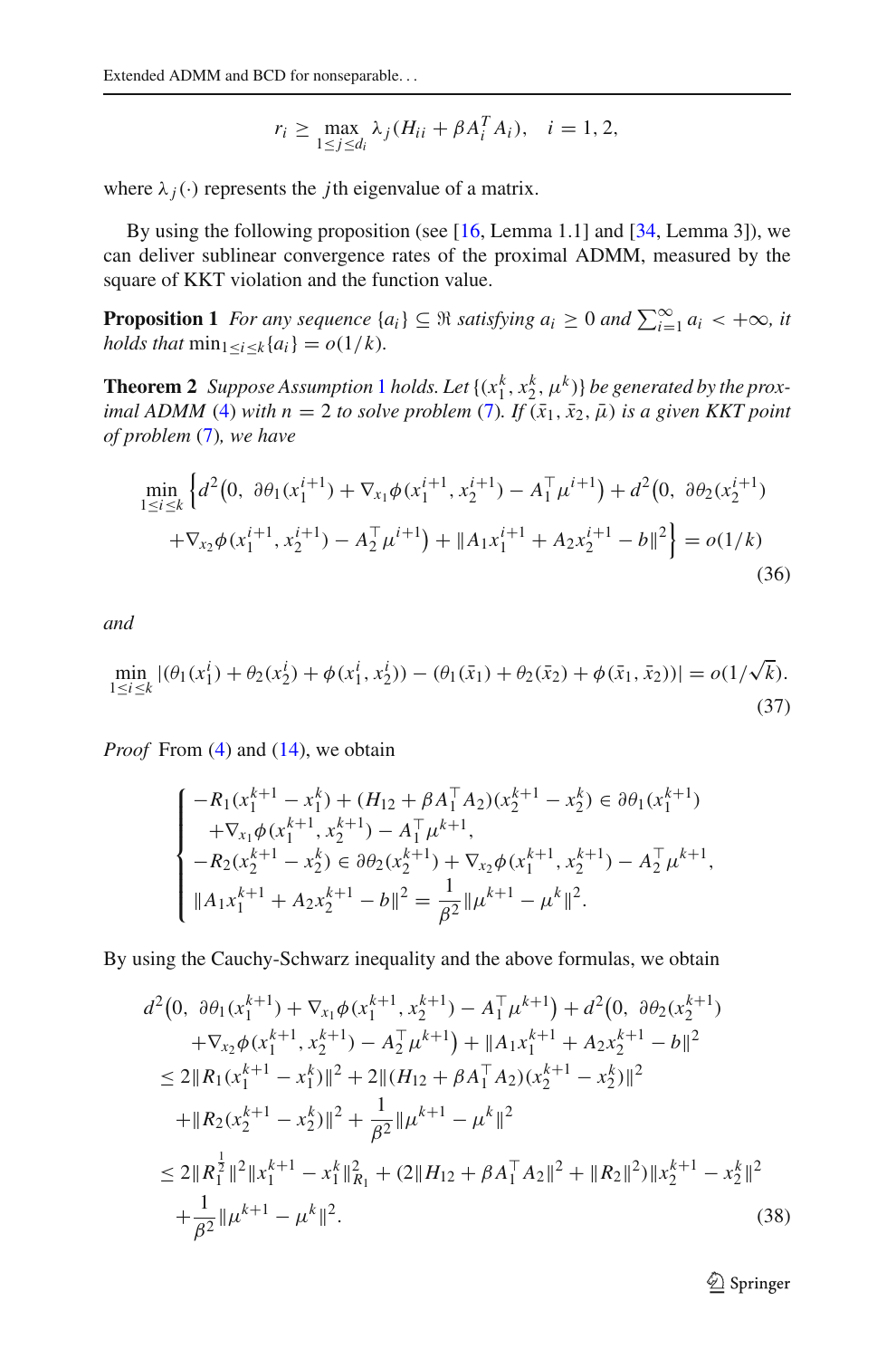$$r_i \geq \max_{1\leq j\leq d_i} \lambda_j(H_{ii} + \beta A_i^T A_i), \quad i = 1, 2,$$

where $\lambda_j(\cdot)$ represents the $j$th eigenvalue of a matrix.

By using the following proposition (see [16, Lemma 1.1] and [34, Lemma 3]), we can deliver sublinear convergence rates of the proximal ADMM, measured by the square of KKT violation and the function value.

**Proposition 1** *For any sequence $\{a_i\} \subseteq \Re$ satisfying $a_i \geq 0$ and $\sum_{i=1}^{\infty} a_i < +\infty$, it holds that $\min_{1\leq i\leq k}\{a_i\} = o(1/k)$.*

**Theorem 2** *Suppose Assumption 1 holds. Let $\{(x_1^k, x_2^k, \mu^k)\}$ be generated by the proximal ADMM (4) with $n = 2$ to solve problem (7). If $(\bar{x}_1, \bar{x}_2, \bar{\mu})$ is a given KKT point of problem (7), we have*

$$\begin{aligned}
\min_{1\leq i\leq k} \Big\{ & d^2\big(0,\ \partial\theta_1(x_1^{i+1}) + \nabla_{x_1}\phi(x_1^{i+1}, x_2^{i+1}) - A_1^\top \mu^{i+1}\big) + d^2\big(0,\ \partial\theta_2(x_2^{i+1}) \\
& + \nabla_{x_2}\phi(x_1^{i+1}, x_2^{i+1}) - A_2^\top \mu^{i+1}\big) + \|A_1 x_1^{i+1} + A_2 x_2^{i+1} - b\|^2 \Big\} = o(1/k)
\end{aligned} \tag{36}$$

*and*

$$\min_{1\leq i\leq k} |(\theta_1(x_1^i) + \theta_2(x_2^i) + \phi(x_1^i, x_2^i)) - (\theta_1(\bar{x}_1) + \theta_2(\bar{x}_2) + \phi(\bar{x}_1, \bar{x}_2))| = o(1/\sqrt{k}). \tag{37}$$

*Proof* From (4) and (14), we obtain

$$\begin{cases}
-R_1(x_1^{k+1} - x_1^k) + (H_{12} + \beta A_1^\top A_2)(x_2^{k+1} - x_2^k) \in \partial\theta_1(x_1^{k+1}) \\
\quad + \nabla_{x_1}\phi(x_1^{k+1}, x_2^{k+1}) - A_1^\top \mu^{k+1}, \\
-R_2(x_2^{k+1} - x_2^k) \in \partial\theta_2(x_2^{k+1}) + \nabla_{x_2}\phi(x_1^{k+1}, x_2^{k+1}) - A_2^\top \mu^{k+1}, \\
\|A_1 x_1^{k+1} + A_2 x_2^{k+1} - b\|^2 = \dfrac{1}{\beta^2}\|\mu^{k+1} - \mu^k\|^2.
\end{cases}$$

By using the Cauchy-Schwarz inequality and the above formulas, we obtain

$$\begin{aligned}
& d^2\big(0,\ \partial\theta_1(x_1^{k+1}) + \nabla_{x_1}\phi(x_1^{k+1}, x_2^{k+1}) - A_1^\top \mu^{k+1}\big) + d^2\big(0,\ \partial\theta_2(x_2^{k+1}) \\
& \quad + \nabla_{x_2}\phi(x_1^{k+1}, x_2^{k+1}) - A_2^\top \mu^{k+1}\big) + \|A_1 x_1^{k+1} + A_2 x_2^{k+1} - b\|^2 \\
& \leq 2\|R_1(x_1^{k+1} - x_1^k)\|^2 + 2\|(H_{12} + \beta A_1^\top A_2)(x_2^{k+1} - x_2^k)\|^2 \\
& \quad + \|R_2(x_2^{k+1} - x_2^k)\|^2 + \frac{1}{\beta^2}\|\mu^{k+1} - \mu^k\|^2 \\
& \leq 2\|R_1^{\frac{1}{2}}\|^2 \|x_1^{k+1} - x_1^k\|_{R_1}^2 + (2\|H_{12} + \beta A_1^\top A_2\|^2 + \|R_2\|^2)\|x_2^{k+1} - x_2^k\|^2 \\
& \quad + \frac{1}{\beta^2}\|\mu^{k+1} - \mu^k\|^2.
\end{aligned} \tag{38}$$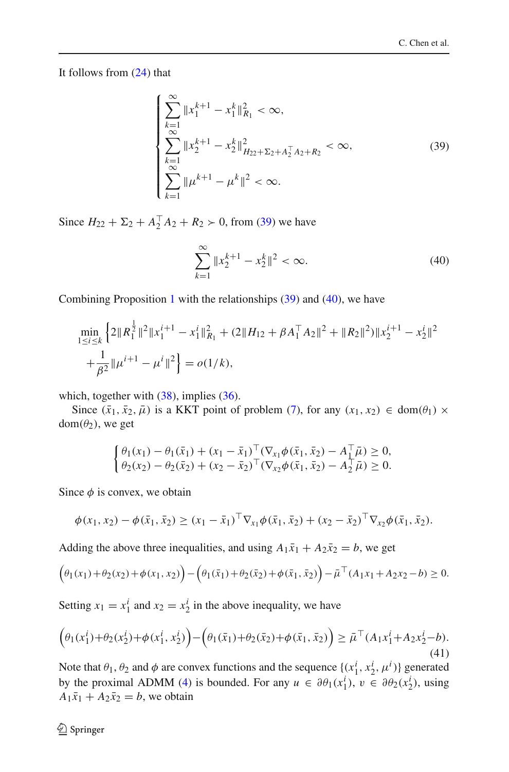It follows from (24) that

$$
\begin{cases}
\sum_{k=1}^{\infty} \|x_1^{k+1} - x_1^k\|_{R_1}^2 < \infty, \\
\sum_{k=1}^{\infty} \|x_2^{k+1} - x_2^k\|_{H_{22}+\Sigma_2+A_2^\top A_2+R_2}^2 < \infty, \\
\sum_{k=1}^{\infty} \|\mu^{k+1} - \mu^k\|^2 < \infty.
\end{cases}
\tag{39}
$$

Since $H_{22} + \Sigma_2 + A_2^\top A_2 + R_2 \succ 0$, from (39) we have

$$
\sum_{k=1}^{\infty} \|x_2^{k+1} - x_2^k\|^2 < \infty. \tag{40}
$$

Combining Proposition 1 with the relationships (39) and (40), we have

$$
\min_{1 \le i \le k} \left\{ 2\|R_1^{\frac{1}{2}}\|^2 \|x_1^{i+1} - x_1^i\|_{R_1}^2 + (2\|H_{12} + \beta A_1^\top A_2\|^2 + \|R_2\|^2)\|x_2^{i+1} - x_2^i\|^2 + \frac{1}{\beta^2}\|\mu^{i+1} - \mu^i\|^2 \right\} = o(1/k),
$$

which, together with (38), implies (36).

Since $(\bar{x}_1, \bar{x}_2, \bar{\mu})$ is a KKT point of problem (7), for any $(x_1, x_2) \in \mathrm{dom}(\theta_1) \times \mathrm{dom}(\theta_2)$, we get

$$
\begin{cases}
\theta_1(x_1) - \theta_1(\bar{x}_1) + (x_1 - \bar{x}_1)^\top (\nabla_{x_1}\phi(\bar{x}_1, \bar{x}_2) - A_1^\top \bar{\mu}) \ge 0, \\
\theta_2(x_2) - \theta_2(\bar{x}_2) + (x_2 - \bar{x}_2)^\top (\nabla_{x_2}\phi(\bar{x}_1, \bar{x}_2) - A_2^\top \bar{\mu}) \ge 0.
\end{cases}
$$

Since $\phi$ is convex, we obtain

$$
\phi(x_1, x_2) - \phi(\bar{x}_1, \bar{x}_2) \ge (x_1 - \bar{x}_1)^\top \nabla_{x_1}\phi(\bar{x}_1, \bar{x}_2) + (x_2 - \bar{x}_2)^\top \nabla_{x_2}\phi(\bar{x}_1, \bar{x}_2).
$$

Adding the above three inequalities, and using $A_1\bar{x}_1 + A_2\bar{x}_2 = b$, we get

$$
\Big(\theta_1(x_1) + \theta_2(x_2) + \phi(x_1, x_2)\Big) - \Big(\theta_1(\bar{x}_1) + \theta_2(\bar{x}_2) + \phi(\bar{x}_1, \bar{x}_2)\Big) - \bar{\mu}^\top (A_1x_1 + A_2x_2 - b) \ge 0.
$$

Setting $x_1 = x_1^i$ and $x_2 = x_2^i$ in the above inequality, we have

$$
\Big(\theta_1(x_1^i) + \theta_2(x_2^i) + \phi(x_1^i, x_2^i)\Big) - \Big(\theta_1(\bar{x}_1) + \theta_2(\bar{x}_2) + \phi(\bar{x}_1, \bar{x}_2)\Big) \ge \bar{\mu}^\top (A_1x_1^i + A_2x_2^i - b). \tag{41}
$$

Note that $\theta_1, \theta_2$ and $\phi$ are convex functions and the sequence $\{(x_1^i, x_2^i, \mu^i)\}$ generated by the proximal ADMM (4) is bounded. For any $u \in \partial\theta_1(x_1^i)$, $v \in \partial\theta_2(x_2^i)$, using $A_1\bar{x}_1 + A_2\bar{x}_2 = b$, we obtain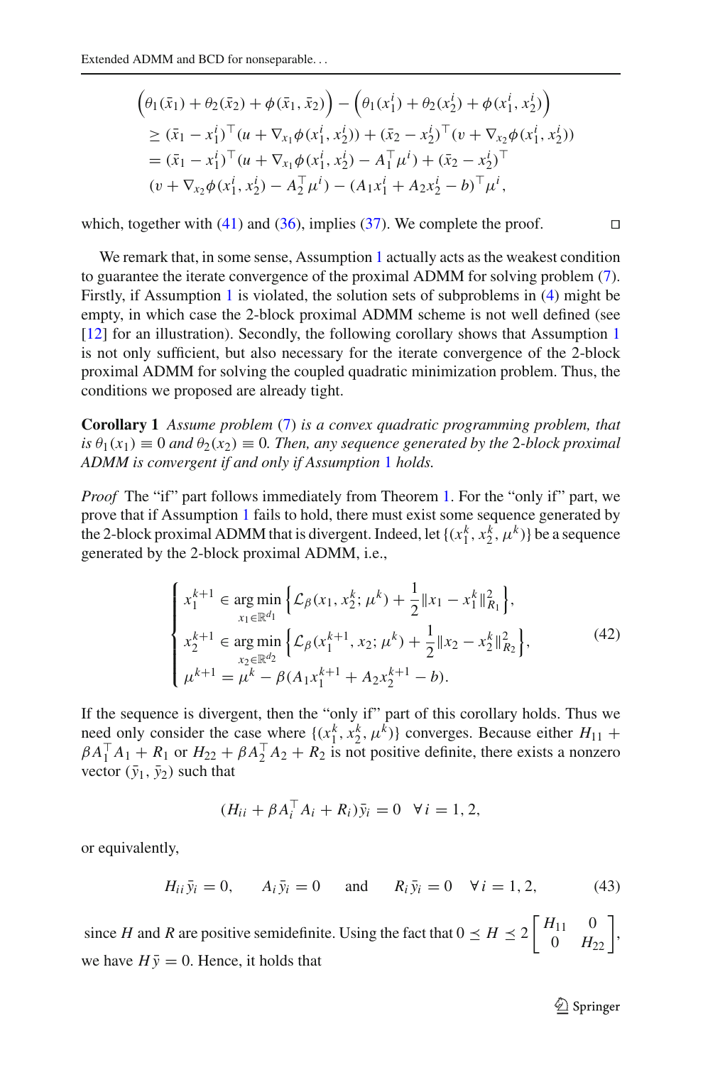$$
\begin{aligned}
&\Big(\theta_1(\bar{x}_1) + \theta_2(\bar{x}_2) + \phi(\bar{x}_1, \bar{x}_2)\Big) - \Big(\theta_1(x_1^i) + \theta_2(x_2^i) + \phi(x_1^i, x_2^i)\Big) \\
&\geq (\bar{x}_1 - x_1^i)^\top (u + \nabla_{x_1}\phi(x_1^i, x_2^i)) + (\bar{x}_2 - x_2^i)^\top (v + \nabla_{x_2}\phi(x_1^i, x_2^i)) \\
&= (\bar{x}_1 - x_1^i)^\top (u + \nabla_{x_1}\phi(x_1^i, x_2^i) - A_1^\top \mu^i) + (\bar{x}_2 - x_2^i)^\top \\
&\quad (v + \nabla_{x_2}\phi(x_1^i, x_2^i) - A_2^\top \mu^i) - (A_1 x_1^i + A_2 x_2^i - b)^\top \mu^i,
\end{aligned}
$$

which, together with (41) and (36), implies (37). We complete the proof. □

We remark that, in some sense, Assumption 1 actually acts as the weakest condition to guarantee the iterate convergence of the proximal ADMM for solving problem (7). Firstly, if Assumption 1 is violated, the solution sets of subproblems in (4) might be empty, in which case the 2-block proximal ADMM scheme is not well defined (see [12] for an illustration). Secondly, the following corollary shows that Assumption 1 is not only sufficient, but also necessary for the iterate convergence of the 2-block proximal ADMM for solving the coupled quadratic minimization problem. Thus, the conditions we proposed are already tight.

**Corollary 1** *Assume problem (7) is a convex quadratic programming problem, that is $\theta_1(x_1) \equiv 0$ and $\theta_2(x_2) \equiv 0$. Then, any sequence generated by the 2-block proximal ADMM is convergent if and only if Assumption 1 holds.*

*Proof* The "if" part follows immediately from Theorem 1. For the "only if" part, we prove that if Assumption 1 fails to hold, there must exist some sequence generated by the 2-block proximal ADMM that is divergent. Indeed, let $\{(x_1^k, x_2^k, \mu^k)\}$ be a sequence generated by the 2-block proximal ADMM, i.e.,

$$
\begin{cases}
x_1^{k+1} \in \arg\min\limits_{x_1 \in \mathbb{R}^{d_1}} \Big\{ \mathcal{L}_\beta(x_1, x_2^k; \mu^k) + \dfrac{1}{2}\|x_1 - x_1^k\|_{R_1}^2 \Big\}, \\
x_2^{k+1} \in \arg\min\limits_{x_2 \in \mathbb{R}^{d_2}} \Big\{ \mathcal{L}_\beta(x_1^{k+1}, x_2; \mu^k) + \dfrac{1}{2}\|x_2 - x_2^k\|_{R_2}^2 \Big\}, \\
\mu^{k+1} = \mu^k - \beta(A_1 x_1^{k+1} + A_2 x_2^{k+1} - b).
\end{cases}
\tag{42}
$$

If the sequence is divergent, then the "only if" part of this corollary holds. Thus we need only consider the case where $\{(x_1^k, x_2^k, \mu^k)\}$ converges. Because either $H_{11} + \beta A_1^\top A_1 + R_1$ or $H_{22} + \beta A_2^\top A_2 + R_2$ is not positive definite, there exists a nonzero vector $(\bar{y}_1, \bar{y}_2)$ such that

$$
(H_{ii} + \beta A_i^\top A_i + R_i)\bar{y}_i = 0 \quad \forall\, i = 1, 2,
$$

or equivalently,

$$
H_{ii}\bar{y}_i = 0, \qquad A_i \bar{y}_i = 0 \qquad \text{and} \qquad R_i \bar{y}_i = 0 \quad \forall\, i = 1, 2,
\tag{43}
$$

since $H$ and $R$ are positive semidefinite. Using the fact that $0 \preceq H \preceq 2\begin{bmatrix} H_{11} & 0 \\ 0 & H_{22} \end{bmatrix}$, we have $H\bar{y} = 0$. Hence, it holds that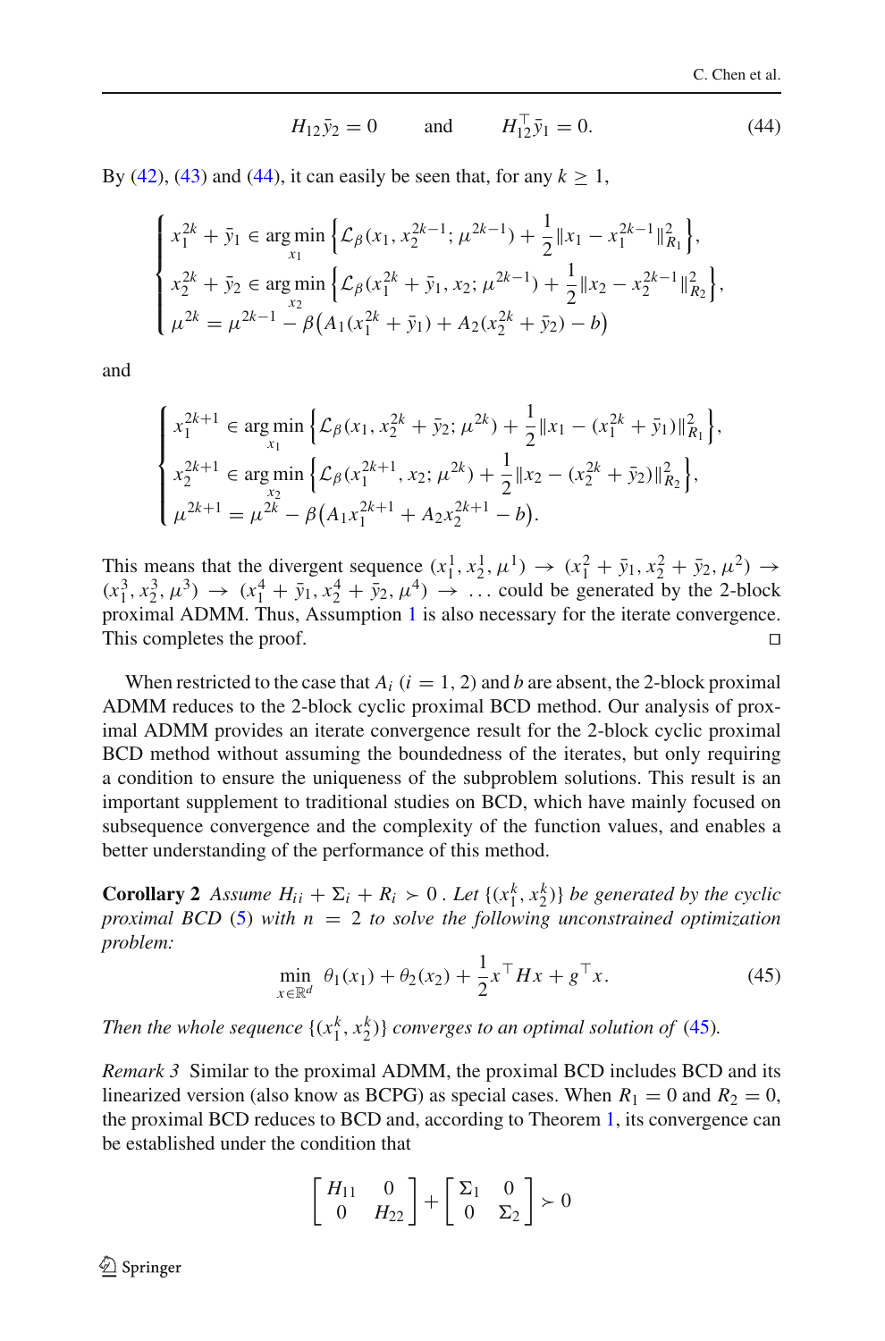$$H_{12}\bar{y}_2 = 0 \qquad \text{and} \qquad H_{12}^{\top}\bar{y}_1 = 0. \tag{44}$$

By (42), (43) and (44), it can easily be seen that, for any $k \geq 1$,

$$\begin{cases} x_1^{2k} + \bar{y}_1 \in \arg\min\limits_{x_1} \left\{ \mathcal{L}_\beta(x_1, x_2^{2k-1}; \mu^{2k-1}) + \dfrac{1}{2}\|x_1 - x_1^{2k-1}\|_{R_1}^2 \right\}, \\ x_2^{2k} + \bar{y}_2 \in \arg\min\limits_{x_2} \left\{ \mathcal{L}_\beta(x_1^{2k} + \bar{y}_1, x_2; \mu^{2k-1}) + \dfrac{1}{2}\|x_2 - x_2^{2k-1}\|_{R_2}^2 \right\}, \\ \mu^{2k} = \mu^{2k-1} - \beta\big(A_1(x_1^{2k} + \bar{y}_1) + A_2(x_2^{2k} + \bar{y}_2) - b\big) \end{cases}$$

and

$$\begin{cases} x_1^{2k+1} \in \arg\min\limits_{x_1} \left\{ \mathcal{L}_\beta(x_1, x_2^{2k} + \bar{y}_2; \mu^{2k}) + \dfrac{1}{2}\|x_1 - (x_1^{2k} + \bar{y}_1)\|_{R_1}^2 \right\}, \\ x_2^{2k+1} \in \arg\min\limits_{x_2} \left\{ \mathcal{L}_\beta(x_1^{2k+1}, x_2; \mu^{2k}) + \dfrac{1}{2}\|x_2 - (x_2^{2k} + \bar{y}_2)\|_{R_2}^2 \right\}, \\ \mu^{2k+1} = \mu^{2k} - \beta\big(A_1 x_1^{2k+1} + A_2 x_2^{2k+1} - b\big). \end{cases}$$

This means that the divergent sequence $(x_1^1, x_2^1, \mu^1) \to (x_1^2 + \bar{y}_1, x_2^2 + \bar{y}_2, \mu^2) \to (x_1^3, x_2^3, \mu^3) \to (x_1^4 + \bar{y}_1, x_2^4 + \bar{y}_2, \mu^4) \to \ldots$ could be generated by the 2-block proximal ADMM. Thus, Assumption 1 is also necessary for the iterate convergence. This completes the proof. □

When restricted to the case that $A_i$ $(i = 1, 2)$ and $b$ are absent, the 2-block proximal ADMM reduces to the 2-block cyclic proximal BCD method. Our analysis of proximal ADMM provides an iterate convergence result for the 2-block cyclic proximal BCD method without assuming the boundedness of the iterates, but only requiring a condition to ensure the uniqueness of the subproblem solutions. This result is an important supplement to traditional studies on BCD, which have mainly focused on subsequence convergence and the complexity of the function values, and enables a better understanding of the performance of this method.

**Corollary 2** *Assume $H_{ii} + \Sigma_i + R_i \succ 0$ . Let $\{(x_1^k, x_2^k)\}$ be generated by the cyclic proximal BCD (5) with $n = 2$ to solve the following unconstrained optimization problem:*

$$\min_{x \in \mathbb{R}^d} \ \theta_1(x_1) + \theta_2(x_2) + \frac{1}{2}x^\top H x + g^\top x. \tag{45}$$

*Then the whole sequence $\{(x_1^k, x_2^k)\}$ converges to an optimal solution of (45).*

*Remark 3* Similar to the proximal ADMM, the proximal BCD includes BCD and its linearized version (also know as BCPG) as special cases. When $R_1 = 0$ and $R_2 = 0$, the proximal BCD reduces to BCD and, according to Theorem 1, its convergence can be established under the condition that

$$\begin{bmatrix} H_{11} & 0 \\ 0 & H_{22} \end{bmatrix} + \begin{bmatrix} \Sigma_1 & 0 \\ 0 & \Sigma_2 \end{bmatrix} \succ 0$$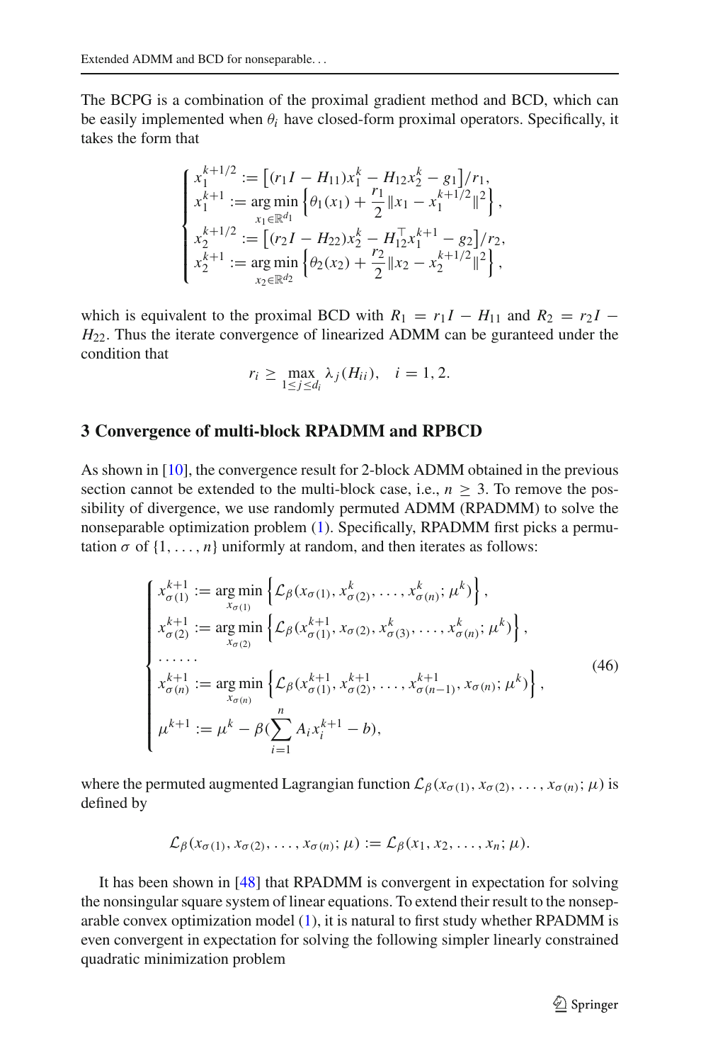The BCPG is a combination of the proximal gradient method and BCD, which can be easily implemented when $\theta_i$ have closed-form proximal operators. Specifically, it takes the form that

$$
\begin{cases}
x_1^{k+1/2} := \left[(r_1 I - H_{11})x_1^k - H_{12}x_2^k - g_1\right]/r_1, \\
x_1^{k+1} := \underset{x_1 \in \mathbb{R}^{d_1}}{\arg\min} \left\{\theta_1(x_1) + \dfrac{r_1}{2}\|x_1 - x_1^{k+1/2}\|^2\right\}, \\
x_2^{k+1/2} := \left[(r_2 I - H_{22})x_2^k - H_{12}^\top x_1^{k+1} - g_2\right]/r_2, \\
x_2^{k+1} := \underset{x_2 \in \mathbb{R}^{d_2}}{\arg\min} \left\{\theta_2(x_2) + \dfrac{r_2}{2}\|x_2 - x_2^{k+1/2}\|^2\right\},
\end{cases}
$$

which is equivalent to the proximal BCD with $R_1 = r_1 I - H_{11}$ and $R_2 = r_2 I - H_{22}$. Thus the iterate convergence of linearized ADMM can be guranteed under the condition that

$$
r_i \geq \max_{1 \leq j \leq d_i} \lambda_j(H_{ii}), \quad i = 1, 2.
$$

## 3 Convergence of multi-block RPADMM and RPBCD

As shown in [10], the convergence result for 2-block ADMM obtained in the previous section cannot be extended to the multi-block case, i.e., $n \geq 3$. To remove the possibility of divergence, we use randomly permuted ADMM (RPADMM) to solve the nonseparable optimization problem (1). Specifically, RPADMM first picks a permutation $\sigma$ of $\{1, \ldots, n\}$ uniformly at random, and then iterates as follows:

$$
\begin{cases}
x_{\sigma(1)}^{k+1} := \underset{x_{\sigma(1)}}{\arg\min} \left\{\mathcal{L}_\beta(x_{\sigma(1)}, x_{\sigma(2)}^k, \ldots, x_{\sigma(n)}^k; \mu^k)\right\}, \\
x_{\sigma(2)}^{k+1} := \underset{x_{\sigma(2)}}{\arg\min} \left\{\mathcal{L}_\beta(x_{\sigma(1)}^{k+1}, x_{\sigma(2)}, x_{\sigma(3)}^k, \ldots, x_{\sigma(n)}^k; \mu^k)\right\}, \\
\ldots\ldots \\
x_{\sigma(n)}^{k+1} := \underset{x_{\sigma(n)}}{\arg\min} \left\{\mathcal{L}_\beta(x_{\sigma(1)}^{k+1}, x_{\sigma(2)}^{k+1}, \ldots, x_{\sigma(n-1)}^{k+1}, x_{\sigma(n)}; \mu^k)\right\}, \\
\mu^{k+1} := \mu^k - \beta(\sum_{i=1}^n A_i x_i^{k+1} - b),
\end{cases}
\tag{46}
$$

where the permuted augmented Lagrangian function $\mathcal{L}_\beta(x_{\sigma(1)}, x_{\sigma(2)}, \ldots, x_{\sigma(n)}; \mu)$ is defined by

$$
\mathcal{L}_\beta(x_{\sigma(1)}, x_{\sigma(2)}, \ldots, x_{\sigma(n)}; \mu) := \mathcal{L}_\beta(x_1, x_2, \ldots, x_n; \mu).
$$

It has been shown in [48] that RPADMM is convergent in expectation for solving the nonsingular square system of linear equations. To extend their result to the nonseparable convex optimization model (1), it is natural to first study whether RPADMM is even convergent in expectation for solving the following simpler linearly constrained quadratic minimization problem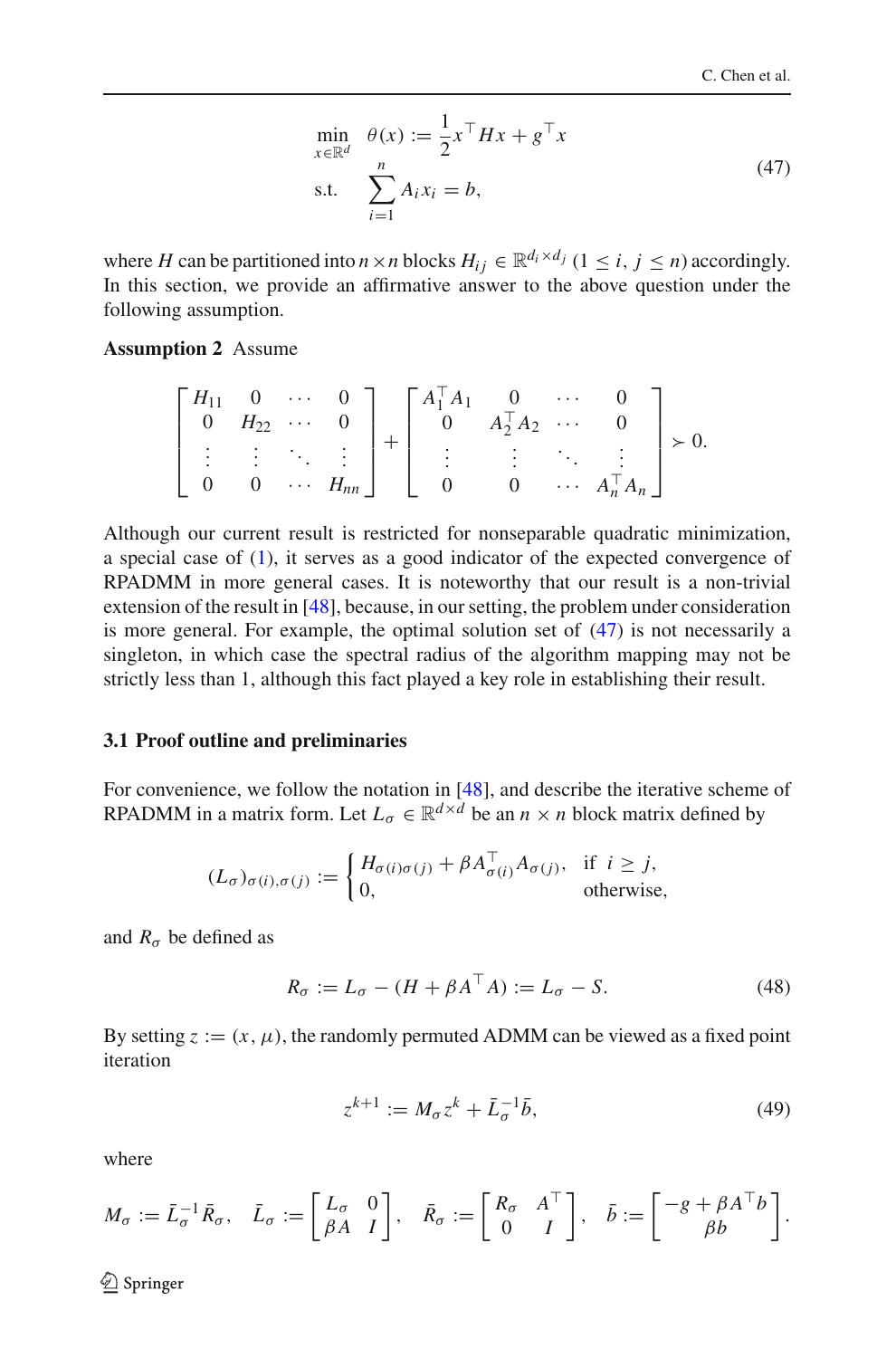$$
\begin{aligned}
\min_{x \in \mathbb{R}^d} \quad & \theta(x) := \frac{1}{2} x^\top H x + g^\top x \\
\text{s.t.} \quad & \sum_{i=1}^{n} A_i x_i = b,
\end{aligned} \tag{47}
$$

where $H$ can be partitioned into $n \times n$ blocks $H_{ij} \in \mathbb{R}^{d_i \times d_j}$ $(1 \le i, j \le n)$ accordingly. In this section, we provide an affirmative answer to the above question under the following assumption.

**Assumption 2** Assume

$$
\begin{bmatrix} H_{11} & 0 & \cdots & 0 \\ 0 & H_{22} & \cdots & 0 \\ \vdots & \vdots & \ddots & \vdots \\ 0 & 0 & \cdots & H_{nn} \end{bmatrix} + \begin{bmatrix} A_1^\top A_1 & 0 & \cdots & 0 \\ 0 & A_2^\top A_2 & \cdots & 0 \\ \vdots & \vdots & \ddots & \vdots \\ 0 & 0 & \cdots & A_n^\top A_n \end{bmatrix} \succ 0.
$$

Although our current result is restricted for nonseparable quadratic minimization, a special case of (1), it serves as a good indicator of the expected convergence of RPADMM in more general cases. It is noteworthy that our result is a non-trivial extension of the result in [48], because, in our setting, the problem under consideration is more general. For example, the optimal solution set of (47) is not necessarily a singleton, in which case the spectral radius of the algorithm mapping may not be strictly less than 1, although this fact played a key role in establishing their result.

### 3.1 Proof outline and preliminaries

For convenience, we follow the notation in [48], and describe the iterative scheme of RPADMM in a matrix form. Let $L_\sigma \in \mathbb{R}^{d \times d}$ be an $n \times n$ block matrix defined by

$$
(L_\sigma)_{\sigma(i),\sigma(j)} := \begin{cases} H_{\sigma(i)\sigma(j)} + \beta A_{\sigma(i)}^\top A_{\sigma(j)}, & \text{if } i \ge j, \\ 0, & \text{otherwise,} \end{cases}
$$

and $R_\sigma$ be defined as

$$
R_\sigma := L_\sigma - (H + \beta A^\top A) := L_\sigma - S. \tag{48}
$$

By setting $z := (x, \mu)$, the randomly permuted ADMM can be viewed as a fixed point iteration

$$
z^{k+1} := M_\sigma z^k + \bar{L}_\sigma^{-1} \bar{b}, \tag{49}
$$

where

$$
M_\sigma := \bar{L}_\sigma^{-1} \bar{R}_\sigma, \quad \bar{L}_\sigma := \begin{bmatrix} L_\sigma & 0 \\ \beta A & I \end{bmatrix}, \quad \bar{R}_\sigma := \begin{bmatrix} R_\sigma & A^\top \\ 0 & I \end{bmatrix}, \quad \bar{b} := \begin{bmatrix} -g + \beta A^\top b \\ \beta b \end{bmatrix}.
$$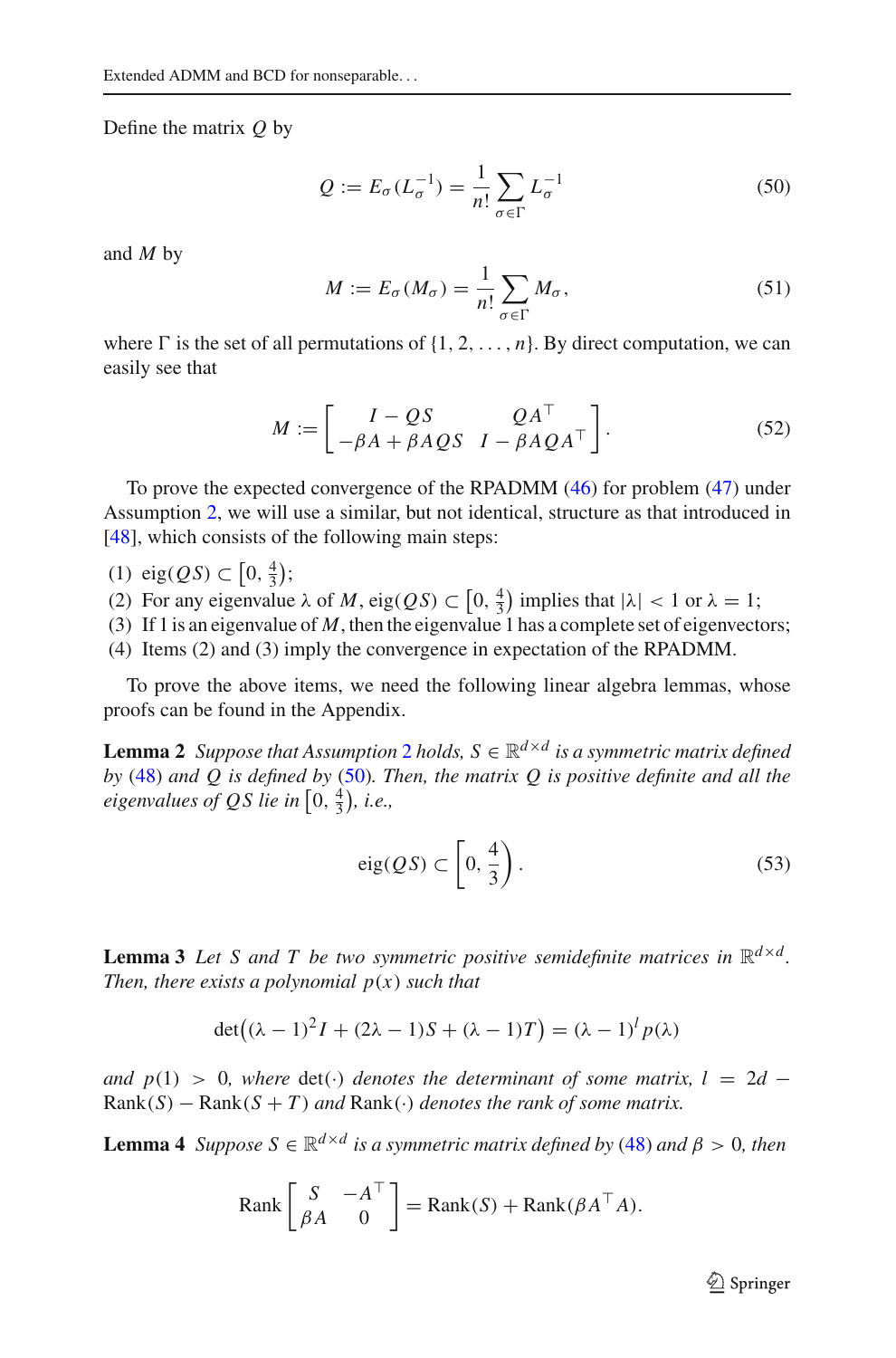Define the matrix $Q$ by

$$Q := E_\sigma(L_\sigma^{-1}) = \frac{1}{n!}\sum_{\sigma\in\Gamma} L_\sigma^{-1} \tag{50}$$

and $M$ by

$$M := E_\sigma(M_\sigma) = \frac{1}{n!}\sum_{\sigma\in\Gamma} M_\sigma, \tag{51}$$

where $\Gamma$ is the set of all permutations of $\{1, 2, \ldots, n\}$. By direct computation, we can easily see that

$$M := \begin{bmatrix} I - QS & QA^\top \\ -\beta A + \beta AQS & I - \beta AQA^\top \end{bmatrix}. \tag{52}$$

To prove the expected convergence of the RPADMM (46) for problem (47) under Assumption 2, we will use a similar, but not identical, structure as that introduced in [48], which consists of the following main steps:

(1) $\text{eig}(QS) \subset \left[0, \frac{4}{3}\right)$;
(2) For any eigenvalue $\lambda$ of $M$, $\text{eig}(QS) \subset \left[0, \frac{4}{3}\right)$ implies that $|\lambda| < 1$ or $\lambda = 1$;
(3) If 1 is an eigenvalue of $M$, then the eigenvalue 1 has a complete set of eigenvectors;
(4) Items (2) and (3) imply the convergence in expectation of the RPADMM.

To prove the above items, we need the following linear algebra lemmas, whose proofs can be found in the Appendix.

**Lemma 2** *Suppose that Assumption 2 holds, $S \in \mathbb{R}^{d\times d}$ is a symmetric matrix defined by (48) and $Q$ is defined by (50). Then, the matrix $Q$ is positive definite and all the eigenvalues of $QS$ lie in $\left[0, \frac{4}{3}\right)$, i.e.,*

$$\text{eig}(QS) \subset \left[0, \frac{4}{3}\right). \tag{53}$$

**Lemma 3** *Let $S$ and $T$ be two symmetric positive semidefinite matrices in $\mathbb{R}^{d\times d}$. Then, there exists a polynomial $p(x)$ such that*

$$\det\big((\lambda-1)^2 I + (2\lambda - 1)S + (\lambda - 1)T\big) = (\lambda - 1)^l p(\lambda)$$

*and $p(1) > 0$, where $\det(\cdot)$ denotes the determinant of some matrix, $l = 2d - \text{Rank}(S) - \text{Rank}(S+T)$ and $\text{Rank}(\cdot)$ denotes the rank of some matrix.*

**Lemma 4** *Suppose $S \in \mathbb{R}^{d\times d}$ is a symmetric matrix defined by (48) and $\beta > 0$, then*

$$\text{Rank}\begin{bmatrix} S & -A^\top \\ \beta A & 0 \end{bmatrix} = \text{Rank}(S) + \text{Rank}(\beta A^\top A).$$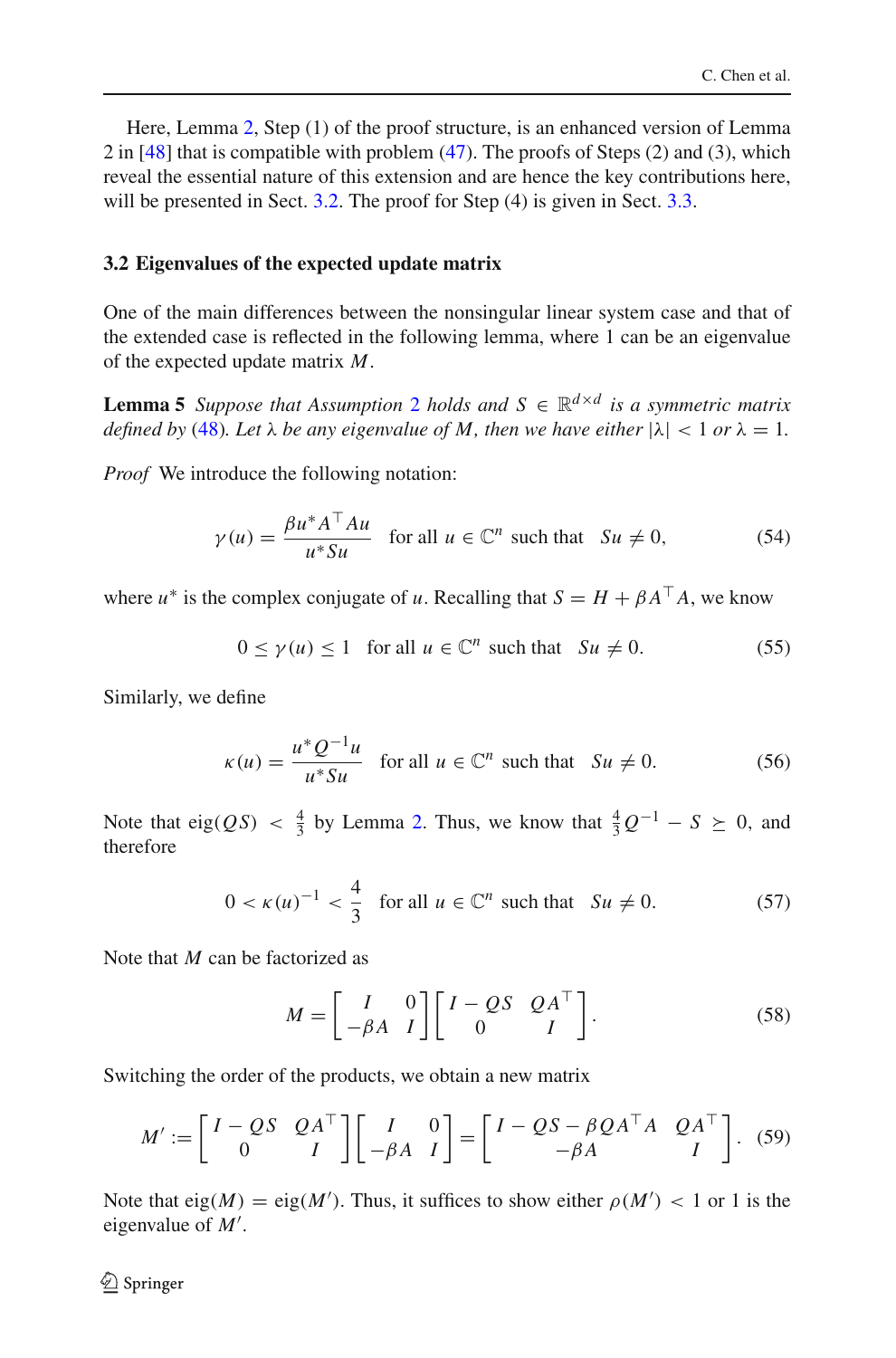Here, Lemma 2, Step (1) of the proof structure, is an enhanced version of Lemma 2 in [48] that is compatible with problem (47). The proofs of Steps (2) and (3), which reveal the essential nature of this extension and are hence the key contributions here, will be presented in Sect. 3.2. The proof for Step (4) is given in Sect. 3.3.

### 3.2 Eigenvalues of the expected update matrix

One of the main differences between the nonsingular linear system case and that of the extended case is reflected in the following lemma, where 1 can be an eigenvalue of the expected update matrix $M$.

**Lemma 5** *Suppose that Assumption 2 holds and $S \in \mathbb{R}^{d\times d}$ is a symmetric matrix defined by (48). Let $\lambda$ be any eigenvalue of $M$, then we have either $|\lambda| < 1$ or $\lambda = 1$.*

*Proof* We introduce the following notation:

$$\gamma(u) = \frac{\beta u^* A^\top A u}{u^* S u} \quad \text{for all } u \in \mathbb{C}^n \text{ such that } \quad Su \neq 0, \tag{54}$$

where $u^*$ is the complex conjugate of $u$. Recalling that $S = H + \beta A^\top A$, we know

$$0 \leq \gamma(u) \leq 1 \quad \text{for all } u \in \mathbb{C}^n \text{ such that } \quad Su \neq 0. \tag{55}$$

Similarly, we define

$$\kappa(u) = \frac{u^* Q^{-1} u}{u^* S u} \quad \text{for all } u \in \mathbb{C}^n \text{ such that } \quad Su \neq 0. \tag{56}$$

Note that $\text{eig}(QS) < \frac{4}{3}$ by Lemma 2. Thus, we know that $\frac{4}{3}Q^{-1} - S \succeq 0$, and therefore

$$0 < \kappa(u)^{-1} < \frac{4}{3} \quad \text{for all } u \in \mathbb{C}^n \text{ such that } \quad Su \neq 0. \tag{57}$$

Note that $M$ can be factorized as

$$M = \begin{bmatrix} I & 0 \\ -\beta A & I \end{bmatrix} \begin{bmatrix} I - QS & QA^\top \\ 0 & I \end{bmatrix}. \tag{58}$$

Switching the order of the products, we obtain a new matrix

$$M' := \begin{bmatrix} I - QS & QA^\top \\ 0 & I \end{bmatrix} \begin{bmatrix} I & 0 \\ -\beta A & I \end{bmatrix} = \begin{bmatrix} I - QS - \beta QA^\top A & QA^\top \\ -\beta A & I \end{bmatrix}. \tag{59}$$

Note that $\text{eig}(M) = \text{eig}(M')$. Thus, it suffices to show either $\rho(M') < 1$ or 1 is the eigenvalue of $M'$.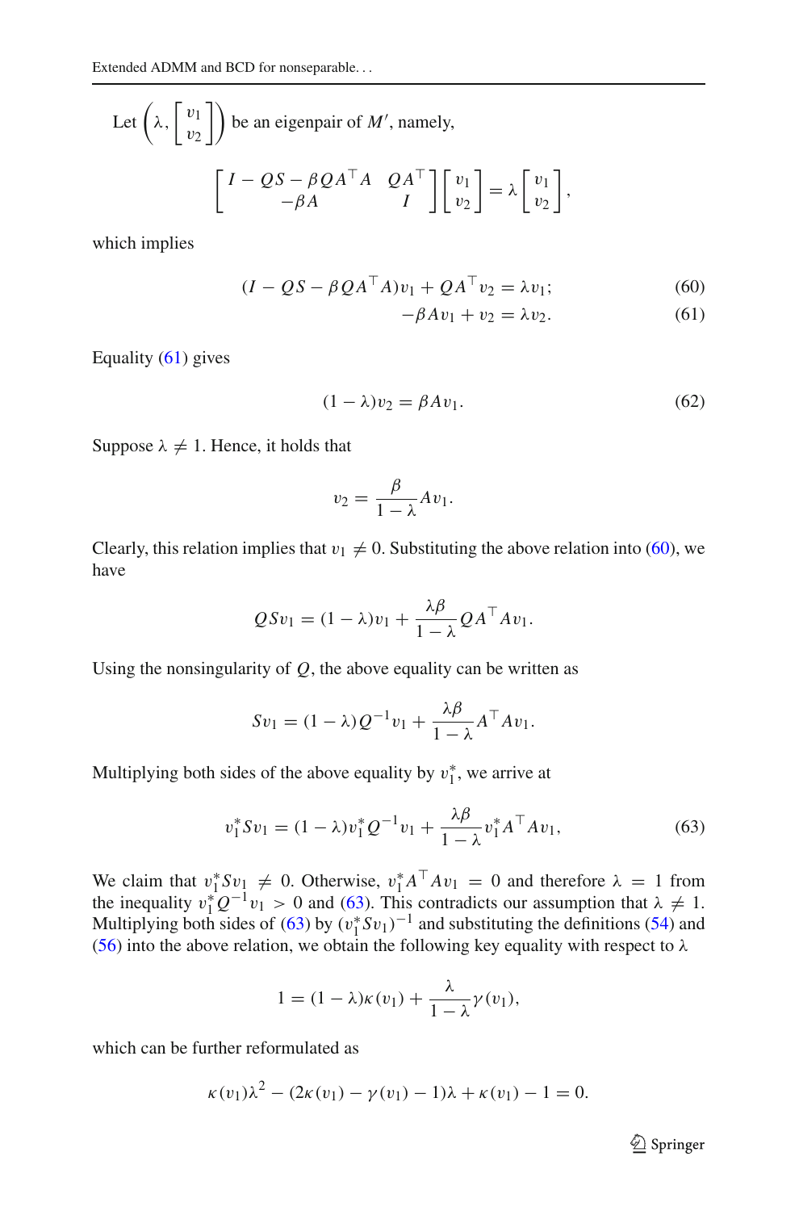Let $\left(\lambda, \begin{bmatrix} v_1 \\ v_2 \end{bmatrix}\right)$ be an eigenpair of $M'$, namely,

$$\begin{bmatrix} I - QS - \beta QA^\top A & QA^\top \\ -\beta A & I \end{bmatrix} \begin{bmatrix} v_1 \\ v_2 \end{bmatrix} = \lambda \begin{bmatrix} v_1 \\ v_2 \end{bmatrix},$$

which implies

$$(I - QS - \beta QA^\top A)v_1 + QA^\top v_2 = \lambda v_1; \tag{60}$$

$$-\beta A v_1 + v_2 = \lambda v_2. \tag{61}$$

Equality (61) gives

$$(1 - \lambda)v_2 = \beta A v_1. \tag{62}$$

Suppose $\lambda \neq 1$. Hence, it holds that

$$v_2 = \frac{\beta}{1 - \lambda} A v_1.$$

Clearly, this relation implies that $v_1 \neq 0$. Substituting the above relation into (60), we have

$$QSv_1 = (1 - \lambda)v_1 + \frac{\lambda\beta}{1 - \lambda} QA^\top A v_1.$$

Using the nonsingularity of $Q$, the above equality can be written as

$$Sv_1 = (1 - \lambda)Q^{-1}v_1 + \frac{\lambda\beta}{1 - \lambda} A^\top A v_1.$$

Multiplying both sides of the above equality by $v_1^*$, we arrive at

$$v_1^* S v_1 = (1 - \lambda)v_1^* Q^{-1} v_1 + \frac{\lambda\beta}{1 - \lambda} v_1^* A^\top A v_1, \tag{63}$$

We claim that $v_1^* S v_1 \neq 0$. Otherwise, $v_1^* A^\top A v_1 = 0$ and therefore $\lambda = 1$ from the inequality $v_1^* Q^{-1} v_1 > 0$ and (63). This contradicts our assumption that $\lambda \neq 1$. Multiplying both sides of (63) by $(v_1^* S v_1)^{-1}$ and substituting the definitions (54) and (56) into the above relation, we obtain the following key equality with respect to $\lambda$

$$1 = (1 - \lambda)\kappa(v_1) + \frac{\lambda}{1 - \lambda}\gamma(v_1),$$

which can be further reformulated as

$$\kappa(v_1)\lambda^2 - (2\kappa(v_1) - \gamma(v_1) - 1)\lambda + \kappa(v_1) - 1 = 0.$$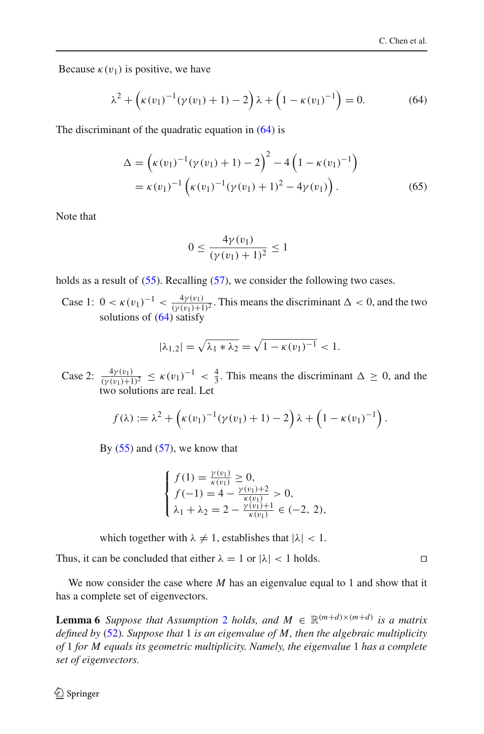Because $\kappa(v_1)$ is positive, we have

$$\lambda^2 + \left(\kappa(v_1)^{-1}(\gamma(v_1)+1) - 2\right)\lambda + \left(1 - \kappa(v_1)^{-1}\right) = 0. \tag{64}$$

The discriminant of the quadratic equation in (64) is

$$\begin{aligned}\Delta &= \left(\kappa(v_1)^{-1}(\gamma(v_1)+1) - 2\right)^2 - 4\left(1 - \kappa(v_1)^{-1}\right) \\ &= \kappa(v_1)^{-1}\left(\kappa(v_1)^{-1}(\gamma(v_1)+1)^2 - 4\gamma(v_1)\right).\end{aligned} \tag{65}$$

Note that

$$0 \leq \frac{4\gamma(v_1)}{(\gamma(v_1)+1)^2} \leq 1$$

holds as a result of (55). Recalling (57), we consider the following two cases.

Case 1: $0 < \kappa(v_1)^{-1} < \frac{4\gamma(v_1)}{(\gamma(v_1)+1)^2}$. This means the discriminant $\Delta < 0$, and the two solutions of (64) satisfy

$$|\lambda_{1,2}| = \sqrt{\lambda_1 * \lambda_2} = \sqrt{1 - \kappa(v_1)^{-1}} < 1.$$

Case 2: $\frac{4\gamma(v_1)}{(\gamma(v_1)+1)^2} \leq \kappa(v_1)^{-1} < \frac{4}{3}$. This means the discriminant $\Delta \geq 0$, and the two solutions are real. Let

$$f(\lambda) := \lambda^2 + \left(\kappa(v_1)^{-1}(\gamma(v_1)+1) - 2\right)\lambda + \left(1 - \kappa(v_1)^{-1}\right).$$

By (55) and (57), we know that

$$\begin{cases} f(1) = \frac{\gamma(v_1)}{\kappa(v_1)} \geq 0, \\ f(-1) = 4 - \frac{\gamma(v_1)+2}{\kappa(v_1)} > 0, \\ \lambda_1 + \lambda_2 = 2 - \frac{\gamma(v_1)+1}{\kappa(v_1)} \in (-2,\ 2), \end{cases}$$

which together with $\lambda \neq 1$, establishes that $|\lambda| < 1$.

Thus, it can be concluded that either $\lambda = 1$ or $|\lambda| < 1$ holds. □

We now consider the case where $M$ has an eigenvalue equal to 1 and show that it has a complete set of eigenvectors.

**Lemma 6** *Suppose that Assumption 2 holds, and $M \in \mathbb{R}^{(m+d)\times(m+d)}$ is a matrix defined by (52). Suppose that 1 is an eigenvalue of $M$, then the algebraic multiplicity of 1 for $M$ equals its geometric multiplicity. Namely, the eigenvalue 1 has a complete set of eigenvectors.*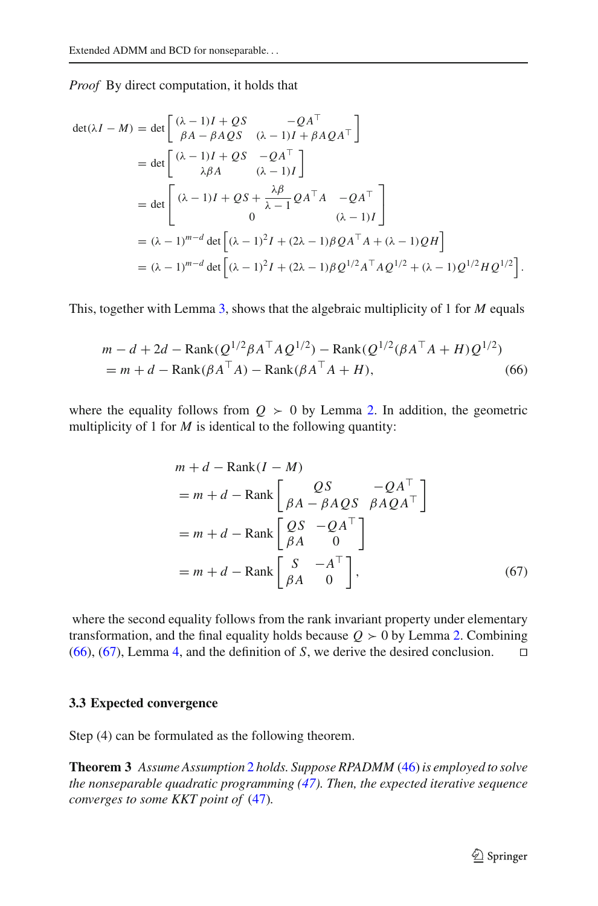*Proof* By direct computation, it holds that

$$
\begin{aligned}
\det(\lambda I - M) &= \det \begin{bmatrix} (\lambda-1)I + QS & -QA^\top \\ \beta A - \beta AQS & (\lambda-1)I + \beta AQA^\top \end{bmatrix} \\
&= \det \begin{bmatrix} (\lambda-1)I + QS & -QA^\top \\ \lambda\beta A & (\lambda-1)I \end{bmatrix} \\
&= \det \begin{bmatrix} (\lambda-1)I + QS + \dfrac{\lambda\beta}{\lambda-1}QA^\top A & -QA^\top \\ 0 & (\lambda-1)I \end{bmatrix} \\
&= (\lambda-1)^{m-d} \det\left[(\lambda-1)^2 I + (2\lambda-1)\beta QA^\top A + (\lambda-1)QH\right] \\
&= (\lambda-1)^{m-d} \det\left[(\lambda-1)^2 I + (2\lambda-1)\beta Q^{1/2}A^\top AQ^{1/2} + (\lambda-1)Q^{1/2}HQ^{1/2}\right].
\end{aligned}
$$

This, together with Lemma 3, shows that the algebraic multiplicity of 1 for $M$ equals

$$
\begin{aligned}
&m - d + 2d - \mathrm{Rank}(Q^{1/2}\beta A^\top AQ^{1/2}) - \mathrm{Rank}(Q^{1/2}(\beta A^\top A + H)Q^{1/2}) \\
&= m + d - \mathrm{Rank}(\beta A^\top A) - \mathrm{Rank}(\beta A^\top A + H),
\end{aligned} \tag{66}
$$

where the equality follows from $Q \succ 0$ by Lemma 2. In addition, the geometric multiplicity of 1 for $M$ is identical to the following quantity:

$$
\begin{aligned}
&m + d - \mathrm{Rank}(I - M) \\
&= m + d - \mathrm{Rank}\begin{bmatrix} QS & -QA^\top \\ \beta A - \beta AQS & \beta AQA^\top \end{bmatrix} \\
&= m + d - \mathrm{Rank}\begin{bmatrix} QS & -QA^\top \\ \beta A & 0 \end{bmatrix} \\
&= m + d - \mathrm{Rank}\begin{bmatrix} S & -A^\top \\ \beta A & 0 \end{bmatrix},
\end{aligned} \tag{67}
$$

where the second equality follows from the rank invariant property under elementary transformation, and the final equality holds because $Q \succ 0$ by Lemma 2. Combining (66), (67), Lemma 4, and the definition of $S$, we derive the desired conclusion. □

### 3.3 Expected convergence

Step (4) can be formulated as the following theorem.

**Theorem 3** *Assume Assumption 2 holds. Suppose RPADMM (46) is employed to solve the nonseparable quadratic programming (47). Then, the expected iterative sequence converges to some KKT point of (47).*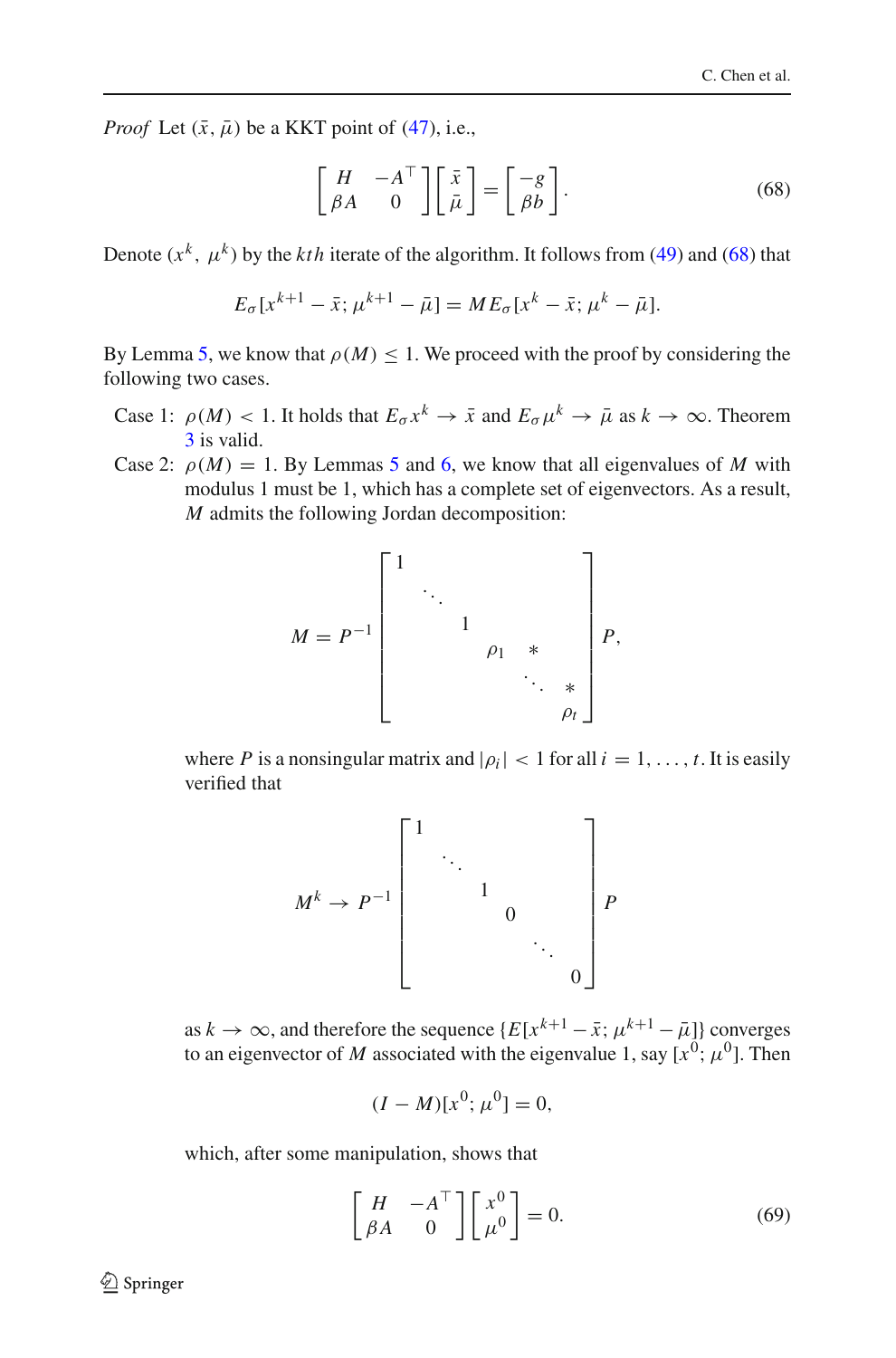*Proof* Let $(\bar{x}, \bar{\mu})$ be a KKT point of (47), i.e.,

$$\begin{bmatrix} H & -A^\top \\ \beta A & 0 \end{bmatrix} \begin{bmatrix} \bar{x} \\ \bar{\mu} \end{bmatrix} = \begin{bmatrix} -g \\ \beta b \end{bmatrix}. \tag{68}$$

Denote $(x^k, \mu^k)$ by the $kth$ iterate of the algorithm. It follows from (49) and (68) that

$$E_\sigma[x^{k+1} - \bar{x}; \mu^{k+1} - \bar{\mu}] = M E_\sigma[x^k - \bar{x}; \mu^k - \bar{\mu}].$$

By Lemma 5, we know that $\rho(M) \le 1$. We proceed with the proof by considering the following two cases.

Case 1: $\rho(M) < 1$. It holds that $E_\sigma x^k \to \bar{x}$ and $E_\sigma \mu^k \to \bar{\mu}$ as $k \to \infty$. Theorem 3 is valid.

Case 2: $\rho(M) = 1$. By Lemmas 5 and 6, we know that all eigenvalues of $M$ with modulus 1 must be 1, which has a complete set of eigenvectors. As a result, $M$ admits the following Jordan decomposition:

$$M = P^{-1} \begin{bmatrix} 1 & & & & & \\ & \ddots & & & & \\ & & 1 & & & \\ & & & \rho_1 & * & \\ & & & & \ddots & * \\ & & & & & \rho_t \end{bmatrix} P,$$

where $P$ is a nonsingular matrix and $|\rho_i| < 1$ for all $i = 1, \ldots, t$. It is easily verified that

$$M^k \to P^{-1} \begin{bmatrix} 1 & & & & & \\ & \ddots & & & & \\ & & 1 & & & \\ & & & 0 & & \\ & & & & \ddots & \\ & & & & & 0 \end{bmatrix} P$$

as $k \to \infty$, and therefore the sequence $\{E[x^{k+1} - \bar{x}; \mu^{k+1} - \bar{\mu}]\}$ converges to an eigenvector of $M$ associated with the eigenvalue 1, say $[x^0; \mu^0]$. Then

$$(I - M)[x^0; \mu^0] = 0,$$

which, after some manipulation, shows that

$$\begin{bmatrix} H & -A^\top \\ \beta A & 0 \end{bmatrix} \begin{bmatrix} x^0 \\ \mu^0 \end{bmatrix} = 0. \tag{69}$$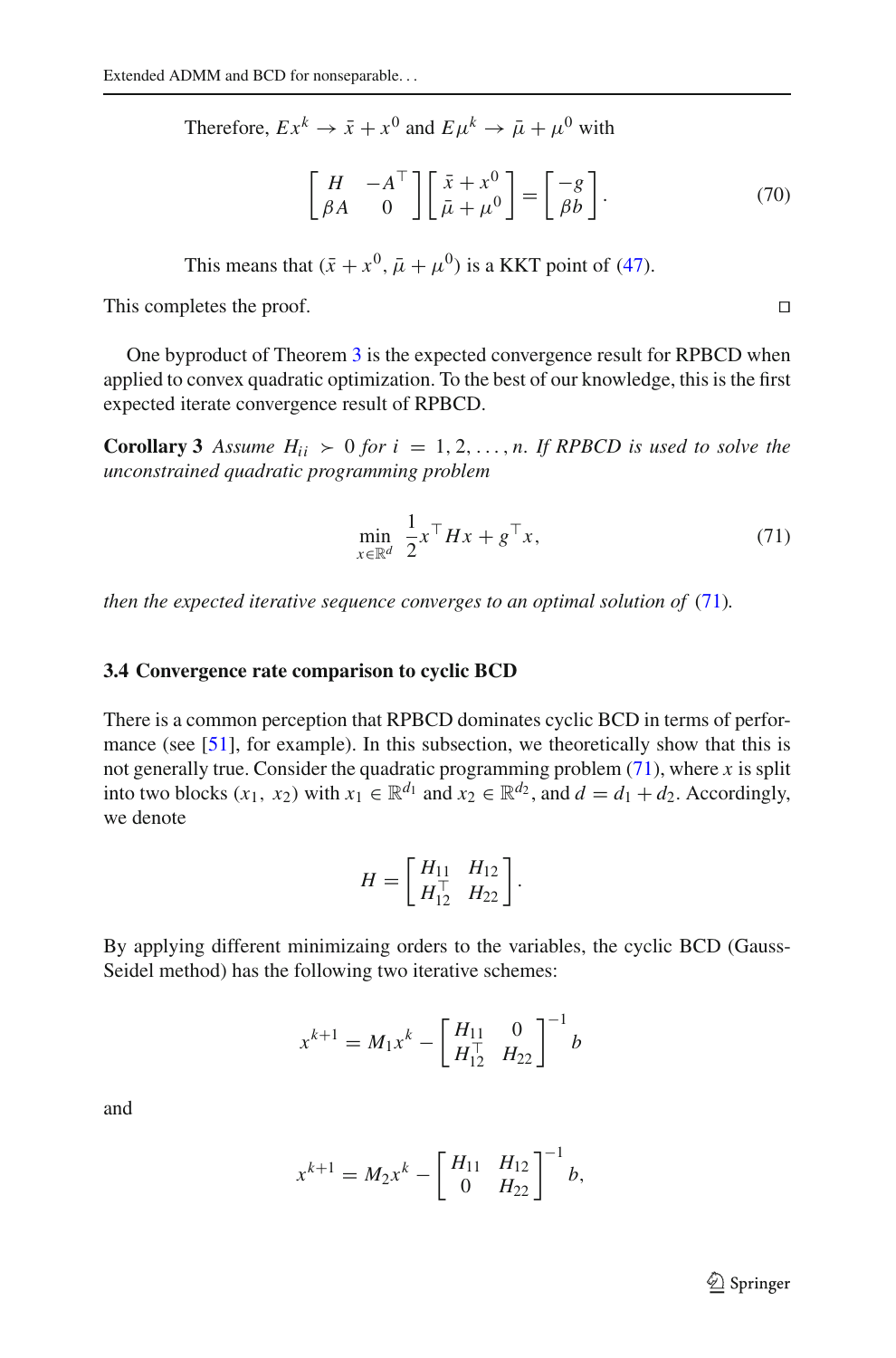Therefore, $Ex^k \to \bar{x} + x^0$ and $E\mu^k \to \bar{\mu} + \mu^0$ with

$$\begin{bmatrix} H & -A^\top \\ \beta A & 0 \end{bmatrix} \begin{bmatrix} \bar{x} + x^0 \\ \bar{\mu} + \mu^0 \end{bmatrix} = \begin{bmatrix} -g \\ \beta b \end{bmatrix}. \tag{70}$$

This means that $(\bar{x} + x^0, \bar{\mu} + \mu^0)$ is a KKT point of (47).

This completes the proof. □

One byproduct of Theorem 3 is the expected convergence result for RPBCD when applied to convex quadratic optimization. To the best of our knowledge, this is the first expected iterate convergence result of RPBCD.

**Corollary 3** *Assume $H_{ii} \succ 0$ for $i = 1, 2, \ldots, n$. If RPBCD is used to solve the unconstrained quadratic programming problem*

$$\min_{x \in \mathbb{R}^d} \frac{1}{2} x^\top H x + g^\top x, \tag{71}$$

*then the expected iterative sequence converges to an optimal solution of (71).*

### 3.4 Convergence rate comparison to cyclic BCD

There is a common perception that RPBCD dominates cyclic BCD in terms of performance (see [51], for example). In this subsection, we theoretically show that this is not generally true. Consider the quadratic programming problem (71), where $x$ is split into two blocks $(x_1, x_2)$ with $x_1 \in \mathbb{R}^{d_1}$ and $x_2 \in \mathbb{R}^{d_2}$, and $d = d_1 + d_2$. Accordingly, we denote

$$H = \begin{bmatrix} H_{11} & H_{12} \\ H_{12}^\top & H_{22} \end{bmatrix}.$$

By applying different minimizaing orders to the variables, the cyclic BCD (Gauss-Seidel method) has the following two iterative schemes:

$$x^{k+1} = M_1 x^k - \begin{bmatrix} H_{11} & 0 \\ H_{12}^\top & H_{22} \end{bmatrix}^{-1} b$$

and

$$x^{k+1} = M_2 x^k - \begin{bmatrix} H_{11} & H_{12} \\ 0 & H_{22} \end{bmatrix}^{-1} b,$$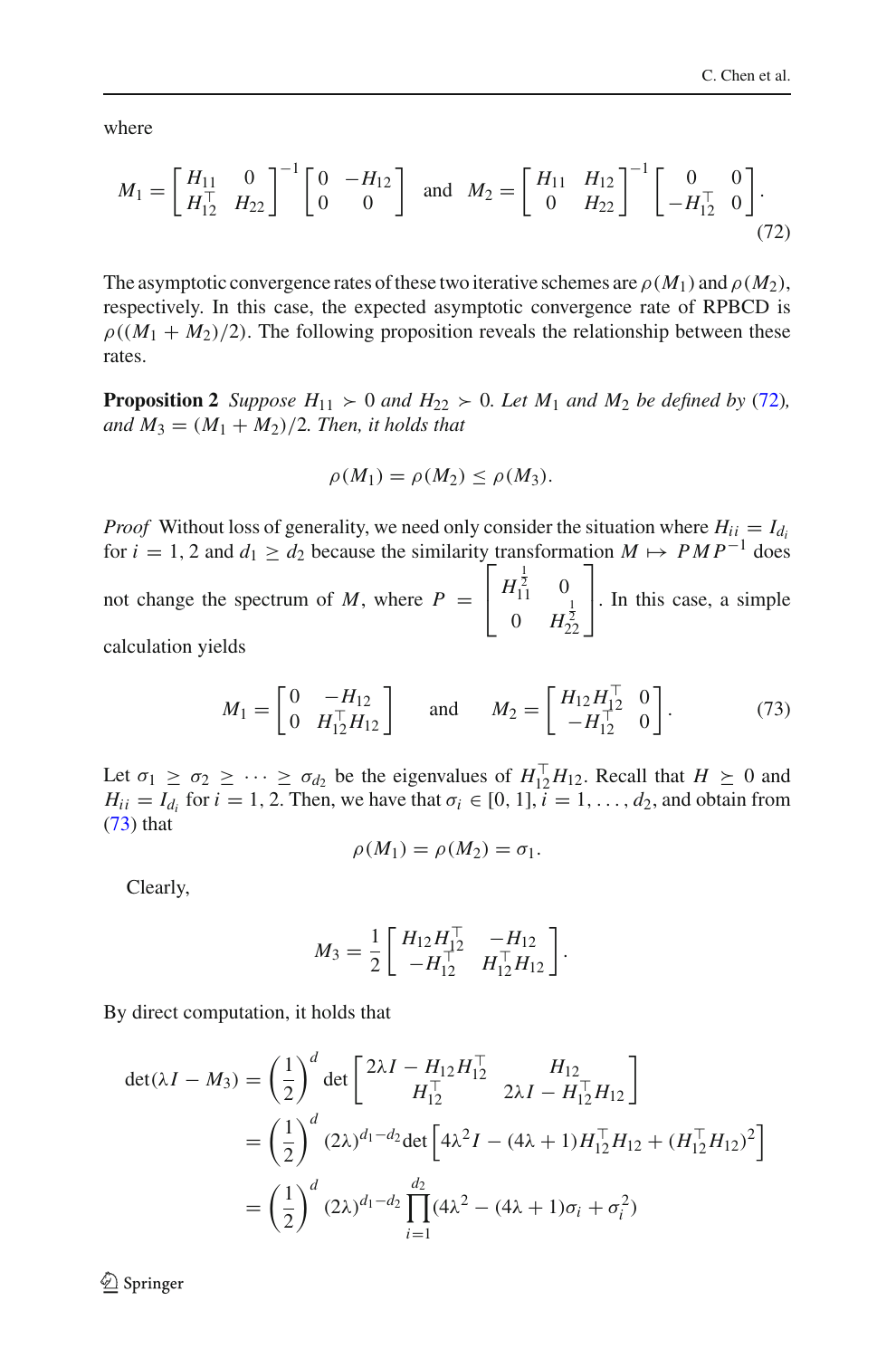where

$$M_1 = \begin{bmatrix} H_{11} & 0 \\ H_{12}^\top & H_{22} \end{bmatrix}^{-1} \begin{bmatrix} 0 & -H_{12} \\ 0 & 0 \end{bmatrix} \quad \text{and} \quad M_2 = \begin{bmatrix} H_{11} & H_{12} \\ 0 & H_{22} \end{bmatrix}^{-1} \begin{bmatrix} 0 & 0 \\ -H_{12}^\top & 0 \end{bmatrix}. \tag{72}$$

The asymptotic convergence rates of these two iterative schemes are $\rho(M_1)$ and $\rho(M_2)$, respectively. In this case, the expected asymptotic convergence rate of RPBCD is $\rho((M_1 + M_2)/2)$. The following proposition reveals the relationship between these rates.

**Proposition 2** *Suppose $H_{11} \succ 0$ and $H_{22} \succ 0$. Let $M_1$ and $M_2$ be defined by (72), and $M_3 = (M_1 + M_2)/2$. Then, it holds that*

$$\rho(M_1) = \rho(M_2) \leq \rho(M_3).$$

*Proof* Without loss of generality, we need only consider the situation where $H_{ii} = I_{d_i}$ for $i = 1, 2$ and $d_1 \geq d_2$ because the similarity transformation $M \mapsto PMP^{-1}$ does not change the spectrum of $M$, where $P = \begin{bmatrix} H_{11}^{\frac{1}{2}} & 0 \\ 0 & H_{22}^{\frac{1}{2}} \end{bmatrix}$. In this case, a simple calculation yields

$$M_1 = \begin{bmatrix} 0 & -H_{12} \\ 0 & H_{12}^\top H_{12} \end{bmatrix} \quad \text{and} \quad M_2 = \begin{bmatrix} H_{12} H_{12}^\top & 0 \\ -H_{12}^\top & 0 \end{bmatrix}. \tag{73}$$

Let $\sigma_1 \geq \sigma_2 \geq \cdots \geq \sigma_{d_2}$ be the eigenvalues of $H_{12}^\top H_{12}$. Recall that $H \succeq 0$ and $H_{ii} = I_{d_i}$ for $i = 1, 2$. Then, we have that $\sigma_i \in [0, 1], i = 1, \ldots, d_2$, and obtain from (73) that

$$\rho(M_1) = \rho(M_2) = \sigma_1.$$

Clearly,

$$M_3 = \frac{1}{2} \begin{bmatrix} H_{12} H_{12}^\top & -H_{12} \\ -H_{12}^\top & H_{12}^\top H_{12} \end{bmatrix}.$$

By direct computation, it holds that

$$\begin{aligned}
\det(\lambda I - M_3) &= \left(\frac{1}{2}\right)^d \det \begin{bmatrix} 2\lambda I - H_{12} H_{12}^\top & H_{12} \\ H_{12}^\top & 2\lambda I - H_{12}^\top H_{12} \end{bmatrix} \\
&= \left(\frac{1}{2}\right)^d (2\lambda)^{d_1 - d_2} \det \left[ 4\lambda^2 I - (4\lambda + 1) H_{12}^\top H_{12} + (H_{12}^\top H_{12})^2 \right] \\
&= \left(\frac{1}{2}\right)^d (2\lambda)^{d_1 - d_2} \prod_{i=1}^{d_2} (4\lambda^2 - (4\lambda + 1)\sigma_i + \sigma_i^2)
\end{aligned}$$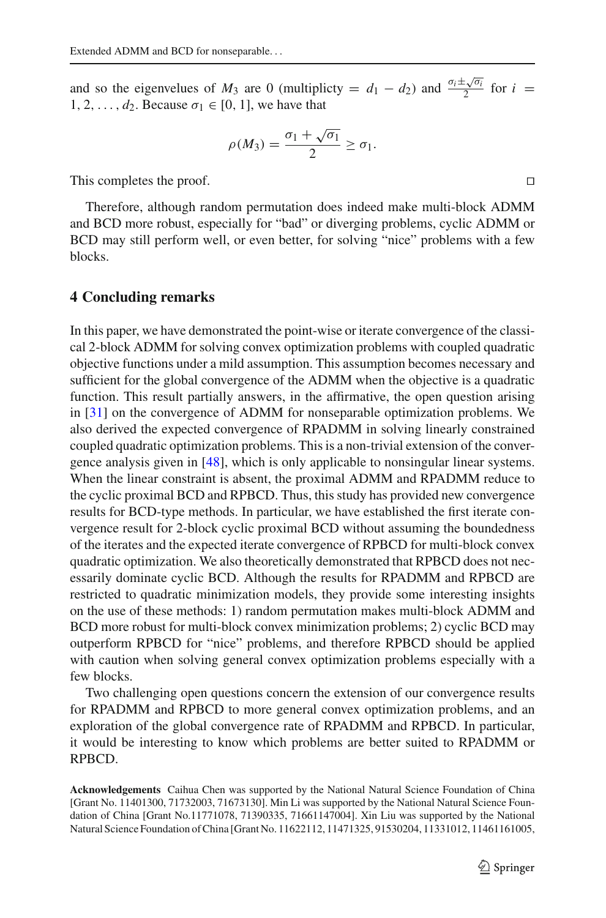and so the eigenvelues of $M_3$ are 0 (multiplicty $= d_1 - d_2$) and $\frac{\sigma_i \pm \sqrt{\sigma_i}}{2}$ for $i = 1, 2, \ldots, d_2$. Because $\sigma_1 \in [0, 1]$, we have that

$$\rho(M_3) = \frac{\sigma_1 + \sqrt{\sigma_1}}{2} \geq \sigma_1.$$

This completes the proof. □

Therefore, although random permutation does indeed make multi-block ADMM and BCD more robust, especially for "bad" or diverging problems, cyclic ADMM or BCD may still perform well, or even better, for solving "nice" problems with a few blocks.

## 4 Concluding remarks

In this paper, we have demonstrated the point-wise or iterate convergence of the classical 2-block ADMM for solving convex optimization problems with coupled quadratic objective functions under a mild assumption. This assumption becomes necessary and sufficient for the global convergence of the ADMM when the objective is a quadratic function. This result partially answers, in the affirmative, the open question arising in [31] on the convergence of ADMM for nonseparable optimization problems. We also derived the expected convergence of RPADMM in solving linearly constrained coupled quadratic optimization problems. This is a non-trivial extension of the convergence analysis given in [48], which is only applicable to nonsingular linear systems. When the linear constraint is absent, the proximal ADMM and RPADMM reduce to the cyclic proximal BCD and RPBCD. Thus, this study has provided new convergence results for BCD-type methods. In particular, we have established the first iterate convergence result for 2-block cyclic proximal BCD without assuming the boundedness of the iterates and the expected iterate convergence of RPBCD for multi-block convex quadratic optimization. We also theoretically demonstrated that RPBCD does not necessarily dominate cyclic BCD. Although the results for RPADMM and RPBCD are restricted to quadratic minimization models, they provide some interesting insights on the use of these methods: 1) random permutation makes multi-block ADMM and BCD more robust for multi-block convex minimization problems; 2) cyclic BCD may outperform RPBCD for "nice" problems, and therefore RPBCD should be applied with caution when solving general convex optimization problems especially with a few blocks.

Two challenging open questions concern the extension of our convergence results for RPADMM and RPBCD to more general convex optimization problems, and an exploration of the global convergence rate of RPADMM and RPBCD. In particular, it would be interesting to know which problems are better suited to RPADMM or RPBCD.

**Acknowledgements** Caihua Chen was supported by the National Natural Science Foundation of China [Grant No. 11401300, 71732003, 71673130]. Min Li was supported by the National Natural Science Foundation of China [Grant No.11771078, 71390335, 71661147004]. Xin Liu was supported by the National Natural Science Foundation of China [Grant No. 11622112, 11471325, 91530204, 11331012, 11461161005,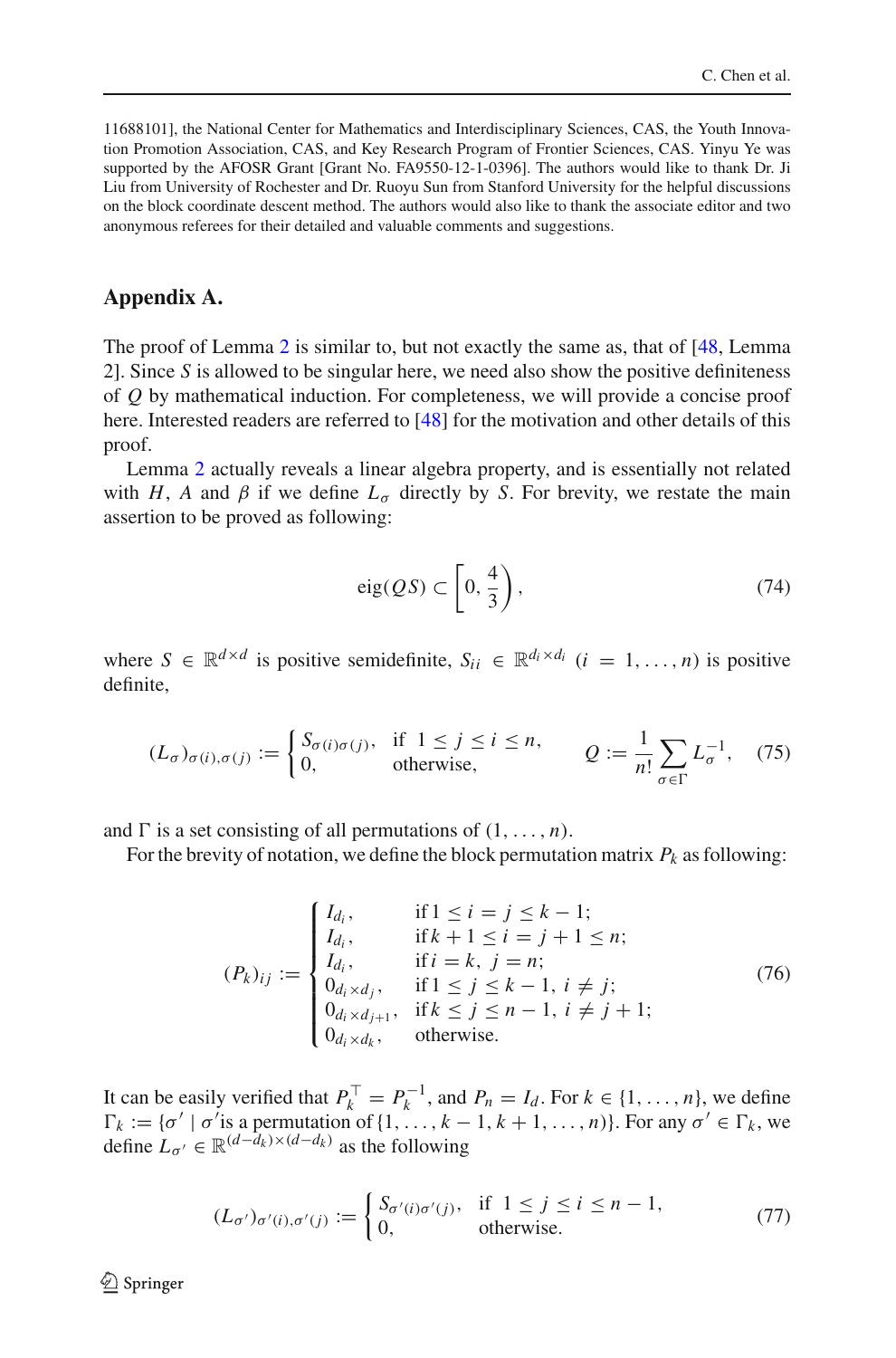11688101], the National Center for Mathematics and Interdisciplinary Sciences, CAS, the Youth Innovation Promotion Association, CAS, and Key Research Program of Frontier Sciences, CAS. Yinyu Ye was supported by the AFOSR Grant [Grant No. FA9550-12-1-0396]. The authors would like to thank Dr. Ji Liu from University of Rochester and Dr. Ruoyu Sun from Stanford University for the helpful discussions on the block coordinate descent method. The authors would also like to thank the associate editor and two anonymous referees for their detailed and valuable comments and suggestions.

## Appendix A.

The proof of Lemma 2 is similar to, but not exactly the same as, that of [48, Lemma 2]. Since $S$ is allowed to be singular here, we need also show the positive definiteness of $Q$ by mathematical induction. For completeness, we will provide a concise proof here. Interested readers are referred to [48] for the motivation and other details of this proof.

Lemma 2 actually reveals a linear algebra property, and is essentially not related with $H$, $A$ and $\beta$ if we define $L_\sigma$ directly by $S$. For brevity, we restate the main assertion to be proved as following:

$$\mathrm{eig}(QS) \subset \left[0, \frac{4}{3}\right), \tag{74}$$

where $S \in \mathbb{R}^{d\times d}$ is positive semidefinite, $S_{ii} \in \mathbb{R}^{d_i \times d_i}$ $(i = 1, \ldots, n)$ is positive definite,

$$(L_\sigma)_{\sigma(i),\sigma(j)} := \begin{cases} S_{\sigma(i)\sigma(j)}, & \text{if } 1 \le j \le i \le n, \\ 0, & \text{otherwise,} \end{cases} \qquad Q := \frac{1}{n!}\sum_{\sigma\in\Gamma} L_\sigma^{-1}, \tag{75}$$

and $\Gamma$ is a set consisting of all permutations of $(1, \ldots, n)$.

For the brevity of notation, we define the block permutation matrix $P_k$ as following:

$$(P_k)_{ij} := \begin{cases} I_{d_i}, & \text{if } 1 \le i = j \le k-1; \\ I_{d_i}, & \text{if } k+1 \le i = j+1 \le n; \\ I_{d_i}, & \text{if } i = k,\ j = n; \\ 0_{d_i \times d_j}, & \text{if } 1 \le j \le k-1,\ i \ne j; \\ 0_{d_i \times d_{j+1}}, & \text{if } k \le j \le n-1,\ i \ne j+1; \\ 0_{d_i \times d_k}, & \text{otherwise.} \end{cases} \tag{76}$$

It can be easily verified that $P_k^\top = P_k^{-1}$, and $P_n = I_d$. For $k \in \{1, \ldots, n\}$, we define $\Gamma_k := \{\sigma' \mid \sigma' \text{is a permutation of } \{1, \ldots, k-1, k+1, \ldots, n)\}$. For any $\sigma' \in \Gamma_k$, we define $L_{\sigma'} \in \mathbb{R}^{(d-d_k)\times(d-d_k)}$ as the following

$$(L_{\sigma'})_{\sigma'(i),\sigma'(j)} := \begin{cases} S_{\sigma'(i)\sigma'(j)}, & \text{if } 1 \le j \le i \le n-1, \\ 0, & \text{otherwise.} \end{cases} \tag{77}$$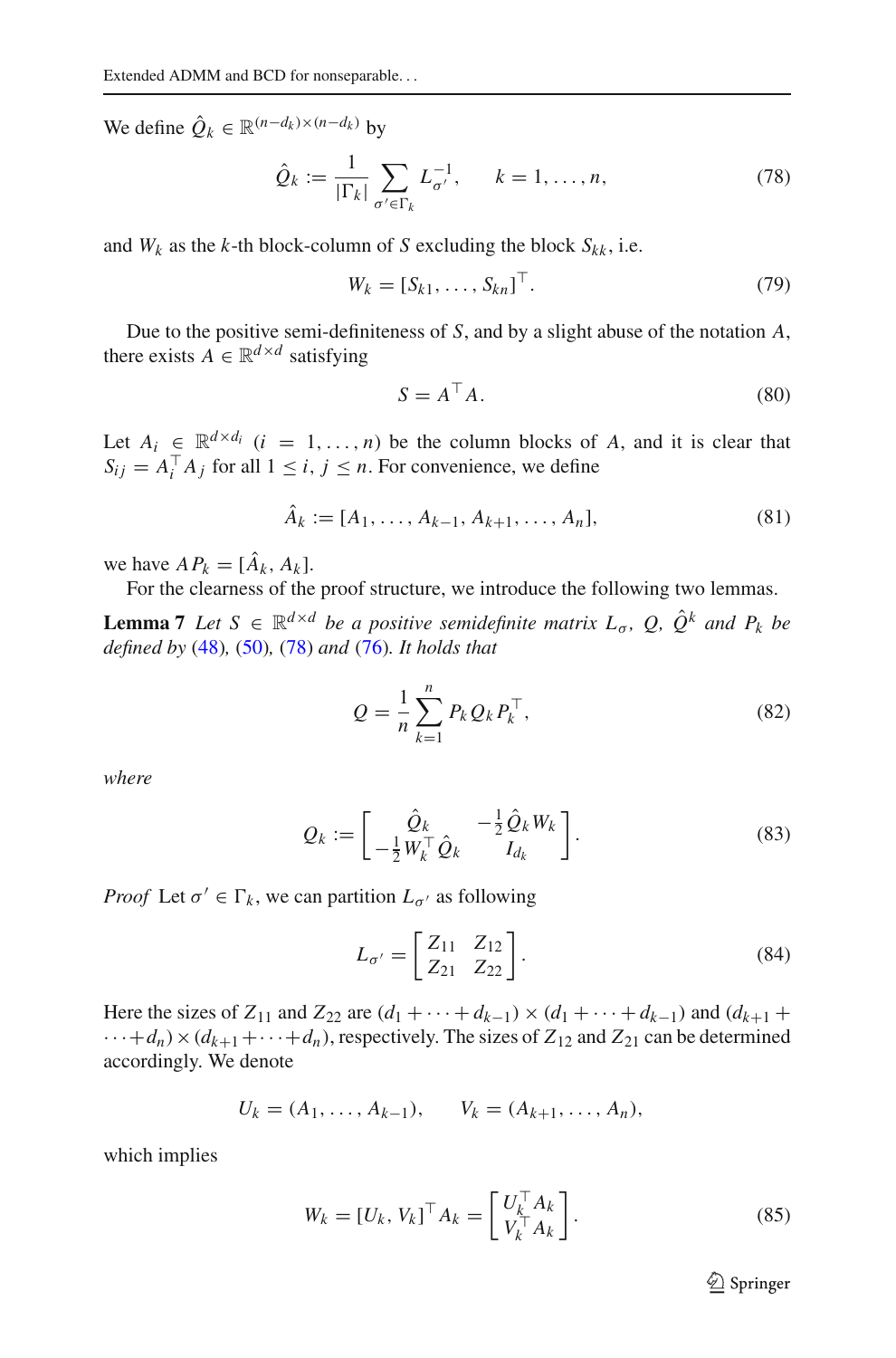We define $\hat{Q}_k \in \mathbb{R}^{(n-d_k)\times(n-d_k)}$ by

$$\hat{Q}_k := \frac{1}{|\Gamma_k|}\sum_{\sigma' \in \Gamma_k} L_{\sigma'}^{-1}, \qquad k = 1, \ldots, n, \tag{78}$$

and $W_k$ as the $k$-th block-column of $S$ excluding the block $S_{kk}$, i.e.

$$W_k = [S_{k1}, \ldots, S_{kn}]^\top. \tag{79}$$

Due to the positive semi-definiteness of $S$, and by a slight abuse of the notation $A$, there exists $A \in \mathbb{R}^{d\times d}$ satisfying

$$S = A^\top A. \tag{80}$$

Let $A_i \in \mathbb{R}^{d\times d_i}$ $(i = 1, \ldots, n)$ be the column blocks of $A$, and it is clear that $S_{ij} = A_i^\top A_j$ for all $1 \leq i, j \leq n$. For convenience, we define

$$\hat{A}_k := [A_1, \ldots, A_{k-1}, A_{k+1}, \ldots, A_n], \tag{81}$$

we have $AP_k = [\hat{A}_k, A_k]$.

For the clearness of the proof structure, we introduce the following two lemmas.

**Lemma 7** *Let $S \in \mathbb{R}^{d\times d}$ be a positive semidefinite matrix $L_\sigma$, $Q$, $\hat{Q}^k$ and $P_k$ be defined by (48), (50), (78) and (76). It holds that*

$$Q = \frac{1}{n}\sum_{k=1}^{n} P_k Q_k P_k^\top, \tag{82}$$

*where*

$$Q_k := \begin{bmatrix} \hat{Q}_k & -\frac{1}{2}\hat{Q}_k W_k \\ -\frac{1}{2}W_k^\top \hat{Q}_k & I_{d_k} \end{bmatrix}. \tag{83}$$

*Proof* Let $\sigma' \in \Gamma_k$, we can partition $L_{\sigma'}$ as following

$$L_{\sigma'} = \begin{bmatrix} Z_{11} & Z_{12} \\ Z_{21} & Z_{22} \end{bmatrix}. \tag{84}$$

Here the sizes of $Z_{11}$ and $Z_{22}$ are $(d_1 + \cdots + d_{k-1}) \times (d_1 + \cdots + d_{k-1})$ and $(d_{k+1} + \cdots + d_n) \times (d_{k+1} + \cdots + d_n)$, respectively. The sizes of $Z_{12}$ and $Z_{21}$ can be determined accordingly. We denote

$$U_k = (A_1, \ldots, A_{k-1}), \qquad V_k = (A_{k+1}, \ldots, A_n),$$

which implies

$$W_k = [U_k, V_k]^\top A_k = \begin{bmatrix} U_k^\top A_k \\ V_k^\top A_k \end{bmatrix}. \tag{85}$$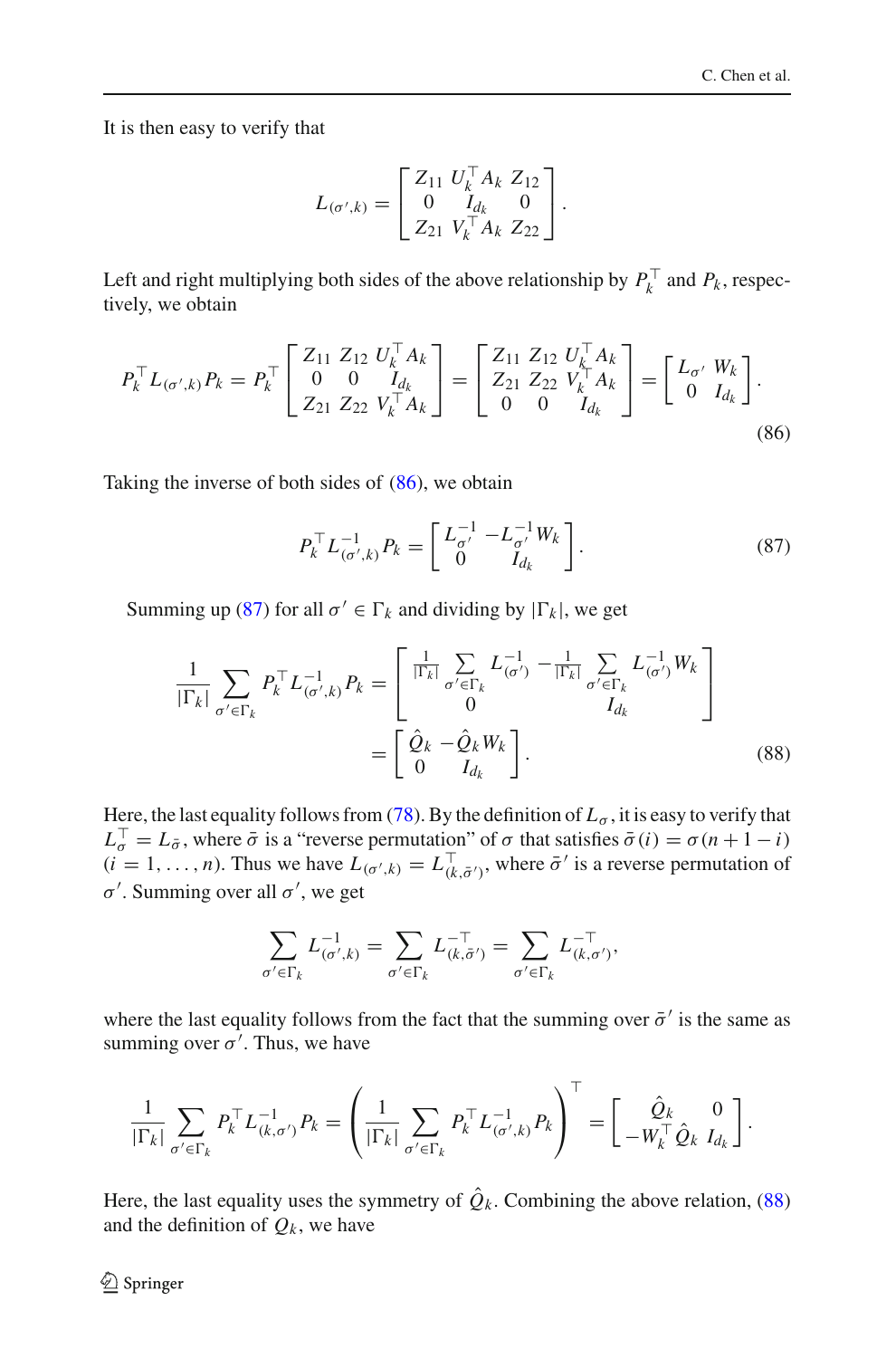It is then easy to verify that

$$L_{(\sigma',k)} = \begin{bmatrix} Z_{11} & U_k^\top A_k & Z_{12} \\ 0 & I_{d_k} & 0 \\ Z_{21} & V_k^\top A_k & Z_{22} \end{bmatrix}.$$

Left and right multiplying both sides of the above relationship by $P_k^\top$ and $P_k$, respectively, we obtain

$$P_k^\top L_{(\sigma',k)} P_k = P_k^\top \begin{bmatrix} Z_{11} & Z_{12} & U_k^\top A_k \\ 0 & 0 & I_{d_k} \\ Z_{21} & Z_{22} & V_k^\top A_k \end{bmatrix} = \begin{bmatrix} Z_{11} & Z_{12} & U_k^\top A_k \\ Z_{21} & Z_{22} & V_k^\top A_k \\ 0 & 0 & I_{d_k} \end{bmatrix} = \begin{bmatrix} L_{\sigma'} & W_k \\ 0 & I_{d_k} \end{bmatrix}. \tag{86}$$

Taking the inverse of both sides of (86), we obtain

$$P_k^\top L_{(\sigma',k)}^{-1} P_k = \begin{bmatrix} L_{\sigma'}^{-1} & -L_{\sigma'}^{-1} W_k \\ 0 & I_{d_k} \end{bmatrix}. \tag{87}$$

Summing up (87) for all $\sigma' \in \Gamma_k$ and dividing by $|\Gamma_k|$, we get

$$\begin{aligned} \frac{1}{|\Gamma_k|} \sum_{\sigma' \in \Gamma_k} P_k^\top L_{(\sigma',k)}^{-1} P_k &= \begin{bmatrix} \frac{1}{|\Gamma_k|} \sum\limits_{\sigma' \in \Gamma_k} L_{(\sigma')}^{-1} & -\frac{1}{|\Gamma_k|} \sum\limits_{\sigma' \in \Gamma_k} L_{(\sigma')}^{-1} W_k \\ 0 & I_{d_k} \end{bmatrix} \\ &= \begin{bmatrix} \hat{Q}_k & -\hat{Q}_k W_k \\ 0 & I_{d_k} \end{bmatrix}. \end{aligned} \tag{88}$$

Here, the last equality follows from (78). By the definition of $L_\sigma$, it is easy to verify that $L_\sigma^\top = L_{\bar{\sigma}}$, where $\bar{\sigma}$ is a "reverse permutation" of $\sigma$ that satisfies $\bar{\sigma}(i) = \sigma(n+1-i)$ $(i = 1, \ldots, n)$. Thus we have $L_{(\sigma',k)} = L_{(k,\bar{\sigma}')}^\top$, where $\bar{\sigma}'$ is a reverse permutation of $\sigma'$. Summing over all $\sigma'$, we get

$$\sum_{\sigma' \in \Gamma_k} L_{(\sigma',k)}^{-1} = \sum_{\sigma' \in \Gamma_k} L_{(k,\bar{\sigma}')}^{-\top} = \sum_{\sigma' \in \Gamma_k} L_{(k,\sigma')}^{-\top},$$

where the last equality follows from the fact that the summing over $\bar{\sigma}'$ is the same as summing over $\sigma'$. Thus, we have

$$\frac{1}{|\Gamma_k|} \sum_{\sigma' \in \Gamma_k} P_k^\top L_{(k,\sigma')}^{-1} P_k = \left( \frac{1}{|\Gamma_k|} \sum_{\sigma' \in \Gamma_k} P_k^\top L_{(\sigma',k)}^{-1} P_k \right)^\top = \begin{bmatrix} \hat{Q}_k & 0 \\ -W_k^\top \hat{Q}_k & I_{d_k} \end{bmatrix}.$$

Here, the last equality uses the symmetry of $\hat{Q}_k$. Combining the above relation, (88) and the definition of $Q_k$, we have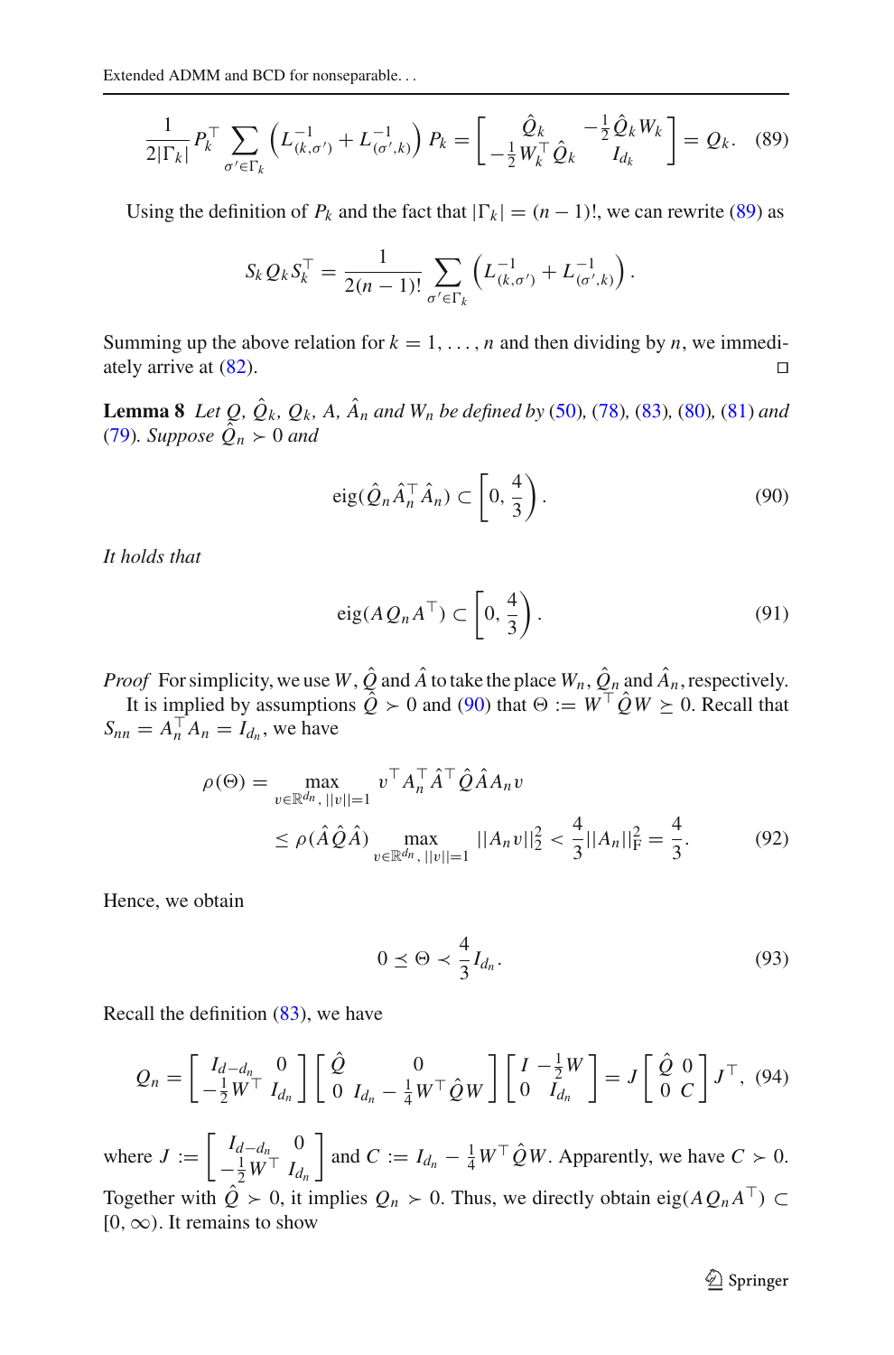$$\frac{1}{2|\Gamma_k|} P_k^\top \sum_{\sigma' \in \Gamma_k} \left( L_{(k,\sigma')}^{-1} + L_{(\sigma',k)}^{-1} \right) P_k = \begin{bmatrix} \hat{Q}_k & -\frac{1}{2}\hat{Q}_k W_k \\ -\frac{1}{2} W_k^\top \hat{Q}_k & I_{d_k} \end{bmatrix} = Q_k. \quad (89)$$

Using the definition of $P_k$ and the fact that $|\Gamma_k| = (n-1)!$, we can rewrite (89) as

$$S_k Q_k S_k^\top = \frac{1}{2(n-1)!} \sum_{\sigma' \in \Gamma_k} \left( L_{(k,\sigma')}^{-1} + L_{(\sigma',k)}^{-1} \right).$$

Summing up the above relation for $k = 1, \ldots, n$ and then dividing by $n$, we immediately arrive at (82). □

**Lemma 8** *Let $Q$, $\hat{Q}_k$, $Q_k$, $A$, $\hat{A}_n$ and $W_n$ be defined by (50), (78), (83), (80), (81) and (79). Suppose $\hat{Q}_n \succ 0$ and*

$$\mathrm{eig}(\hat{Q}_n \hat{A}_n^\top \hat{A}_n) \subset \left[0, \frac{4}{3}\right). \quad (90)$$

*It holds that*

$$\mathrm{eig}(A Q_n A^\top) \subset \left[0, \frac{4}{3}\right). \quad (91)$$

*Proof* For simplicity, we use $W$, $\hat{Q}$ and $\hat{A}$ to take the place $W_n$, $\hat{Q}_n$ and $\hat{A}_n$, respectively.

It is implied by assumptions $\hat{Q} \succ 0$ and (90) that $\Theta := W^\top \hat{Q} W \succeq 0$. Recall that $S_{nn} = A_n^\top A_n = I_{d_n}$, we have

$$\begin{aligned} \rho(\Theta) &= \max_{v \in \mathbb{R}^{d_n},\, ||v||=1} v^\top A_n^\top \hat{A}^\top \hat{Q} \hat{A} A_n v \\ &\le \rho(\hat{A}\hat{Q}\hat{A}) \max_{v \in \mathbb{R}^{d_n},\, ||v||=1} ||A_n v||_2^2 < \frac{4}{3} ||A_n||_{\mathrm{F}}^2 = \frac{4}{3}. \end{aligned} \quad (92)$$

Hence, we obtain

$$0 \preceq \Theta \prec \frac{4}{3} I_{d_n}. \quad (93)$$

Recall the definition (83), we have

$$Q_n = \begin{bmatrix} I_{d-d_n} & 0 \\ -\frac{1}{2} W^\top & I_{d_n} \end{bmatrix} \begin{bmatrix} \hat{Q} & 0 \\ 0 & I_{d_n} - \frac{1}{4} W^\top \hat{Q} W \end{bmatrix} \begin{bmatrix} I & -\frac{1}{2} W \\ 0 & I_{d_n} \end{bmatrix} = J \begin{bmatrix} \hat{Q} & 0 \\ 0 & C \end{bmatrix} J^\top, \quad (94)$$

where $J := \begin{bmatrix} I_{d-d_n} & 0 \\ -\frac{1}{2} W^\top & I_{d_n} \end{bmatrix}$ and $C := I_{d_n} - \frac{1}{4} W^\top \hat{Q} W$. Apparently, we have $C \succ 0$. Together with $\hat{Q} \succ 0$, it implies $Q_n \succ 0$. Thus, we directly obtain $\mathrm{eig}(A Q_n A^\top) \subset [0, \infty)$. It remains to show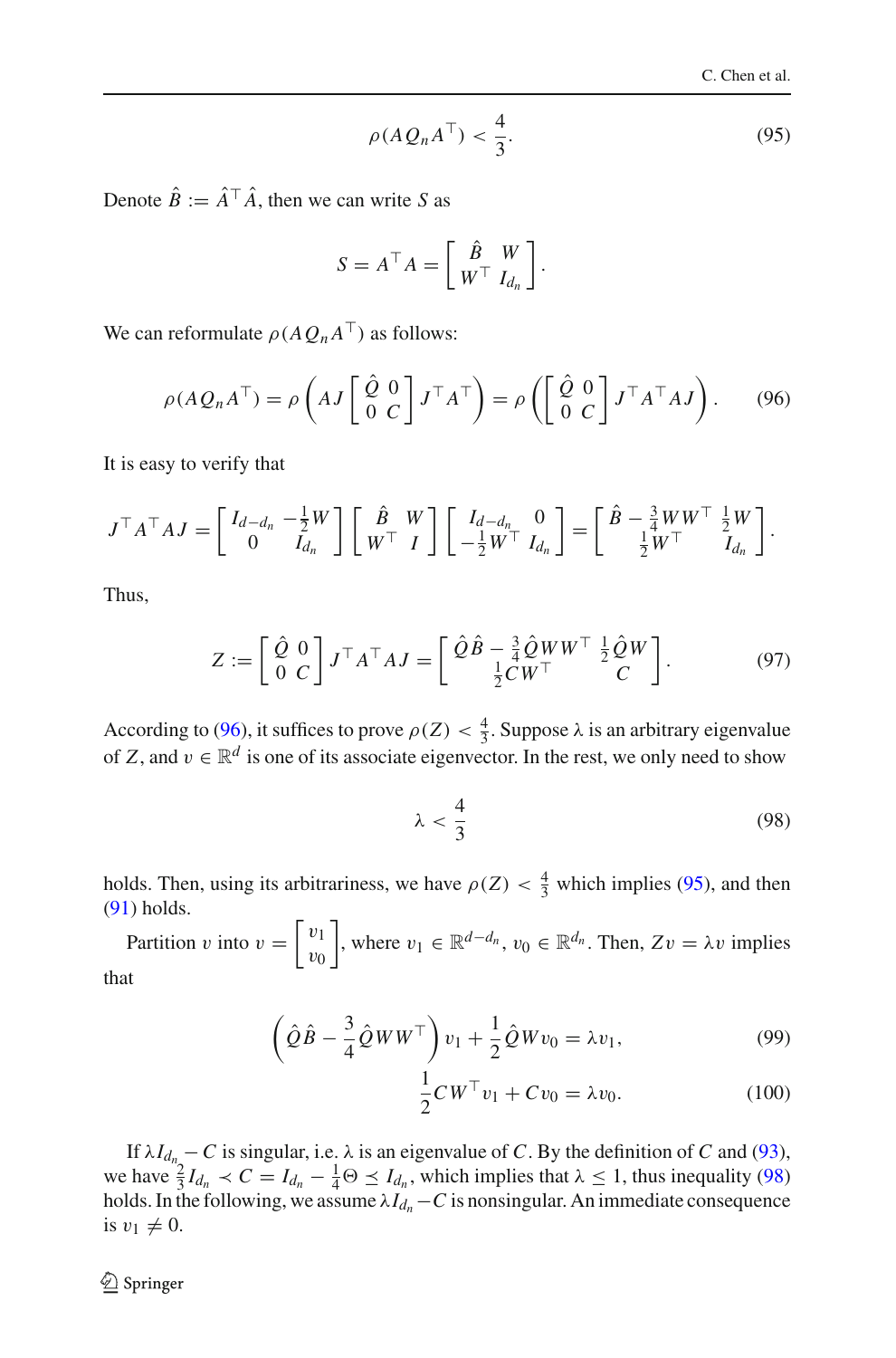$$\rho(AQ_nA^\top) < \frac{4}{3}. \tag{95}$$

Denote $\hat{B} := \hat{A}^\top \hat{A}$, then we can write $S$ as

$$S = A^\top A = \begin{bmatrix} \hat{B} & W \\ W^\top & I_{d_n} \end{bmatrix}.$$

We can reformulate $\rho(AQ_nA^\top)$ as follows:

$$\rho(AQ_nA^\top) = \rho\left(AJ\begin{bmatrix} \hat{Q} & 0 \\ 0 & C \end{bmatrix} J^\top A^\top\right) = \rho\left(\begin{bmatrix} \hat{Q} & 0 \\ 0 & C \end{bmatrix} J^\top A^\top AJ\right). \tag{96}$$

It is easy to verify that

$$J^\top A^\top AJ = \begin{bmatrix} I_{d-d_n} & -\frac{1}{2}W \\ 0 & I_{d_n} \end{bmatrix} \begin{bmatrix} \hat{B} & W \\ W^\top & I \end{bmatrix} \begin{bmatrix} I_{d-d_n} & 0 \\ -\frac{1}{2}W^\top & I_{d_n} \end{bmatrix} = \begin{bmatrix} \hat{B} - \frac{3}{4}WW^\top & \frac{1}{2}W \\ \frac{1}{2}W^\top & I_{d_n} \end{bmatrix}.$$

Thus,

$$Z := \begin{bmatrix} \hat{Q} & 0 \\ 0 & C \end{bmatrix} J^\top A^\top AJ = \begin{bmatrix} \hat{Q}\hat{B} - \frac{3}{4}\hat{Q}WW^\top & \frac{1}{2}\hat{Q}W \\ \frac{1}{2}CW^\top & C \end{bmatrix}. \tag{97}$$

According to (96), it suffices to prove $\rho(Z) < \frac{4}{3}$. Suppose $\lambda$ is an arbitrary eigenvalue of $Z$, and $v \in \mathbb{R}^d$ is one of its associate eigenvector. In the rest, we only need to show

$$\lambda < \frac{4}{3} \tag{98}$$

holds. Then, using its arbitrariness, we have $\rho(Z) < \frac{4}{3}$ which implies (95), and then (91) holds.

Partition $v$ into $v = \begin{bmatrix} v_1 \\ v_0 \end{bmatrix}$, where $v_1 \in \mathbb{R}^{d-d_n}$, $v_0 \in \mathbb{R}^{d_n}$. Then, $Zv = \lambda v$ implies that

$$\left(\hat{Q}\hat{B} - \frac{3}{4}\hat{Q}WW^\top\right)v_1 + \frac{1}{2}\hat{Q}Wv_0 = \lambda v_1, \tag{99}$$

$$\frac{1}{2}CW^\top v_1 + Cv_0 = \lambda v_0. \tag{100}$$

If $\lambda I_{d_n} - C$ is singular, i.e. $\lambda$ is an eigenvalue of $C$. By the definition of $C$ and (93), we have $\frac{2}{3}I_{d_n} \prec C = I_{d_n} - \frac{1}{4}\Theta \preceq I_{d_n}$, which implies that $\lambda \le 1$, thus inequality (98) holds. In the following, we assume $\lambda I_{d_n} - C$ is nonsingular. An immediate consequence is $v_1 \neq 0$.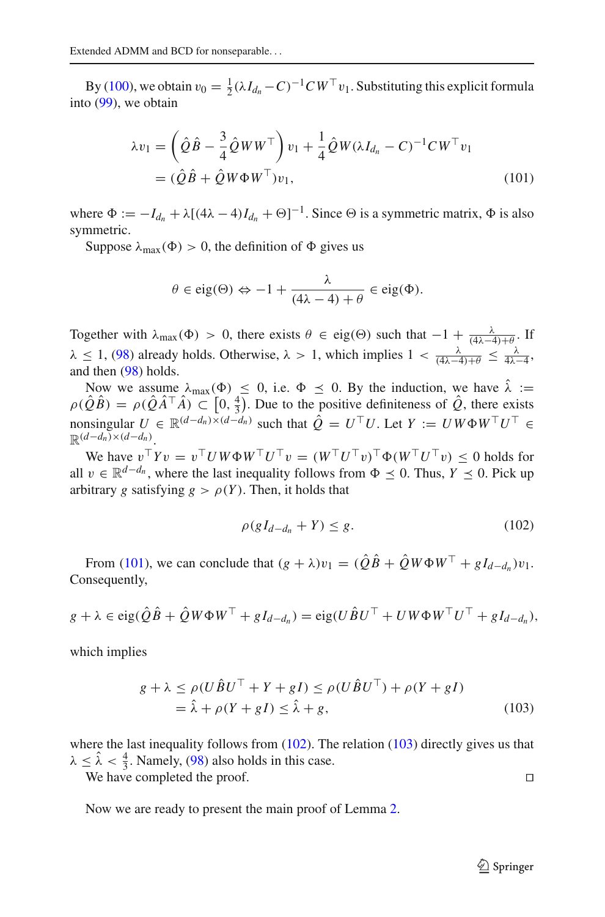By (100), we obtain $v_0 = \frac{1}{2}(\lambda I_{d_n} - C)^{-1} C W^\top v_1$. Substituting this explicit formula into (99), we obtain

$$
\begin{aligned}
\lambda v_1 &= \left(\hat{Q}\hat{B} - \frac{3}{4}\hat{Q}WW^\top\right) v_1 + \frac{1}{4}\hat{Q}W(\lambda I_{d_n} - C)^{-1} C W^\top v_1 \\
&= (\hat{Q}\hat{B} + \hat{Q}W\Phi W^\top) v_1,
\end{aligned} \tag{101}
$$

where $\Phi := -I_{d_n} + \lambda[(4\lambda - 4)I_{d_n} + \Theta]^{-1}$. Since $\Theta$ is a symmetric matrix, $\Phi$ is also symmetric.

Suppose $\lambda_{\max}(\Phi) > 0$, the definition of $\Phi$ gives us

$$
\theta \in \operatorname{eig}(\Theta) \Leftrightarrow -1 + \frac{\lambda}{(4\lambda - 4) + \theta} \in \operatorname{eig}(\Phi).
$$

Together with $\lambda_{\max}(\Phi) > 0$, there exists $\theta \in \operatorname{eig}(\Theta)$ such that $-1 + \frac{\lambda}{(4\lambda-4)+\theta}$. If $\lambda \leq 1$, (98) already holds. Otherwise, $\lambda > 1$, which implies $1 < \frac{\lambda}{(4\lambda-4)+\theta} \leq \frac{\lambda}{4\lambda-4}$, and then (98) holds.

Now we assume $\lambda_{\max}(\Phi) \leq 0$, i.e. $\Phi \preceq 0$. By the induction, we have $\hat{\lambda} := \rho(\hat{Q}\hat{B}) = \rho(\hat{Q}\hat{A}^\top\hat{A}) \subset \left[0, \frac{4}{3}\right)$. Due to the positive definiteness of $\hat{Q}$, there exists nonsingular $U \in \mathbb{R}^{(d-d_n)\times(d-d_n)}$ such that $\hat{Q} = U^\top U$. Let $Y := UW\Phi W^\top U^\top \in \mathbb{R}^{(d-d_n)\times(d-d_n)}$.

We have $v^\top Y v = v^\top UW\Phi W^\top U^\top v = (W^\top U^\top v)^\top \Phi (W^\top U^\top v) \leq 0$ holds for all $v \in \mathbb{R}^{d-d_n}$, where the last inequality follows from $\Phi \preceq 0$. Thus, $Y \preceq 0$. Pick up arbitrary $g$ satisfying $g > \rho(Y)$. Then, it holds that

$$
\rho(gI_{d-d_n} + Y) \leq g. \tag{102}
$$

From (101), we can conclude that $(g + \lambda)v_1 = (\hat{Q}\hat{B} + \hat{Q}W\Phi W^\top + gI_{d-d_n})v_1$. Consequently,

$$
g + \lambda \in \operatorname{eig}(\hat{Q}\hat{B} + \hat{Q}W\Phi W^\top + gI_{d-d_n}) = \operatorname{eig}(U\hat{B}U^\top + UW\Phi W^\top U^\top + gI_{d-d_n}),
$$

which implies

$$
\begin{aligned}
g + \lambda &\leq \rho(U\hat{B}U^\top + Y + gI) \leq \rho(U\hat{B}U^\top) + \rho(Y + gI) \\
&= \hat{\lambda} + \rho(Y + gI) \leq \hat{\lambda} + g,
\end{aligned} \tag{103}
$$

where the last inequality follows from (102). The relation (103) directly gives us that $\lambda \leq \hat{\lambda} < \frac{4}{3}$. Namely, (98) also holds in this case.

We have completed the proof. $\square$

Now we are ready to present the main proof of Lemma 2.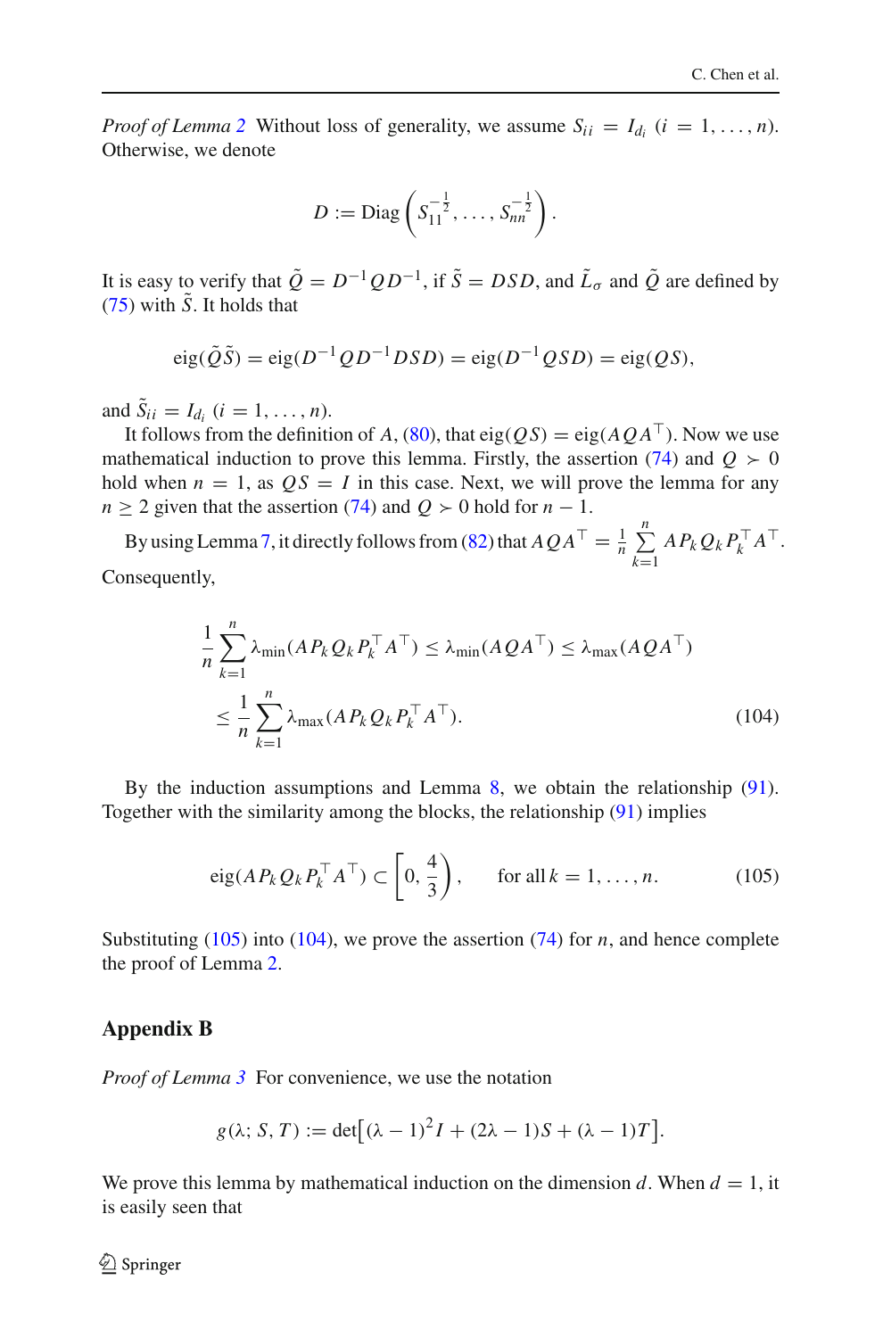*Proof of Lemma 2* Without loss of generality, we assume $S_{ii} = I_{d_i}$ $(i = 1, \ldots, n)$. Otherwise, we denote

$$D := \text{Diag}\left(S_{11}^{-\frac{1}{2}}, \ldots, S_{nn}^{-\frac{1}{2}}\right).$$

It is easy to verify that $\tilde{Q} = D^{-1}QD^{-1}$, if $\tilde{S} = DSD$, and $\tilde{L}_\sigma$ and $\tilde{Q}$ are defined by (75) with $\tilde{S}$. It holds that

$$\text{eig}(\tilde{Q}\tilde{S}) = \text{eig}(D^{-1}QD^{-1}DSD) = \text{eig}(D^{-1}QSD) = \text{eig}(QS),$$

and $\tilde{S}_{ii} = I_{d_i}$ $(i = 1, \ldots, n)$.

It follows from the definition of $A$, (80), that $\text{eig}(QS) = \text{eig}(AQA^\top)$. Now we use mathematical induction to prove this lemma. Firstly, the assertion (74) and $Q \succ 0$ hold when $n = 1$, as $QS = I$ in this case. Next, we will prove the lemma for any $n \geq 2$ given that the assertion (74) and $Q \succ 0$ hold for $n - 1$.

By using Lemma 7, it directly follows from (82) that $AQA^\top = \frac{1}{n}\sum_{k=1}^{n} AP_kQ_kP_k^\top A^\top$. Consequently,

$$\begin{aligned}
\frac{1}{n}\sum_{k=1}^{n}\lambda_{\min}(AP_kQ_kP_k^\top A^\top) &\leq \lambda_{\min}(AQA^\top) \leq \lambda_{\max}(AQA^\top) \\
&\leq \frac{1}{n}\sum_{k=1}^{n}\lambda_{\max}(AP_kQ_kP_k^\top A^\top).
\end{aligned} \tag{104}$$

By the induction assumptions and Lemma 8, we obtain the relationship (91). Together with the similarity among the blocks, the relationship (91) implies

$$\text{eig}(AP_kQ_kP_k^\top A^\top) \subset \left[0, \frac{4}{3}\right), \qquad \text{for all } k = 1, \ldots, n. \tag{105}$$

Substituting (105) into (104), we prove the assertion (74) for $n$, and hence complete the proof of Lemma 2.

## Appendix B

*Proof of Lemma 3* For convenience, we use the notation

$$g(\lambda; S, T) := \det\left[(\lambda - 1)^2 I + (2\lambda - 1)S + (\lambda - 1)T\right].$$

We prove this lemma by mathematical induction on the dimension $d$. When $d = 1$, it is easily seen that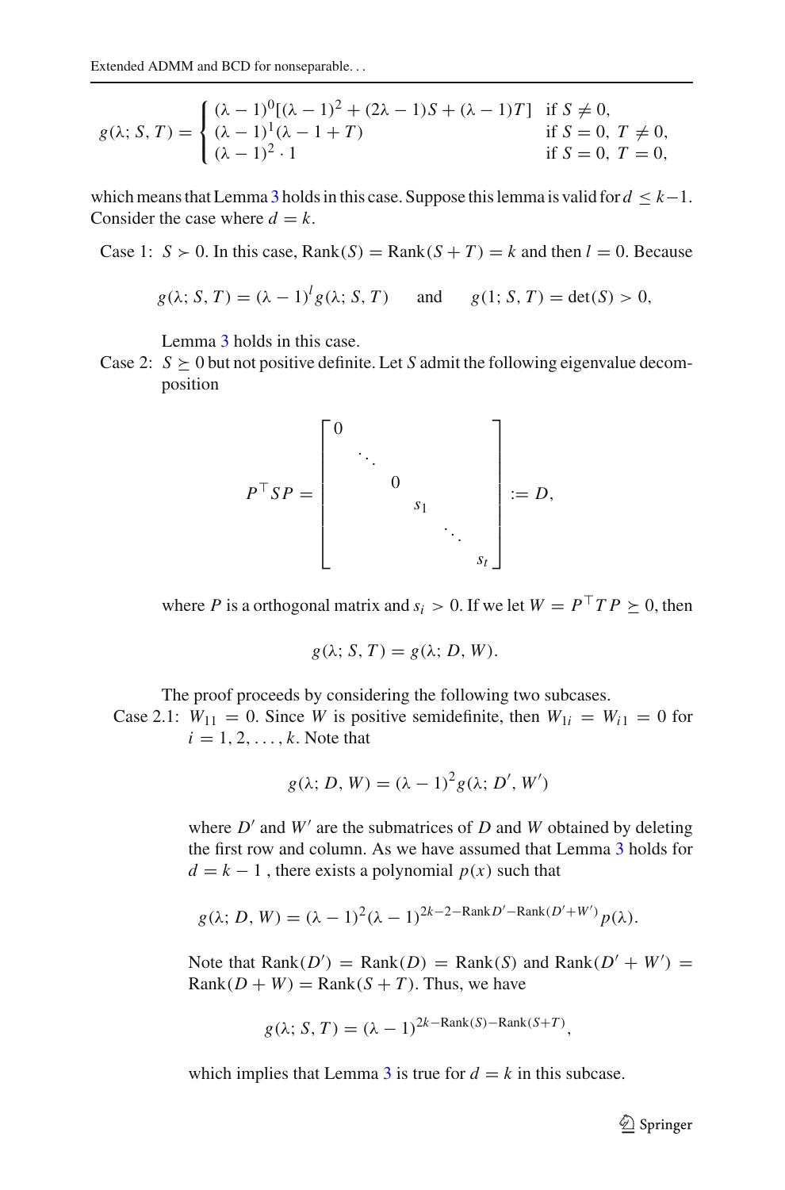$$
g(\lambda; S, T) = \begin{cases} (\lambda-1)^0[(\lambda-1)^2 + (2\lambda-1)S + (\lambda-1)T] & \text{if } S \neq 0, \\ (\lambda-1)^1(\lambda-1+T) & \text{if } S = 0,\ T \neq 0, \\ (\lambda-1)^2 \cdot 1 & \text{if } S = 0,\ T = 0, \end{cases}
$$

which means that Lemma 3 holds in this case. Suppose this lemma is valid for $d \leq k-1$. Consider the case where $d = k$.

Case 1: $S \succ 0$. In this case, $\text{Rank}(S) = \text{Rank}(S+T) = k$ and then $l = 0$. Because

$$
g(\lambda; S, T) = (\lambda-1)^l g(\lambda; S, T) \quad \text{and} \quad g(1; S, T) = \det(S) > 0,
$$

Lemma 3 holds in this case.

Case 2: $S \succeq 0$ but not positive definite. Let $S$ admit the following eigenvalue decomposition

$$
P^\top S P = \begin{bmatrix} 0 & & & & & \\ & \ddots & & & & \\ & & 0 & & & \\ & & & s_1 & & \\ & & & & \ddots & \\ & & & & & s_t \end{bmatrix} := D,
$$

where $P$ is a orthogonal matrix and $s_i > 0$. If we let $W = P^\top T P \succeq 0$, then

$$
g(\lambda; S, T) = g(\lambda; D, W).
$$

The proof proceeds by considering the following two subcases.

Case 2.1: $W_{11} = 0$. Since $W$ is positive semidefinite, then $W_{1i} = W_{i1} = 0$ for $i = 1, 2, \ldots, k$. Note that

$$
g(\lambda; D, W) = (\lambda-1)^2 g(\lambda; D', W')
$$

where $D'$ and $W'$ are the submatrices of $D$ and $W$ obtained by deleting the first row and column. As we have assumed that Lemma 3 holds for $d = k-1$ , there exists a polynomial $p(x)$ such that

$$
g(\lambda; D, W) = (\lambda-1)^2(\lambda-1)^{2k-2-\text{Rank} D' - \text{Rank}(D'+W')} p(\lambda).
$$

Note that $\text{Rank}(D') = \text{Rank}(D) = \text{Rank}(S)$ and $\text{Rank}(D'+W') = \text{Rank}(D+W) = \text{Rank}(S+T)$. Thus, we have

$$
g(\lambda; S, T) = (\lambda-1)^{2k-\text{Rank}(S)-\text{Rank}(S+T)},
$$

which implies that Lemma 3 is true for $d = k$ in this subcase.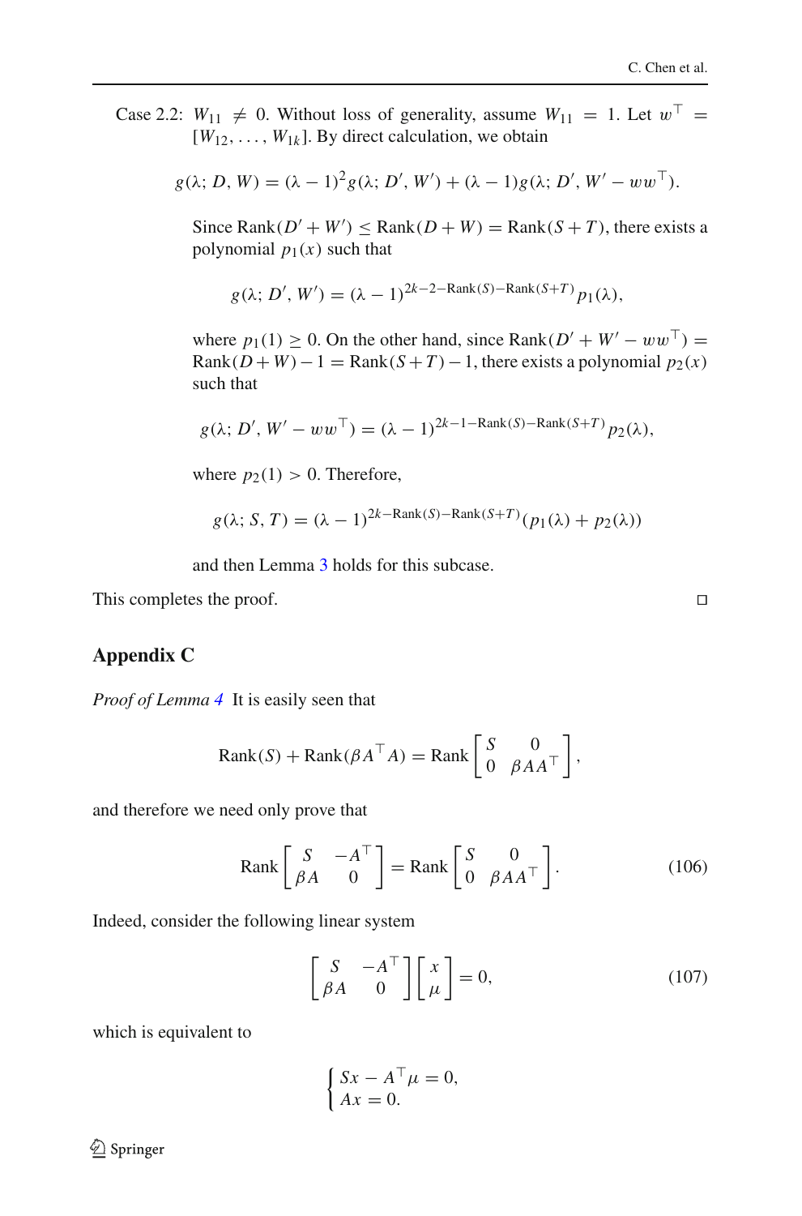Case 2.2: $W_{11} \neq 0$. Without loss of generality, assume $W_{11} = 1$. Let $w^\top = [W_{12}, \ldots, W_{1k}]$. By direct calculation, we obtain

$$g(\lambda; D, W) = (\lambda - 1)^2 g(\lambda; D', W') + (\lambda - 1) g(\lambda; D', W' - ww^\top).$$

Since $\text{Rank}(D' + W') \leq \text{Rank}(D + W) = \text{Rank}(S + T)$, there exists a polynomial $p_1(x)$ such that

$$g(\lambda; D', W') = (\lambda - 1)^{2k-2-\text{Rank}(S)-\text{Rank}(S+T)} p_1(\lambda),$$

where $p_1(1) \geq 0$. On the other hand, since $\text{Rank}(D' + W' - ww^\top) = \text{Rank}(D+W) - 1 = \text{Rank}(S+T) - 1$, there exists a polynomial $p_2(x)$ such that

$$g(\lambda; D', W' - ww^\top) = (\lambda - 1)^{2k-1-\text{Rank}(S)-\text{Rank}(S+T)} p_2(\lambda),$$

where $p_2(1) > 0$. Therefore,

$$g(\lambda; S, T) = (\lambda - 1)^{2k-\text{Rank}(S)-\text{Rank}(S+T)} (p_1(\lambda) + p_2(\lambda))$$

and then Lemma 3 holds for this subcase.

This completes the proof. □

## Appendix C

*Proof of Lemma 4* It is easily seen that

$$\text{Rank}(S) + \text{Rank}(\beta A^\top A) = \text{Rank} \begin{bmatrix} S & 0 \\ 0 & \beta A A^\top \end{bmatrix},$$

and therefore we need only prove that

$$\text{Rank} \begin{bmatrix} S & -A^\top \\ \beta A & 0 \end{bmatrix} = \text{Rank} \begin{bmatrix} S & 0 \\ 0 & \beta A A^\top \end{bmatrix}. \tag{106}$$

Indeed, consider the following linear system

$$\begin{bmatrix} S & -A^\top \\ \beta A & 0 \end{bmatrix} \begin{bmatrix} x \\ \mu \end{bmatrix} = 0, \tag{107}$$

which is equivalent to

$$\begin{cases} Sx - A^\top \mu = 0, \\ Ax = 0. \end{cases}$$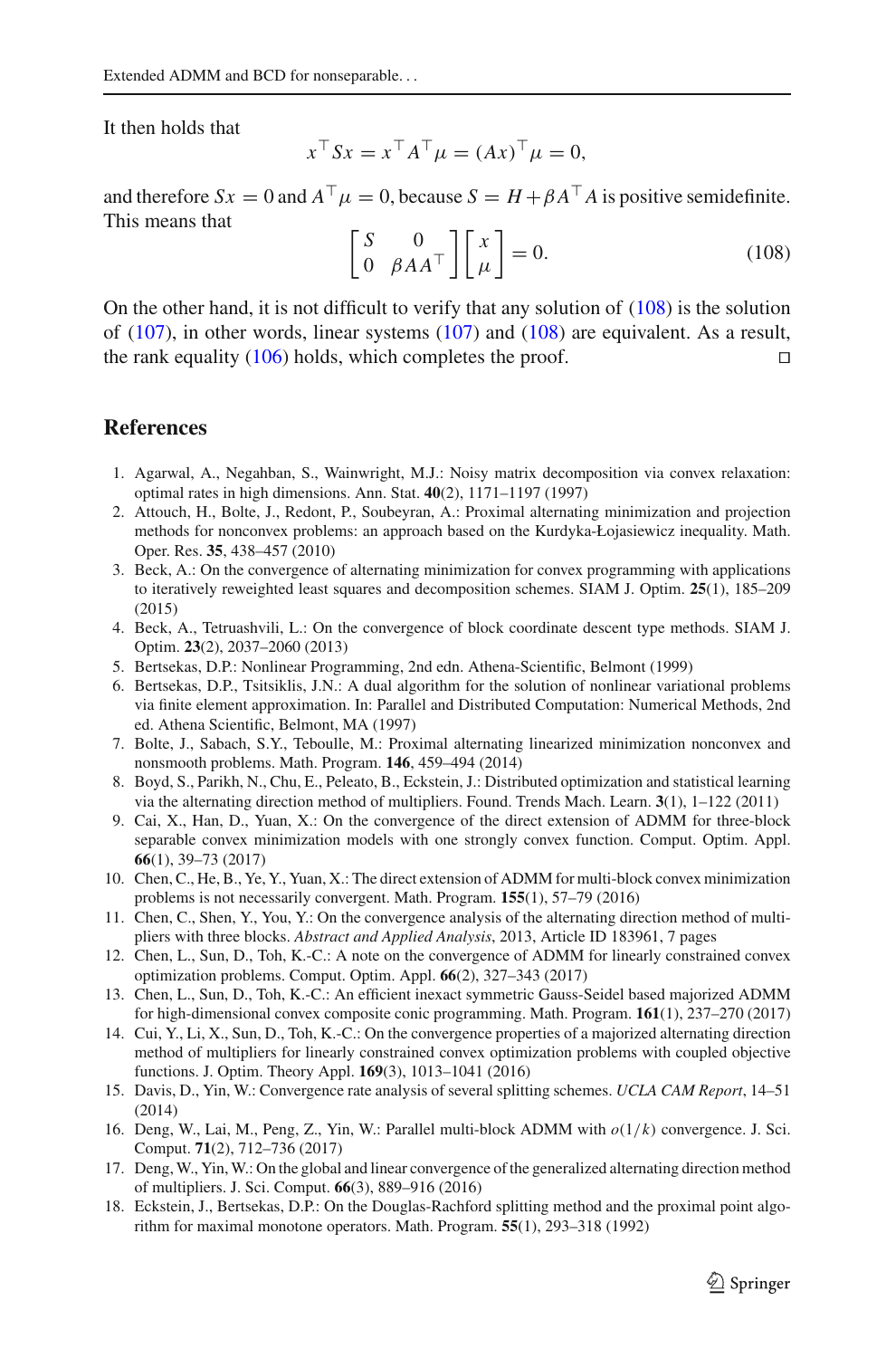It then holds that

$$x^\top Sx = x^\top A^\top \mu = (Ax)^\top \mu = 0,$$

and therefore $Sx = 0$ and $A^\top \mu = 0$, because $S = H + \beta A^\top A$ is positive semidefinite. This means that

$$\begin{bmatrix} S & 0 \\ 0 & \beta A A^\top \end{bmatrix} \begin{bmatrix} x \\ \mu \end{bmatrix} = 0. \tag{108}$$

On the other hand, it is not difficult to verify that any solution of (108) is the solution of (107), in other words, linear systems (107) and (108) are equivalent. As a result, the rank equality (106) holds, which completes the proof. □

## References

1. Agarwal, A., Negahban, S., Wainwright, M.J.: Noisy matrix decomposition via convex relaxation: optimal rates in high dimensions. Ann. Stat. **40**(2), 1171–1197 (1997)
2. Attouch, H., Bolte, J., Redont, P., Soubeyran, A.: Proximal alternating minimization and projection methods for nonconvex problems: an approach based on the Kurdyka-Łojasiewicz inequality. Math. Oper. Res. **35**, 438–457 (2010)
3. Beck, A.: On the convergence of alternating minimization for convex programming with applications to iteratively reweighted least squares and decomposition schemes. SIAM J. Optim. **25**(1), 185–209 (2015)
4. Beck, A., Tetruashvili, L.: On the convergence of block coordinate descent type methods. SIAM J. Optim. **23**(2), 2037–2060 (2013)
5. Bertsekas, D.P.: Nonlinear Programming, 2nd edn. Athena-Scientific, Belmont (1999)
6. Bertsekas, D.P., Tsitsiklis, J.N.: A dual algorithm for the solution of nonlinear variational problems via finite element approximation. In: Parallel and Distributed Computation: Numerical Methods, 2nd ed. Athena Scientific, Belmont, MA (1997)
7. Bolte, J., Sabach, S.Y., Teboulle, M.: Proximal alternating linearized minimization nonconvex and nonsmooth problems. Math. Program. **146**, 459–494 (2014)
8. Boyd, S., Parikh, N., Chu, E., Peleato, B., Eckstein, J.: Distributed optimization and statistical learning via the alternating direction method of multipliers. Found. Trends Mach. Learn. **3**(1), 1–122 (2011)
9. Cai, X., Han, D., Yuan, X.: On the convergence of the direct extension of ADMM for three-block separable convex minimization models with one strongly convex function. Comput. Optim. Appl. **66**(1), 39–73 (2017)
10. Chen, C., He, B., Ye, Y., Yuan, X.: The direct extension of ADMM for multi-block convex minimization problems is not necessarily convergent. Math. Program. **155**(1), 57–79 (2016)
11. Chen, C., Shen, Y., You, Y.: On the convergence analysis of the alternating direction method of multipliers with three blocks. *Abstract and Applied Analysis*, 2013, Article ID 183961, 7 pages
12. Chen, L., Sun, D., Toh, K.-C.: A note on the convergence of ADMM for linearly constrained convex optimization problems. Comput. Optim. Appl. **66**(2), 327–343 (2017)
13. Chen, L., Sun, D., Toh, K.-C.: An efficient inexact symmetric Gauss-Seidel based majorized ADMM for high-dimensional convex composite conic programming. Math. Program. **161**(1), 237–270 (2017)
14. Cui, Y., Li, X., Sun, D., Toh, K.-C.: On the convergence properties of a majorized alternating direction method of multipliers for linearly constrained convex optimization problems with coupled objective functions. J. Optim. Theory Appl. **169**(3), 1013–1041 (2016)
15. Davis, D., Yin, W.: Convergence rate analysis of several splitting schemes. *UCLA CAM Report*, 14–51 (2014)
16. Deng, W., Lai, M., Peng, Z., Yin, W.: Parallel multi-block ADMM with $o(1/k)$ convergence. J. Sci. Comput. **71**(2), 712–736 (2017)
17. Deng, W., Yin, W.: On the global and linear convergence of the generalized alternating direction method of multipliers. J. Sci. Comput. **66**(3), 889–916 (2016)
18. Eckstein, J., Bertsekas, D.P.: On the Douglas-Rachford splitting method and the proximal point algorithm for maximal monotone operators. Math. Program. **55**(1), 293–318 (1992)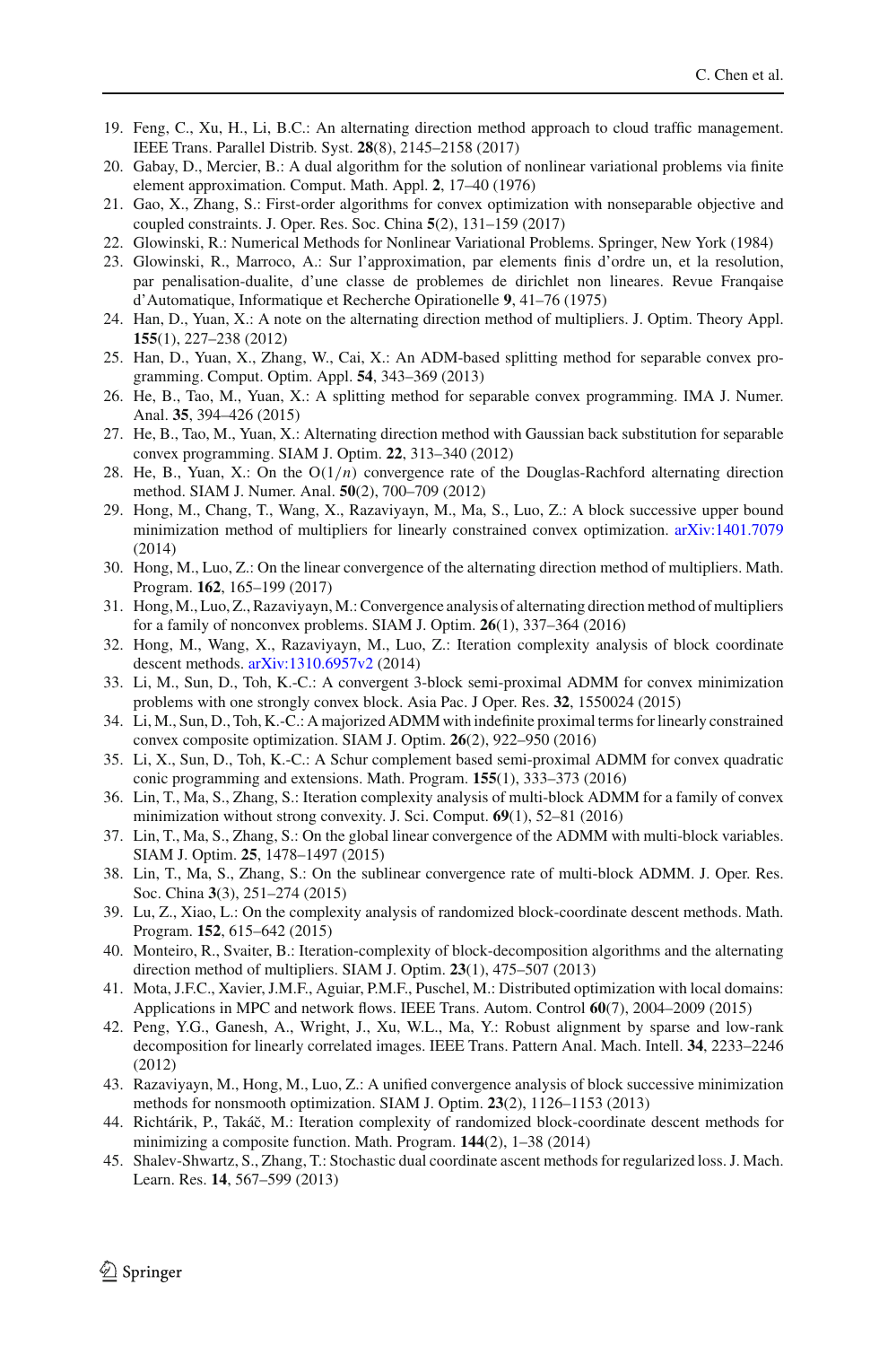19. Feng, C., Xu, H., Li, B.C.: An alternating direction method approach to cloud traffic management. IEEE Trans. Parallel Distrib. Syst. **28**(8), 2145–2158 (2017)
20. Gabay, D., Mercier, B.: A dual algorithm for the solution of nonlinear variational problems via finite element approximation. Comput. Math. Appl. **2**, 17–40 (1976)
21. Gao, X., Zhang, S.: First-order algorithms for convex optimization with nonseparable objective and coupled constraints. J. Oper. Res. Soc. China **5**(2), 131–159 (2017)
22. Glowinski, R.: Numerical Methods for Nonlinear Variational Problems. Springer, New York (1984)
23. Glowinski, R., Marroco, A.: Sur l'approximation, par elements finis d'ordre un, et la resolution, par penalisation-dualite, d'une classe de problemes de dirichlet non lineares. Revue Franqaise d'Automatique, Informatique et Recherche Opirationelle **9**, 41–76 (1975)
24. Han, D., Yuan, X.: A note on the alternating direction method of multipliers. J. Optim. Theory Appl. **155**(1), 227–238 (2012)
25. Han, D., Yuan, X., Zhang, W., Cai, X.: An ADM-based splitting method for separable convex programming. Comput. Optim. Appl. **54**, 343–369 (2013)
26. He, B., Tao, M., Yuan, X.: A splitting method for separable convex programming. IMA J. Numer. Anal. **35**, 394–426 (2015)
27. He, B., Tao, M., Yuan, X.: Alternating direction method with Gaussian back substitution for separable convex programming. SIAM J. Optim. **22**, 313–340 (2012)
28. He, B., Yuan, X.: On the $O(1/n)$ convergence rate of the Douglas-Rachford alternating direction method. SIAM J. Numer. Anal. **50**(2), 700–709 (2012)
29. Hong, M., Chang, T., Wang, X., Razaviyayn, M., Ma, S., Luo, Z.: A block successive upper bound minimization method of multipliers for linearly constrained convex optimization. arXiv:1401.7079 (2014)
30. Hong, M., Luo, Z.: On the linear convergence of the alternating direction method of multipliers. Math. Program. **162**, 165–199 (2017)
31. Hong, M., Luo, Z., Razaviyayn, M.: Convergence analysis of alternating direction method of multipliers for a family of nonconvex problems. SIAM J. Optim. **26**(1), 337–364 (2016)
32. Hong, M., Wang, X., Razaviyayn, M., Luo, Z.: Iteration complexity analysis of block coordinate descent methods. arXiv:1310.6957v2 (2014)
33. Li, M., Sun, D., Toh, K.-C.: A convergent 3-block semi-proximal ADMM for convex minimization problems with one strongly convex block. Asia Pac. J Oper. Res. **32**, 1550024 (2015)
34. Li, M., Sun, D., Toh, K.-C.: A majorized ADMM with indefinite proximal terms for linearly constrained convex composite optimization. SIAM J. Optim. **26**(2), 922–950 (2016)
35. Li, X., Sun, D., Toh, K.-C.: A Schur complement based semi-proximal ADMM for convex quadratic conic programming and extensions. Math. Program. **155**(1), 333–373 (2016)
36. Lin, T., Ma, S., Zhang, S.: Iteration complexity analysis of multi-block ADMM for a family of convex minimization without strong convexity. J. Sci. Comput. **69**(1), 52–81 (2016)
37. Lin, T., Ma, S., Zhang, S.: On the global linear convergence of the ADMM with multi-block variables. SIAM J. Optim. **25**, 1478–1497 (2015)
38. Lin, T., Ma, S., Zhang, S.: On the sublinear convergence rate of multi-block ADMM. J. Oper. Res. Soc. China **3**(3), 251–274 (2015)
39. Lu, Z., Xiao, L.: On the complexity analysis of randomized block-coordinate descent methods. Math. Program. **152**, 615–642 (2015)
40. Monteiro, R., Svaiter, B.: Iteration-complexity of block-decomposition algorithms and the alternating direction method of multipliers. SIAM J. Optim. **23**(1), 475–507 (2013)
41. Mota, J.F.C., Xavier, J.M.F., Aguiar, P.M.F., Puschel, M.: Distributed optimization with local domains: Applications in MPC and network flows. IEEE Trans. Autom. Control **60**(7), 2004–2009 (2015)
42. Peng, Y.G., Ganesh, A., Wright, J., Xu, W.L., Ma, Y.: Robust alignment by sparse and low-rank decomposition for linearly correlated images. IEEE Trans. Pattern Anal. Mach. Intell. **34**, 2233–2246 (2012)
43. Razaviyayn, M., Hong, M., Luo, Z.: A unified convergence analysis of block successive minimization methods for nonsmooth optimization. SIAM J. Optim. **23**(2), 1126–1153 (2013)
44. Richtárik, P., Takáč, M.: Iteration complexity of randomized block-coordinate descent methods for minimizing a composite function. Math. Program. **144**(2), 1–38 (2014)
45. Shalev-Shwartz, S., Zhang, T.: Stochastic dual coordinate ascent methods for regularized loss. J. Mach. Learn. Res. **14**, 567–599 (2013)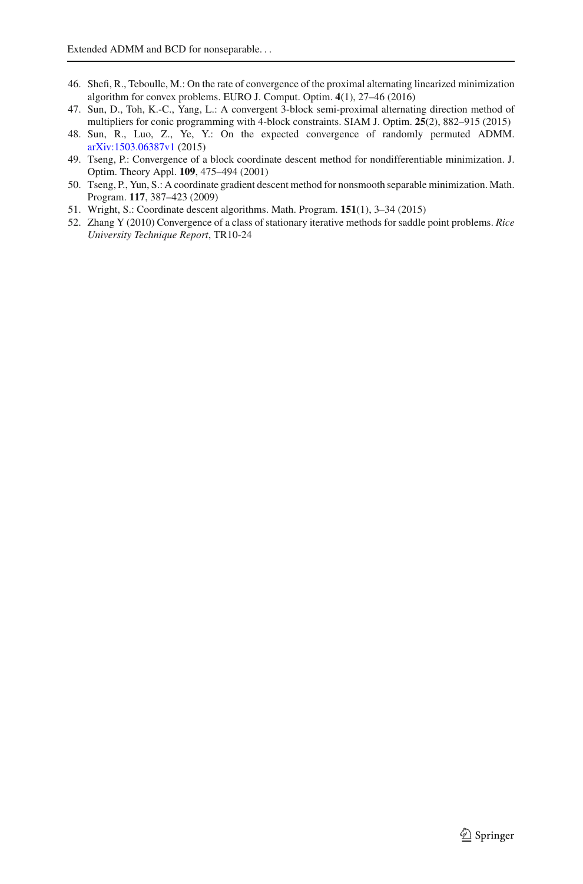46. Shefi, R., Teboulle, M.: On the rate of convergence of the proximal alternating linearized minimization algorithm for convex problems. EURO J. Comput. Optim. **4**(1), 27–46 (2016)
47. Sun, D., Toh, K.-C., Yang, L.: A convergent 3-block semi-proximal alternating direction method of multipliers for conic programming with 4-block constraints. SIAM J. Optim. **25**(2), 882–915 (2015)
48. Sun, R., Luo, Z., Ye, Y.: On the expected convergence of randomly permuted ADMM. arXiv:1503.06387v1 (2015)
49. Tseng, P.: Convergence of a block coordinate descent method for nondifferentiable minimization. J. Optim. Theory Appl. **109**, 475–494 (2001)
50. Tseng, P., Yun, S.: A coordinate gradient descent method for nonsmooth separable minimization. Math. Program. **117**, 387–423 (2009)
51. Wright, S.: Coordinate descent algorithms. Math. Program. **151**(1), 3–34 (2015)
52. Zhang Y (2010) Convergence of a class of stationary iterative methods for saddle point problems. *Rice University Technique Report*, TR10-24